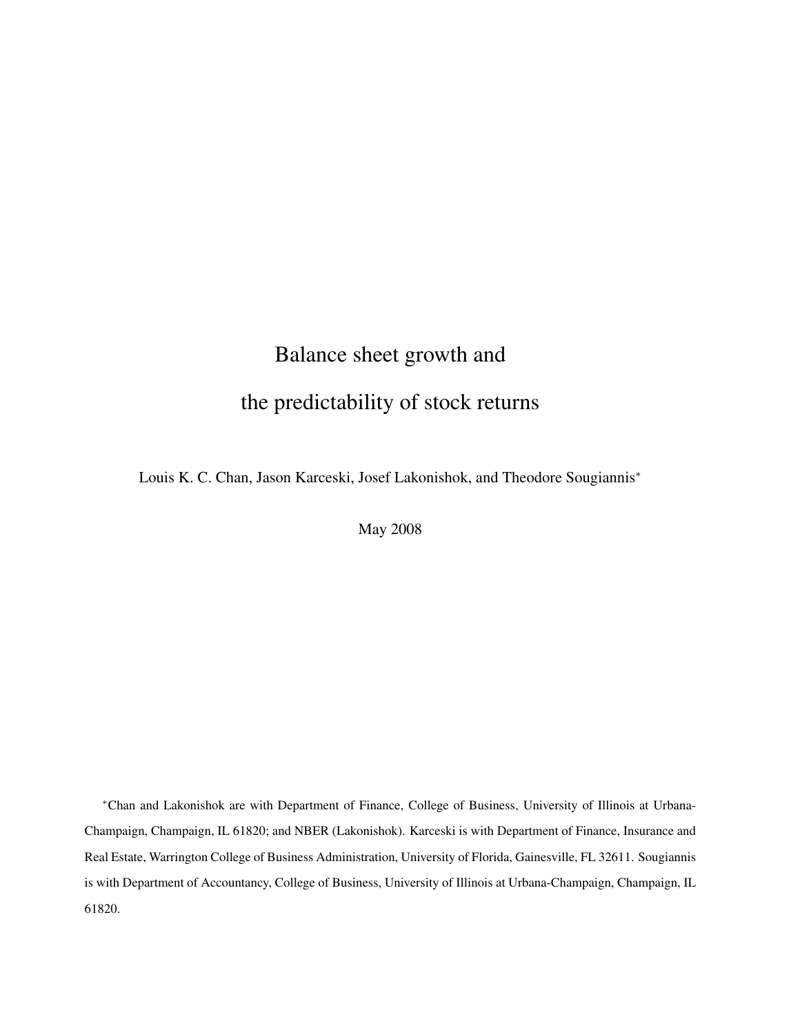# Balance sheet growth and the predictability of stock returns

Louis K. C. Chan, Jason Karceski, Josef Lakonishok, and Theodore Sougiannis*

May 2008

*Chan and Lakonishok are with Department of Finance, College of Business, University of Illinois at Urbana-Champaign, Champaign, IL 61820; and NBER (Lakonishok). Karceski is with Department of Finance, Insurance and Real Estate, Warrington College of Business Administration, University of Florida, Gainesville, FL 32611. Sougiannis is with Department of Accountancy, College of Business, University of Illinois at Urbana-Champaign, Champaign, IL 61820.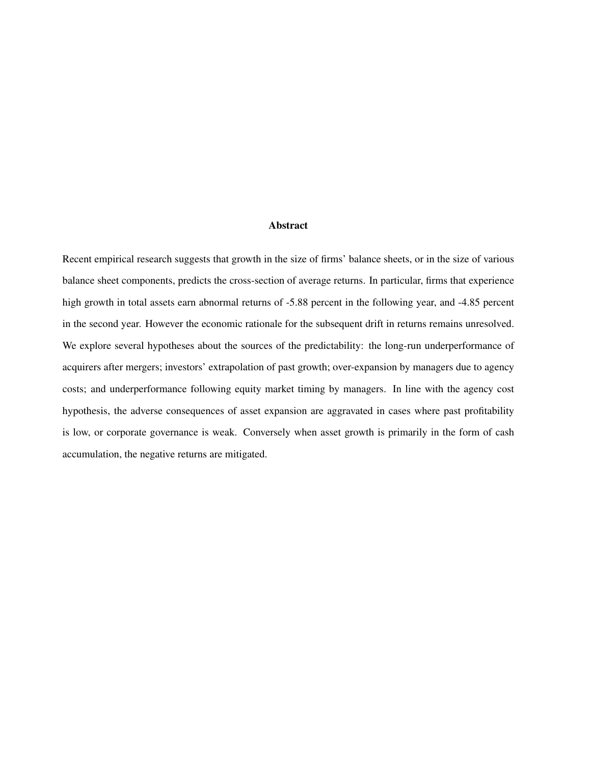## Abstract

Recent empirical research suggests that growth in the size of firms' balance sheets, or in the size of various balance sheet components, predicts the cross-section of average returns. In particular, firms that experience high growth in total assets earn abnormal returns of -5.88 percent in the following year, and -4.85 percent in the second year. However the economic rationale for the subsequent drift in returns remains unresolved. We explore several hypotheses about the sources of the predictability: the long-run underperformance of acquirers after mergers; investors' extrapolation of past growth; over-expansion by managers due to agency costs; and underperformance following equity market timing by managers. In line with the agency cost hypothesis, the adverse consequences of asset expansion are aggravated in cases where past profitability is low, or corporate governance is weak. Conversely when asset growth is primarily in the form of cash accumulation, the negative returns are mitigated.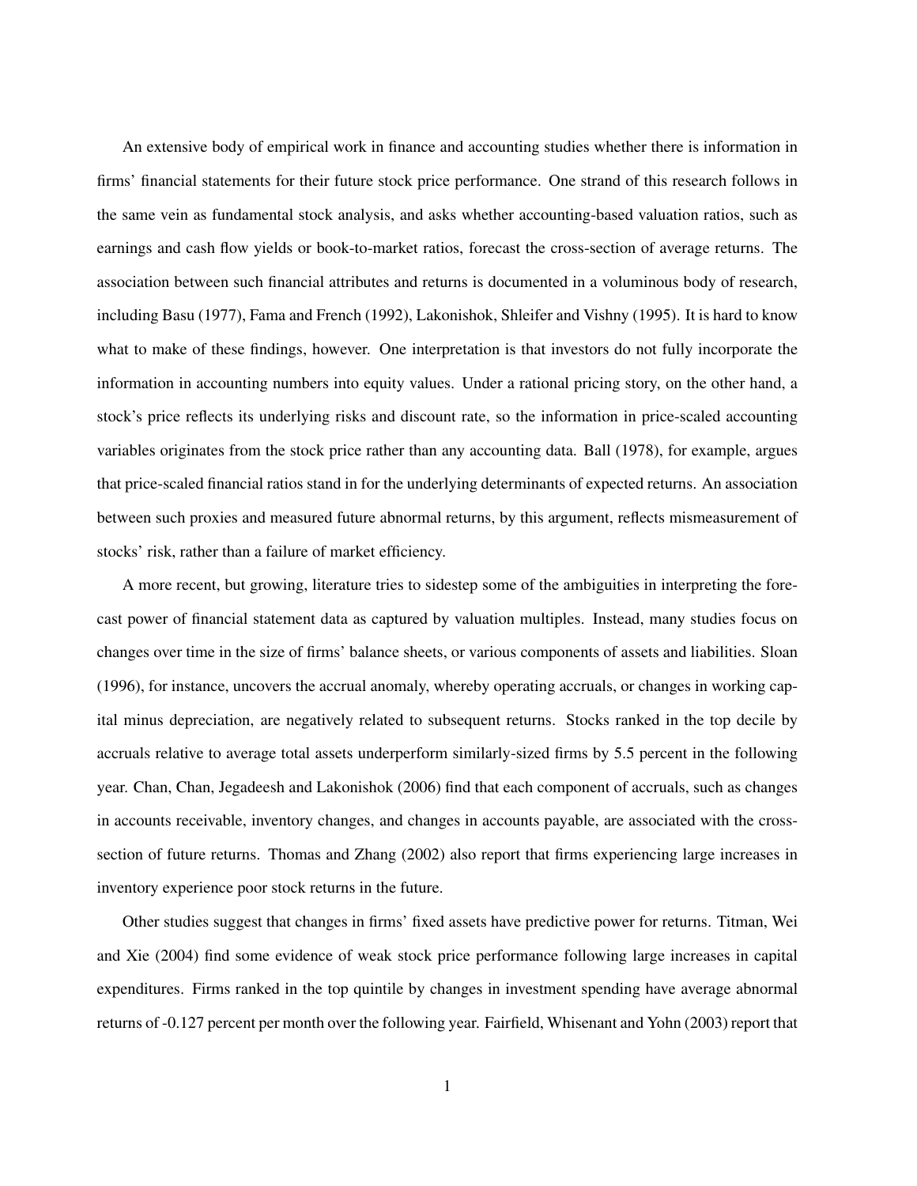An extensive body of empirical work in finance and accounting studies whether there is information in firms' financial statements for their future stock price performance. One strand of this research follows in the same vein as fundamental stock analysis, and asks whether accounting-based valuation ratios, such as earnings and cash flow yields or book-to-market ratios, forecast the cross-section of average returns. The association between such financial attributes and returns is documented in a voluminous body of research, including Basu (1977), Fama and French (1992), Lakonishok, Shleifer and Vishny (1995). It is hard to know what to make of these findings, however. One interpretation is that investors do not fully incorporate the information in accounting numbers into equity values. Under a rational pricing story, on the other hand, a stock's price reflects its underlying risks and discount rate, so the information in price-scaled accounting variables originates from the stock price rather than any accounting data. Ball (1978), for example, argues that price-scaled financial ratios stand in for the underlying determinants of expected returns. An association between such proxies and measured future abnormal returns, by this argument, reflects mismeasurement of stocks' risk, rather than a failure of market efficiency.

A more recent, but growing, literature tries to sidestep some of the ambiguities in interpreting the forecast power of financial statement data as captured by valuation multiples. Instead, many studies focus on changes over time in the size of firms' balance sheets, or various components of assets and liabilities. Sloan (1996), for instance, uncovers the accrual anomaly, whereby operating accruals, or changes in working capital minus depreciation, are negatively related to subsequent returns. Stocks ranked in the top decile by accruals relative to average total assets underperform similarly-sized firms by 5.5 percent in the following year. Chan, Chan, Jegadeesh and Lakonishok (2006) find that each component of accruals, such as changes in accounts receivable, inventory changes, and changes in accounts payable, are associated with the cross-section of future returns. Thomas and Zhang (2002) also report that firms experiencing large increases in inventory experience poor stock returns in the future.

Other studies suggest that changes in firms' fixed assets have predictive power for returns. Titman, Wei and Xie (2004) find some evidence of weak stock price performance following large increases in capital expenditures. Firms ranked in the top quintile by changes in investment spending have average abnormal returns of -0.127 percent per month over the following year. Fairfield, Whisenant and Yohn (2003) report that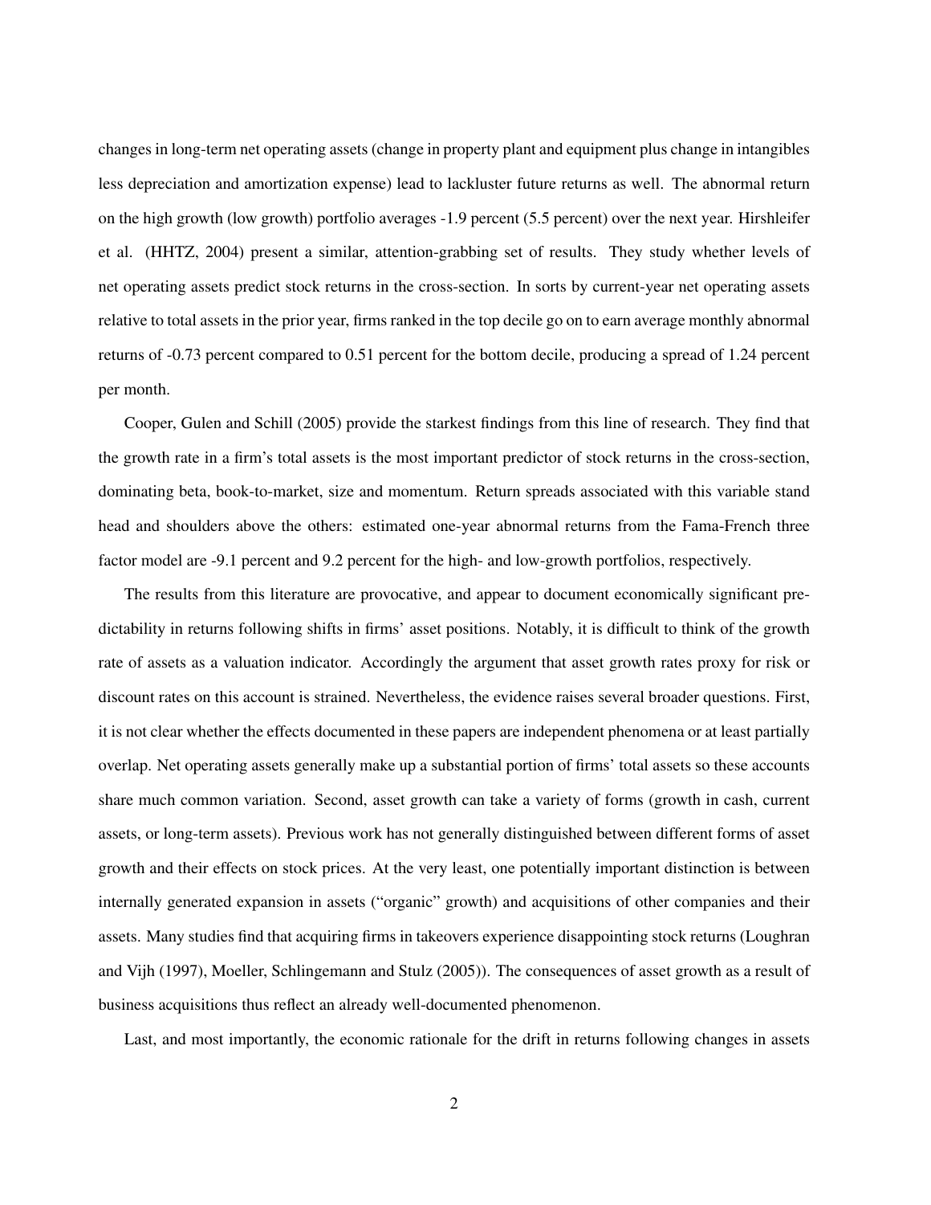changes in long-term net operating assets (change in property plant and equipment plus change in intangibles less depreciation and amortization expense) lead to lackluster future returns as well. The abnormal return on the high growth (low growth) portfolio averages -1.9 percent (5.5 percent) over the next year. Hirshleifer et al. (HHTZ, 2004) present a similar, attention-grabbing set of results. They study whether levels of net operating assets predict stock returns in the cross-section. In sorts by current-year net operating assets relative to total assets in the prior year, firms ranked in the top decile go on to earn average monthly abnormal returns of -0.73 percent compared to 0.51 percent for the bottom decile, producing a spread of 1.24 percent per month.

Cooper, Gulen and Schill (2005) provide the starkest findings from this line of research. They find that the growth rate in a firm's total assets is the most important predictor of stock returns in the cross-section, dominating beta, book-to-market, size and momentum. Return spreads associated with this variable stand head and shoulders above the others: estimated one-year abnormal returns from the Fama-French three factor model are -9.1 percent and 9.2 percent for the high- and low-growth portfolios, respectively.

The results from this literature are provocative, and appear to document economically significant predictability in returns following shifts in firms' asset positions. Notably, it is difficult to think of the growth rate of assets as a valuation indicator. Accordingly the argument that asset growth rates proxy for risk or discount rates on this account is strained. Nevertheless, the evidence raises several broader questions. First, it is not clear whether the effects documented in these papers are independent phenomena or at least partially overlap. Net operating assets generally make up a substantial portion of firms' total assets so these accounts share much common variation. Second, asset growth can take a variety of forms (growth in cash, current assets, or long-term assets). Previous work has not generally distinguished between different forms of asset growth and their effects on stock prices. At the very least, one potentially important distinction is between internally generated expansion in assets ("organic" growth) and acquisitions of other companies and their assets. Many studies find that acquiring firms in takeovers experience disappointing stock returns (Loughran and Vijh (1997), Moeller, Schlingemann and Stulz (2005)). The consequences of asset growth as a result of business acquisitions thus reflect an already well-documented phenomenon.

Last, and most importantly, the economic rationale for the drift in returns following changes in assets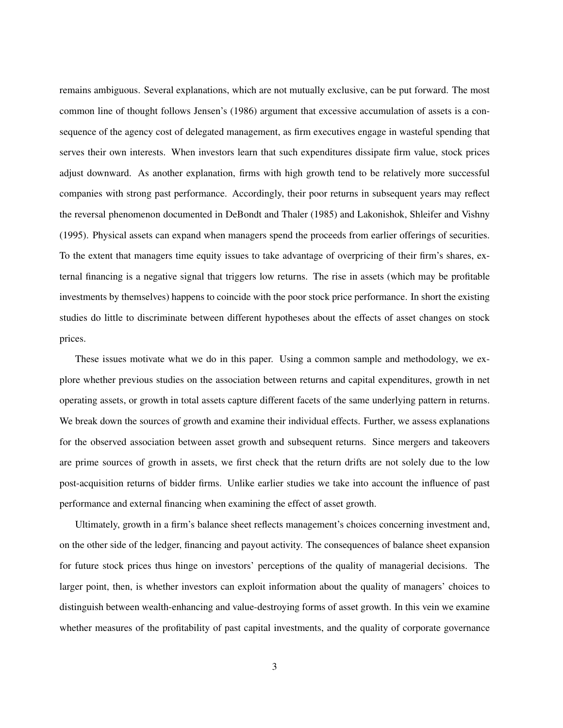remains ambiguous. Several explanations, which are not mutually exclusive, can be put forward. The most common line of thought follows Jensen's (1986) argument that excessive accumulation of assets is a consequence of the agency cost of delegated management, as firm executives engage in wasteful spending that serves their own interests. When investors learn that such expenditures dissipate firm value, stock prices adjust downward. As another explanation, firms with high growth tend to be relatively more successful companies with strong past performance. Accordingly, their poor returns in subsequent years may reflect the reversal phenomenon documented in DeBondt and Thaler (1985) and Lakonishok, Shleifer and Vishny (1995). Physical assets can expand when managers spend the proceeds from earlier offerings of securities. To the extent that managers time equity issues to take advantage of overpricing of their firm's shares, external financing is a negative signal that triggers low returns. The rise in assets (which may be profitable investments by themselves) happens to coincide with the poor stock price performance. In short the existing studies do little to discriminate between different hypotheses about the effects of asset changes on stock prices.

These issues motivate what we do in this paper. Using a common sample and methodology, we explore whether previous studies on the association between returns and capital expenditures, growth in net operating assets, or growth in total assets capture different facets of the same underlying pattern in returns. We break down the sources of growth and examine their individual effects. Further, we assess explanations for the observed association between asset growth and subsequent returns. Since mergers and takeovers are prime sources of growth in assets, we first check that the return drifts are not solely due to the low post-acquisition returns of bidder firms. Unlike earlier studies we take into account the influence of past performance and external financing when examining the effect of asset growth.

Ultimately, growth in a firm's balance sheet reflects management's choices concerning investment and, on the other side of the ledger, financing and payout activity. The consequences of balance sheet expansion for future stock prices thus hinge on investors' perceptions of the quality of managerial decisions. The larger point, then, is whether investors can exploit information about the quality of managers' choices to distinguish between wealth-enhancing and value-destroying forms of asset growth. In this vein we examine whether measures of the profitability of past capital investments, and the quality of corporate governance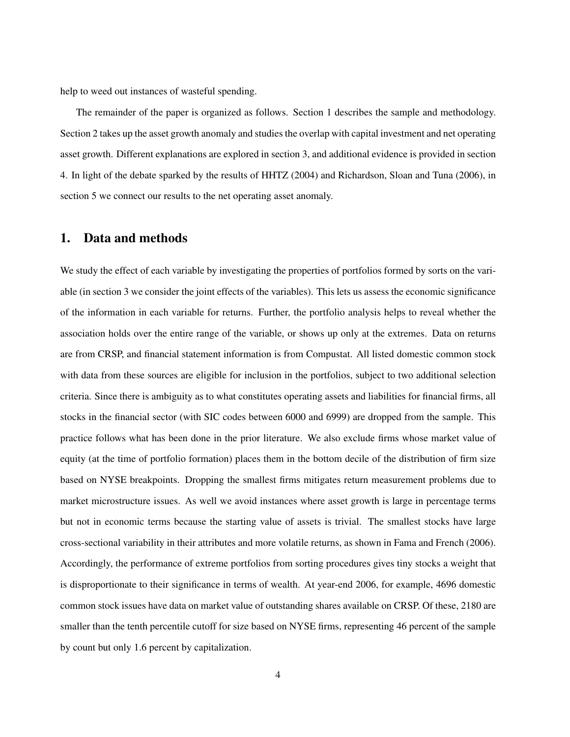help to weed out instances of wasteful spending.

The remainder of the paper is organized as follows. Section 1 describes the sample and methodology. Section 2 takes up the asset growth anomaly and studies the overlap with capital investment and net operating asset growth. Different explanations are explored in section 3, and additional evidence is provided in section 4. In light of the debate sparked by the results of HHTZ (2004) and Richardson, Sloan and Tuna (2006), in section 5 we connect our results to the net operating asset anomaly.

## 1. Data and methods

We study the effect of each variable by investigating the properties of portfolios formed by sorts on the variable (in section 3 we consider the joint effects of the variables). This lets us assess the economic significance of the information in each variable for returns. Further, the portfolio analysis helps to reveal whether the association holds over the entire range of the variable, or shows up only at the extremes. Data on returns are from CRSP, and financial statement information is from Compustat. All listed domestic common stock with data from these sources are eligible for inclusion in the portfolios, subject to two additional selection criteria. Since there is ambiguity as to what constitutes operating assets and liabilities for financial firms, all stocks in the financial sector (with SIC codes between 6000 and 6999) are dropped from the sample. This practice follows what has been done in the prior literature. We also exclude firms whose market value of equity (at the time of portfolio formation) places them in the bottom decile of the distribution of firm size based on NYSE breakpoints. Dropping the smallest firms mitigates return measurement problems due to market microstructure issues. As well we avoid instances where asset growth is large in percentage terms but not in economic terms because the starting value of assets is trivial. The smallest stocks have large cross-sectional variability in their attributes and more volatile returns, as shown in Fama and French (2006). Accordingly, the performance of extreme portfolios from sorting procedures gives tiny stocks a weight that is disproportionate to their significance in terms of wealth. At year-end 2006, for example, 4696 domestic common stock issues have data on market value of outstanding shares available on CRSP. Of these, 2180 are smaller than the tenth percentile cutoff for size based on NYSE firms, representing 46 percent of the sample by count but only 1.6 percent by capitalization.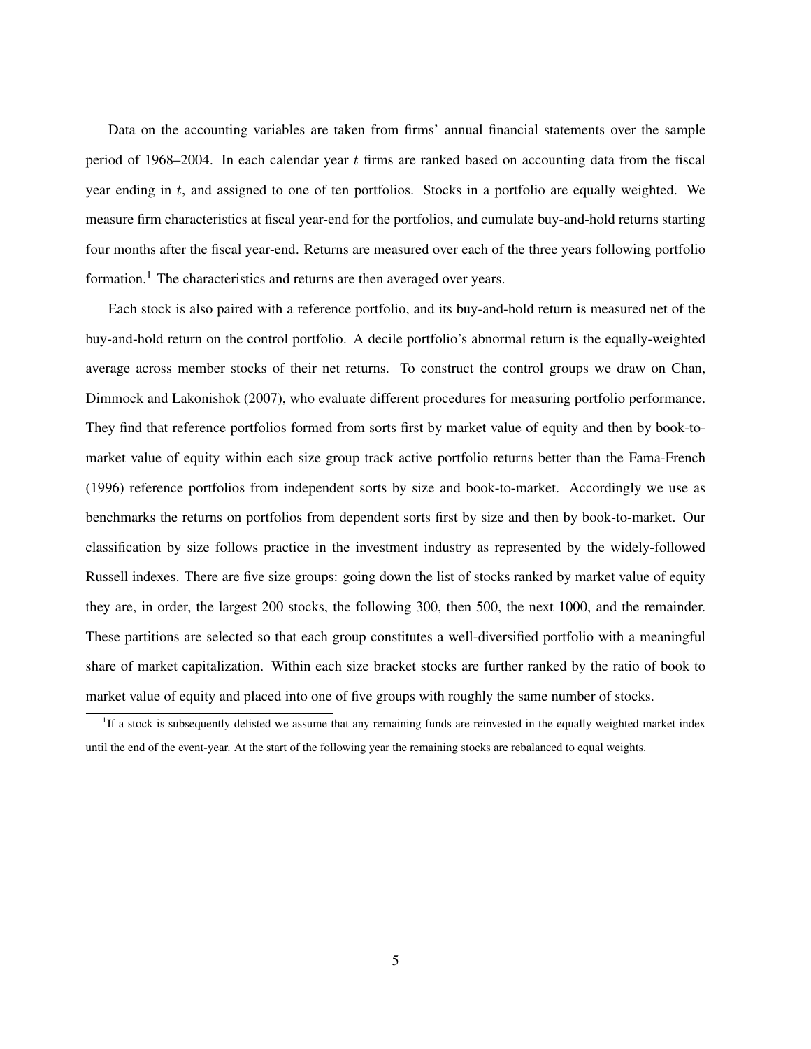Data on the accounting variables are taken from firms' annual financial statements over the sample period of 1968–2004. In each calendar year $t$ firms are ranked based on accounting data from the fiscal year ending in $t$, and assigned to one of ten portfolios. Stocks in a portfolio are equally weighted. We measure firm characteristics at fiscal year-end for the portfolios, and cumulate buy-and-hold returns starting four months after the fiscal year-end. Returns are measured over each of the three years following portfolio formation.[1] The characteristics and returns are then averaged over years.

Each stock is also paired with a reference portfolio, and its buy-and-hold return is measured net of the buy-and-hold return on the control portfolio. A decile portfolio's abnormal return is the equally-weighted average across member stocks of their net returns. To construct the control groups we draw on Chan, Dimmock and Lakonishok (2007), who evaluate different procedures for measuring portfolio performance. They find that reference portfolios formed from sorts first by market value of equity and then by book-to-market value of equity within each size group track active portfolio returns better than the Fama-French (1996) reference portfolios from independent sorts by size and book-to-market. Accordingly we use as benchmarks the returns on portfolios from dependent sorts first by size and then by book-to-market. Our classification by size follows practice in the investment industry as represented by the widely-followed Russell indexes. There are five size groups: going down the list of stocks ranked by market value of equity they are, in order, the largest 200 stocks, the following 300, then 500, the next 1000, and the remainder. These partitions are selected so that each group constitutes a well-diversified portfolio with a meaningful share of market capitalization. Within each size bracket stocks are further ranked by the ratio of book to market value of equity and placed into one of five groups with roughly the same number of stocks.

[1] If a stock is subsequently delisted we assume that any remaining funds are reinvested in the equally weighted market index until the end of the event-year. At the start of the following year the remaining stocks are rebalanced to equal weights.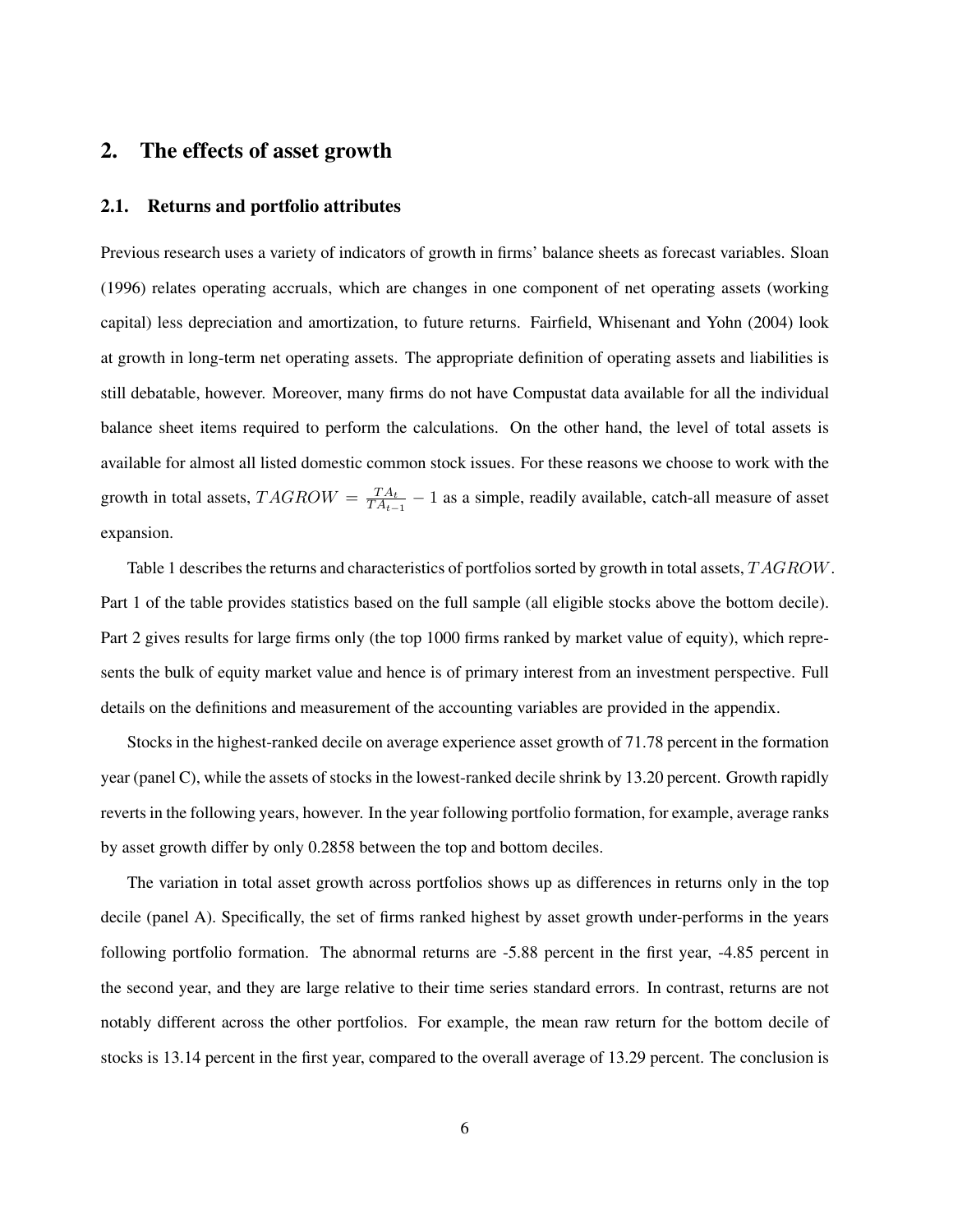## 2. The effects of asset growth

### 2.1. Returns and portfolio attributes

Previous research uses a variety of indicators of growth in firms' balance sheets as forecast variables. Sloan (1996) relates operating accruals, which are changes in one component of net operating assets (working capital) less depreciation and amortization, to future returns. Fairfield, Whisenant and Yohn (2004) look at growth in long-term net operating assets. The appropriate definition of operating assets and liabilities is still debatable, however. Moreover, many firms do not have Compustat data available for all the individual balance sheet items required to perform the calculations. On the other hand, the level of total assets is available for almost all listed domestic common stock issues. For these reasons we choose to work with the growth in total assets, $TAGROW = \frac{TA_t}{TA_{t-1}} - 1$ as a simple, readily available, catch-all measure of asset expansion.

Table 1 describes the returns and characteristics of portfolios sorted by growth in total assets, $TAGROW$. Part 1 of the table provides statistics based on the full sample (all eligible stocks above the bottom decile). Part 2 gives results for large firms only (the top 1000 firms ranked by market value of equity), which represents the bulk of equity market value and hence is of primary interest from an investment perspective. Full details on the definitions and measurement of the accounting variables are provided in the appendix.

Stocks in the highest-ranked decile on average experience asset growth of 71.78 percent in the formation year (panel C), while the assets of stocks in the lowest-ranked decile shrink by 13.20 percent. Growth rapidly reverts in the following years, however. In the year following portfolio formation, for example, average ranks by asset growth differ by only 0.2858 between the top and bottom deciles.

The variation in total asset growth across portfolios shows up as differences in returns only in the top decile (panel A). Specifically, the set of firms ranked highest by asset growth under-performs in the years following portfolio formation. The abnormal returns are -5.88 percent in the first year, -4.85 percent in the second year, and they are large relative to their time series standard errors. In contrast, returns are not notably different across the other portfolios. For example, the mean raw return for the bottom decile of stocks is 13.14 percent in the first year, compared to the overall average of 13.29 percent. The conclusion is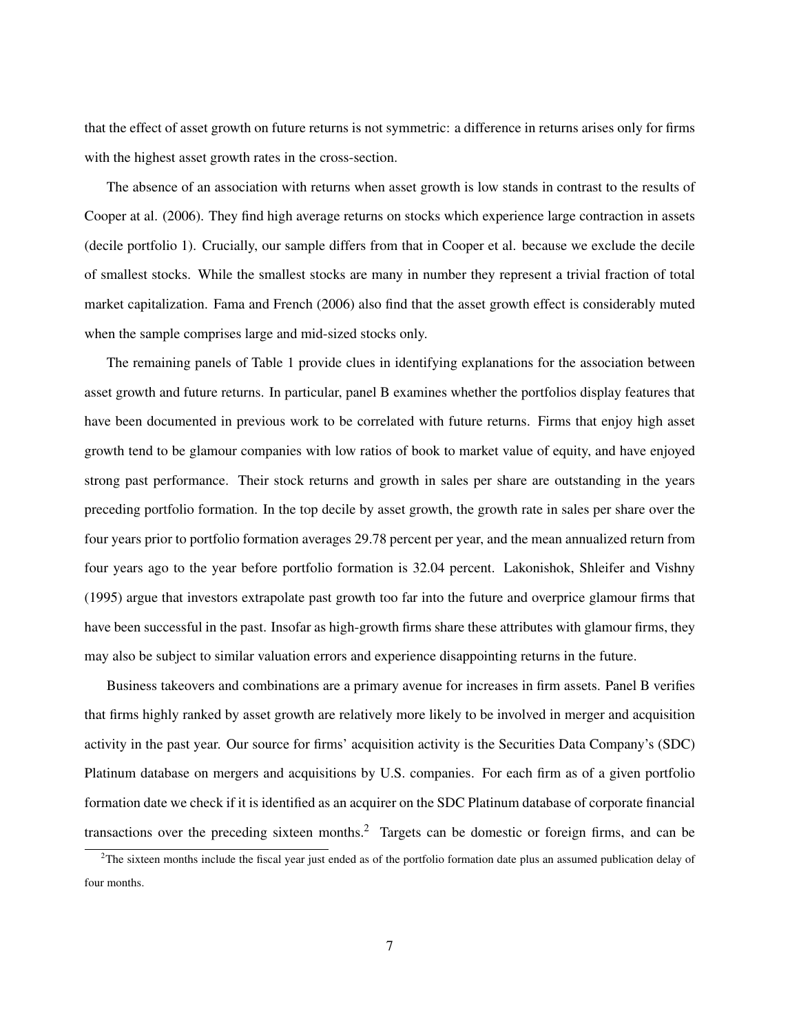that the effect of asset growth on future returns is not symmetric: a difference in returns arises only for firms with the highest asset growth rates in the cross-section.

The absence of an association with returns when asset growth is low stands in contrast to the results of Cooper at al. (2006). They find high average returns on stocks which experience large contraction in assets (decile portfolio 1). Crucially, our sample differs from that in Cooper et al. because we exclude the decile of smallest stocks. While the smallest stocks are many in number they represent a trivial fraction of total market capitalization. Fama and French (2006) also find that the asset growth effect is considerably muted when the sample comprises large and mid-sized stocks only.

The remaining panels of Table 1 provide clues in identifying explanations for the association between asset growth and future returns. In particular, panel B examines whether the portfolios display features that have been documented in previous work to be correlated with future returns. Firms that enjoy high asset growth tend to be glamour companies with low ratios of book to market value of equity, and have enjoyed strong past performance. Their stock returns and growth in sales per share are outstanding in the years preceding portfolio formation. In the top decile by asset growth, the growth rate in sales per share over the four years prior to portfolio formation averages 29.78 percent per year, and the mean annualized return from four years ago to the year before portfolio formation is 32.04 percent. Lakonishok, Shleifer and Vishny (1995) argue that investors extrapolate past growth too far into the future and overprice glamour firms that have been successful in the past. Insofar as high-growth firms share these attributes with glamour firms, they may also be subject to similar valuation errors and experience disappointing returns in the future.

Business takeovers and combinations are a primary avenue for increases in firm assets. Panel B verifies that firms highly ranked by asset growth are relatively more likely to be involved in merger and acquisition activity in the past year. Our source for firms' acquisition activity is the Securities Data Company's (SDC) Platinum database on mergers and acquisitions by U.S. companies. For each firm as of a given portfolio formation date we check if it is identified as an acquirer on the SDC Platinum database of corporate financial transactions over the preceding sixteen months.[2] Targets can be domestic or foreign firms, and can be

[2]The sixteen months include the fiscal year just ended as of the portfolio formation date plus an assumed publication delay of four months.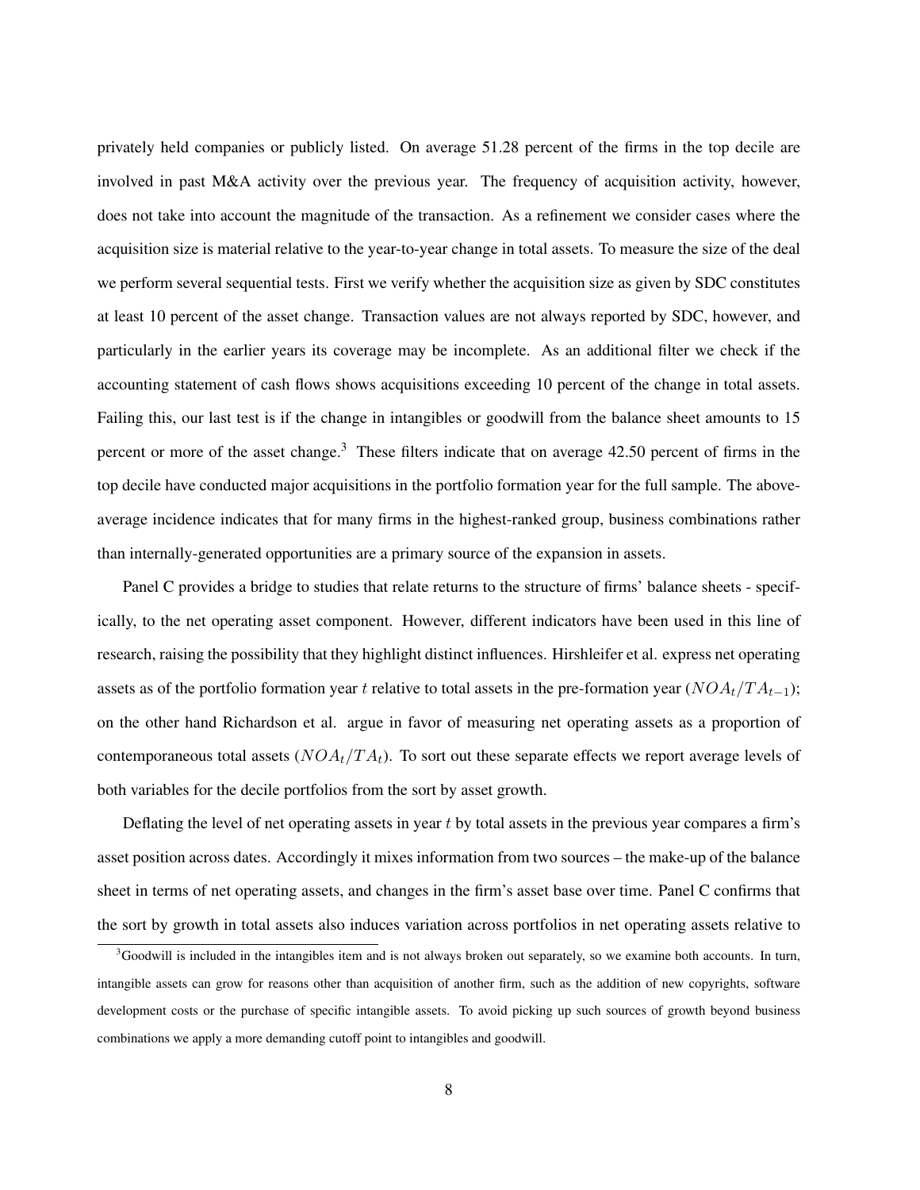privately held companies or publicly listed. On average 51.28 percent of the firms in the top decile are involved in past M&A activity over the previous year. The frequency of acquisition activity, however, does not take into account the magnitude of the transaction. As a refinement we consider cases where the acquisition size is material relative to the year-to-year change in total assets. To measure the size of the deal we perform several sequential tests. First we verify whether the acquisition size as given by SDC constitutes at least 10 percent of the asset change. Transaction values are not always reported by SDC, however, and particularly in the earlier years its coverage may be incomplete. As an additional filter we check if the accounting statement of cash flows shows acquisitions exceeding 10 percent of the change in total assets. Failing this, our last test is if the change in intangibles or goodwill from the balance sheet amounts to 15 percent or more of the asset change.[3] These filters indicate that on average 42.50 percent of firms in the top decile have conducted major acquisitions in the portfolio formation year for the full sample. The above-average incidence indicates that for many firms in the highest-ranked group, business combinations rather than internally-generated opportunities are a primary source of the expansion in assets.

Panel C provides a bridge to studies that relate returns to the structure of firms' balance sheets - specifically, to the net operating asset component. However, different indicators have been used in this line of research, raising the possibility that they highlight distinct influences. Hirshleifer et al. express net operating assets as of the portfolio formation year $t$ relative to total assets in the pre-formation year ($NOA_t/TA_{t-1}$); on the other hand Richardson et al. argue in favor of measuring net operating assets as a proportion of contemporaneous total assets ($NOA_t/TA_t$). To sort out these separate effects we report average levels of both variables for the decile portfolios from the sort by asset growth.

Deflating the level of net operating assets in year $t$ by total assets in the previous year compares a firm's asset position across dates. Accordingly it mixes information from two sources – the make-up of the balance sheet in terms of net operating assets, and changes in the firm's asset base over time. Panel C confirms that the sort by growth in total assets also induces variation across portfolios in net operating assets relative to

[3] Goodwill is included in the intangibles item and is not always broken out separately, so we examine both accounts. In turn, intangible assets can grow for reasons other than acquisition of another firm, such as the addition of new copyrights, software development costs or the purchase of specific intangible assets. To avoid picking up such sources of growth beyond business combinations we apply a more demanding cutoff point to intangibles and goodwill.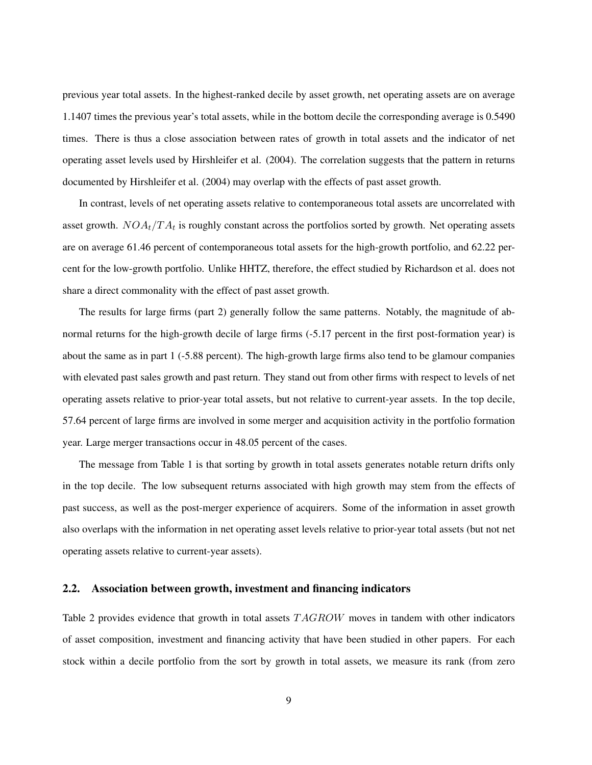previous year total assets. In the highest-ranked decile by asset growth, net operating assets are on average 1.1407 times the previous year's total assets, while in the bottom decile the corresponding average is 0.5490 times. There is thus a close association between rates of growth in total assets and the indicator of net operating asset levels used by Hirshleifer et al. (2004). The correlation suggests that the pattern in returns documented by Hirshleifer et al. (2004) may overlap with the effects of past asset growth.

In contrast, levels of net operating assets relative to contemporaneous total assets are uncorrelated with asset growth. $NOA_t/TA_t$ is roughly constant across the portfolios sorted by growth. Net operating assets are on average 61.46 percent of contemporaneous total assets for the high-growth portfolio, and 62.22 percent for the low-growth portfolio. Unlike HHTZ, therefore, the effect studied by Richardson et al. does not share a direct commonality with the effect of past asset growth.

The results for large firms (part 2) generally follow the same patterns. Notably, the magnitude of abnormal returns for the high-growth decile of large firms (-5.17 percent in the first post-formation year) is about the same as in part 1 (-5.88 percent). The high-growth large firms also tend to be glamour companies with elevated past sales growth and past return. They stand out from other firms with respect to levels of net operating assets relative to prior-year total assets, but not relative to current-year assets. In the top decile, 57.64 percent of large firms are involved in some merger and acquisition activity in the portfolio formation year. Large merger transactions occur in 48.05 percent of the cases.

The message from Table 1 is that sorting by growth in total assets generates notable return drifts only in the top decile. The low subsequent returns associated with high growth may stem from the effects of past success, as well as the post-merger experience of acquirers. Some of the information in asset growth also overlaps with the information in net operating asset levels relative to prior-year total assets (but not net operating assets relative to current-year assets).

## 2.2. Association between growth, investment and financing indicators

Table 2 provides evidence that growth in total assets $TAGROW$ moves in tandem with other indicators of asset composition, investment and financing activity that have been studied in other papers. For each stock within a decile portfolio from the sort by growth in total assets, we measure its rank (from zero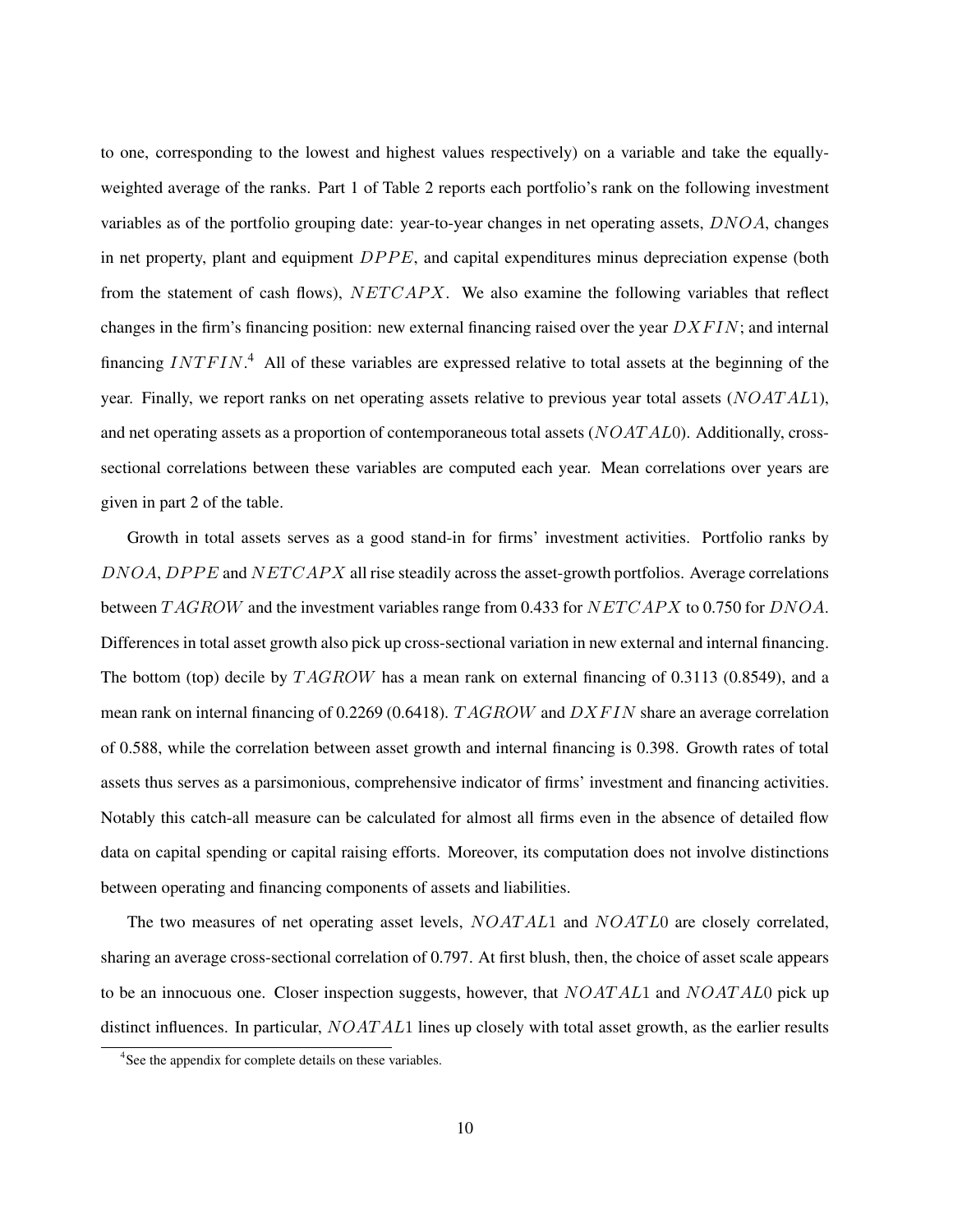to one, corresponding to the lowest and highest values respectively) on a variable and take the equally-weighted average of the ranks. Part 1 of Table 2 reports each portfolio's rank on the following investment variables as of the portfolio grouping date: year-to-year changes in net operating assets, $DNOA$, changes in net property, plant and equipment $DPPE$, and capital expenditures minus depreciation expense (both from the statement of cash flows), $NETCAPX$. We also examine the following variables that reflect changes in the firm's financing position: new external financing raised over the year $DXFIN$; and internal financing $INTFIN$.[4] All of these variables are expressed relative to total assets at the beginning of the year. Finally, we report ranks on net operating assets relative to previous year total assets ($NOATAL1$), and net operating assets as a proportion of contemporaneous total assets ($NOATAL0$). Additionally, cross-sectional correlations between these variables are computed each year. Mean correlations over years are given in part 2 of the table.

Growth in total assets serves as a good stand-in for firms' investment activities. Portfolio ranks by $DNOA$, $DPPE$ and $NETCAPX$ all rise steadily across the asset-growth portfolios. Average correlations between $TAGROW$ and the investment variables range from 0.433 for $NETCAPX$ to 0.750 for $DNOA$. Differences in total asset growth also pick up cross-sectional variation in new external and internal financing. The bottom (top) decile by $TAGROW$ has a mean rank on external financing of 0.3113 (0.8549), and a mean rank on internal financing of 0.2269 (0.6418). $TAGROW$ and $DXFIN$ share an average correlation of 0.588, while the correlation between asset growth and internal financing is 0.398. Growth rates of total assets thus serves as a parsimonious, comprehensive indicator of firms' investment and financing activities. Notably this catch-all measure can be calculated for almost all firms even in the absence of detailed flow data on capital spending or capital raising efforts. Moreover, its computation does not involve distinctions between operating and financing components of assets and liabilities.

The two measures of net operating asset levels, $NOATAL1$ and $NOATL0$ are closely correlated, sharing an average cross-sectional correlation of 0.797. At first blush, then, the choice of asset scale appears to be an innocuous one. Closer inspection suggests, however, that $NOATAL1$ and $NOATAL0$ pick up distinct influences. In particular, $NOATAL1$ lines up closely with total asset growth, as the earlier results

[4] See the appendix for complete details on these variables.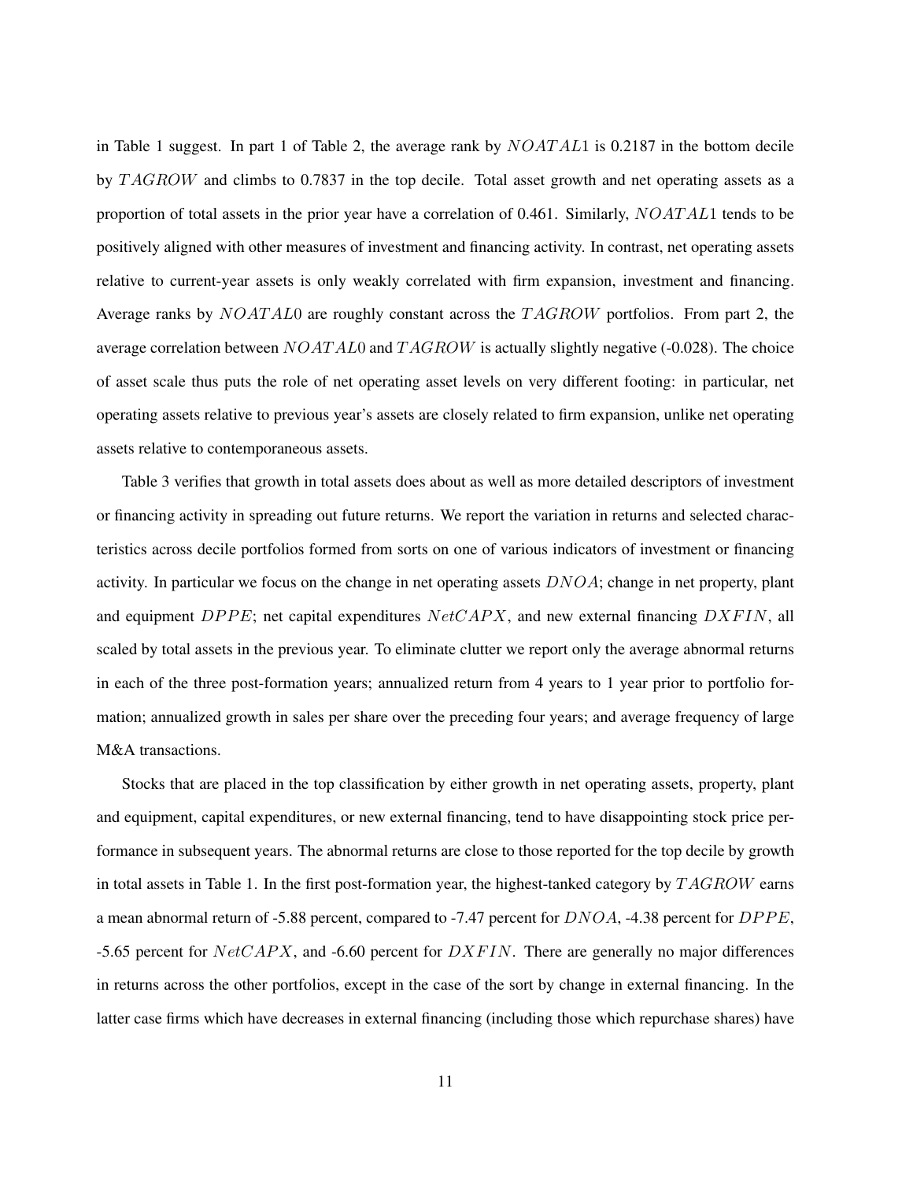in Table 1 suggest. In part 1 of Table 2, the average rank by $NOATAL1$ is 0.2187 in the bottom decile by $TAGROW$ and climbs to 0.7837 in the top decile. Total asset growth and net operating assets as a proportion of total assets in the prior year have a correlation of 0.461. Similarly, $NOATAL1$ tends to be positively aligned with other measures of investment and financing activity. In contrast, net operating assets relative to current-year assets is only weakly correlated with firm expansion, investment and financing. Average ranks by $NOATAL0$ are roughly constant across the $TAGROW$ portfolios. From part 2, the average correlation between $NOATAL0$ and $TAGROW$ is actually slightly negative (-0.028). The choice of asset scale thus puts the role of net operating asset levels on very different footing: in particular, net operating assets relative to previous year's assets are closely related to firm expansion, unlike net operating assets relative to contemporaneous assets.

Table 3 verifies that growth in total assets does about as well as more detailed descriptors of investment or financing activity in spreading out future returns. We report the variation in returns and selected characteristics across decile portfolios formed from sorts on one of various indicators of investment or financing activity. In particular we focus on the change in net operating assets $DNOA$; change in net property, plant and equipment $DPPE$; net capital expenditures $NetCAPX$, and new external financing $DXFIN$, all scaled by total assets in the previous year. To eliminate clutter we report only the average abnormal returns in each of the three post-formation years; annualized return from 4 years to 1 year prior to portfolio formation; annualized growth in sales per share over the preceding four years; and average frequency of large M&A transactions.

Stocks that are placed in the top classification by either growth in net operating assets, property, plant and equipment, capital expenditures, or new external financing, tend to have disappointing stock price performance in subsequent years. The abnormal returns are close to those reported for the top decile by growth in total assets in Table 1. In the first post-formation year, the highest-tanked category by $TAGROW$ earns a mean abnormal return of -5.88 percent, compared to -7.47 percent for $DNOA$, -4.38 percent for $DPPE$, -5.65 percent for $NetCAPX$, and -6.60 percent for $DXFIN$. There are generally no major differences in returns across the other portfolios, except in the case of the sort by change in external financing. In the latter case firms which have decreases in external financing (including those which repurchase shares) have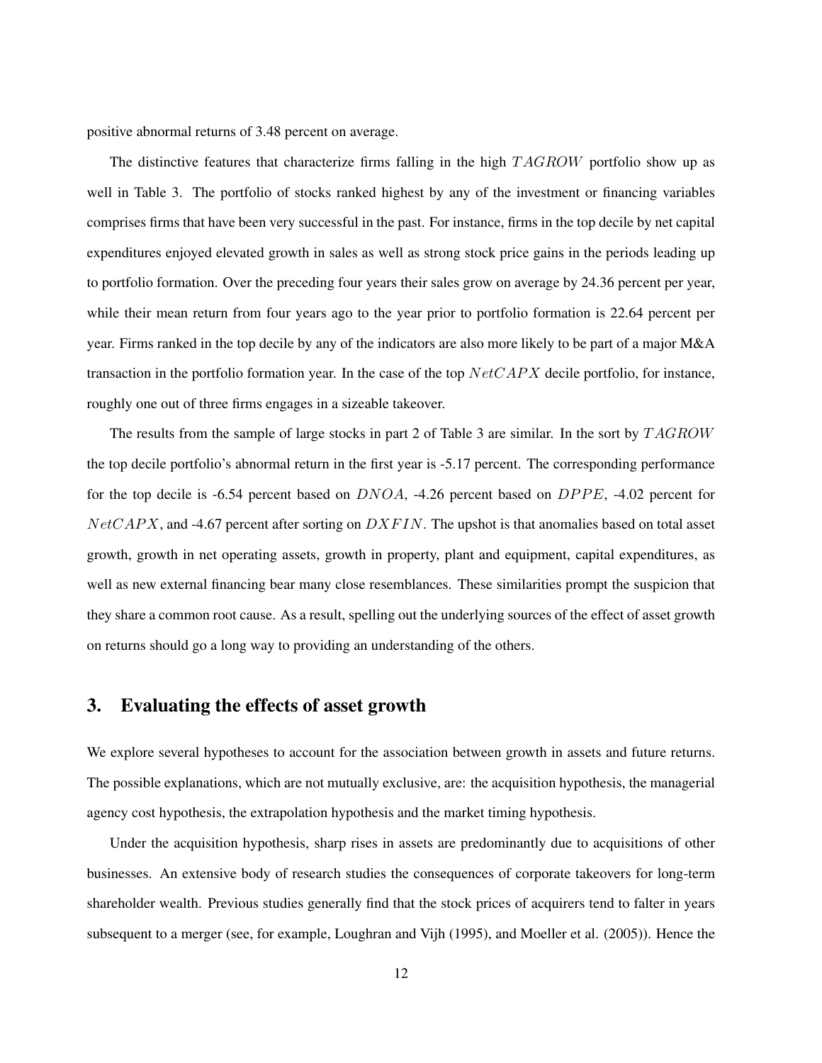positive abnormal returns of 3.48 percent on average.

The distinctive features that characterize firms falling in the high $TAGROW$ portfolio show up as well in Table 3. The portfolio of stocks ranked highest by any of the investment or financing variables comprises firms that have been very successful in the past. For instance, firms in the top decile by net capital expenditures enjoyed elevated growth in sales as well as strong stock price gains in the periods leading up to portfolio formation. Over the preceding four years their sales grow on average by 24.36 percent per year, while their mean return from four years ago to the year prior to portfolio formation is 22.64 percent per year. Firms ranked in the top decile by any of the indicators are also more likely to be part of a major M&A transaction in the portfolio formation year. In the case of the top $NetCAPX$ decile portfolio, for instance, roughly one out of three firms engages in a sizeable takeover.

The results from the sample of large stocks in part 2 of Table 3 are similar. In the sort by $TAGROW$ the top decile portfolio's abnormal return in the first year is -5.17 percent. The corresponding performance for the top decile is -6.54 percent based on $DNOA$, -4.26 percent based on $DPPE$, -4.02 percent for $NetCAPX$, and -4.67 percent after sorting on $DXFIN$. The upshot is that anomalies based on total asset growth, growth in net operating assets, growth in property, plant and equipment, capital expenditures, as well as new external financing bear many close resemblances. These similarities prompt the suspicion that they share a common root cause. As a result, spelling out the underlying sources of the effect of asset growth on returns should go a long way to providing an understanding of the others.

## 3. Evaluating the effects of asset growth

We explore several hypotheses to account for the association between growth in assets and future returns. The possible explanations, which are not mutually exclusive, are: the acquisition hypothesis, the managerial agency cost hypothesis, the extrapolation hypothesis and the market timing hypothesis.

Under the acquisition hypothesis, sharp rises in assets are predominantly due to acquisitions of other businesses. An extensive body of research studies the consequences of corporate takeovers for long-term shareholder wealth. Previous studies generally find that the stock prices of acquirers tend to falter in years subsequent to a merger (see, for example, Loughran and Vijh (1995), and Moeller et al. (2005)). Hence the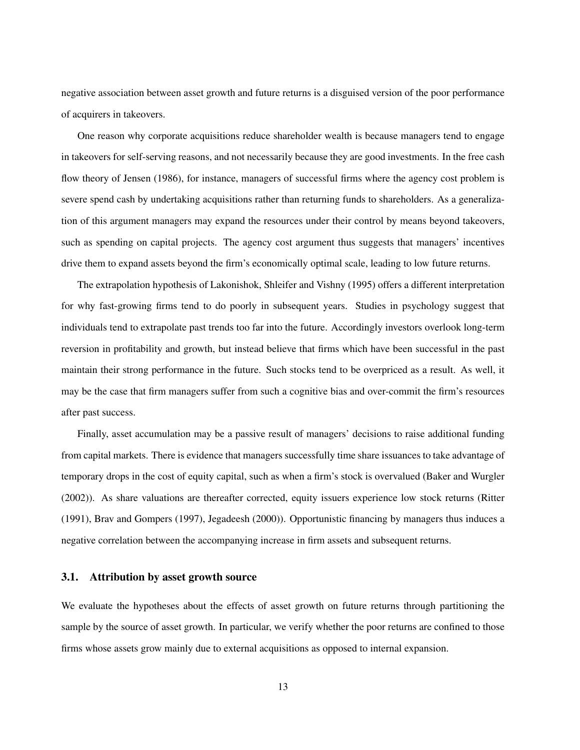negative association between asset growth and future returns is a disguised version of the poor performance of acquirers in takeovers.

One reason why corporate acquisitions reduce shareholder wealth is because managers tend to engage in takeovers for self-serving reasons, and not necessarily because they are good investments. In the free cash flow theory of Jensen (1986), for instance, managers of successful firms where the agency cost problem is severe spend cash by undertaking acquisitions rather than returning funds to shareholders. As a generalization of this argument managers may expand the resources under their control by means beyond takeovers, such as spending on capital projects. The agency cost argument thus suggests that managers' incentives drive them to expand assets beyond the firm's economically optimal scale, leading to low future returns.

The extrapolation hypothesis of Lakonishok, Shleifer and Vishny (1995) offers a different interpretation for why fast-growing firms tend to do poorly in subsequent years. Studies in psychology suggest that individuals tend to extrapolate past trends too far into the future. Accordingly investors overlook long-term reversion in profitability and growth, but instead believe that firms which have been successful in the past maintain their strong performance in the future. Such stocks tend to be overpriced as a result. As well, it may be the case that firm managers suffer from such a cognitive bias and over-commit the firm's resources after past success.

Finally, asset accumulation may be a passive result of managers' decisions to raise additional funding from capital markets. There is evidence that managers successfully time share issuances to take advantage of temporary drops in the cost of equity capital, such as when a firm's stock is overvalued (Baker and Wurgler (2002)). As share valuations are thereafter corrected, equity issuers experience low stock returns (Ritter (1991), Brav and Gompers (1997), Jegadeesh (2000)). Opportunistic financing by managers thus induces a negative correlation between the accompanying increase in firm assets and subsequent returns.

### 3.1. Attribution by asset growth source

We evaluate the hypotheses about the effects of asset growth on future returns through partitioning the sample by the source of asset growth. In particular, we verify whether the poor returns are confined to those firms whose assets grow mainly due to external acquisitions as opposed to internal expansion.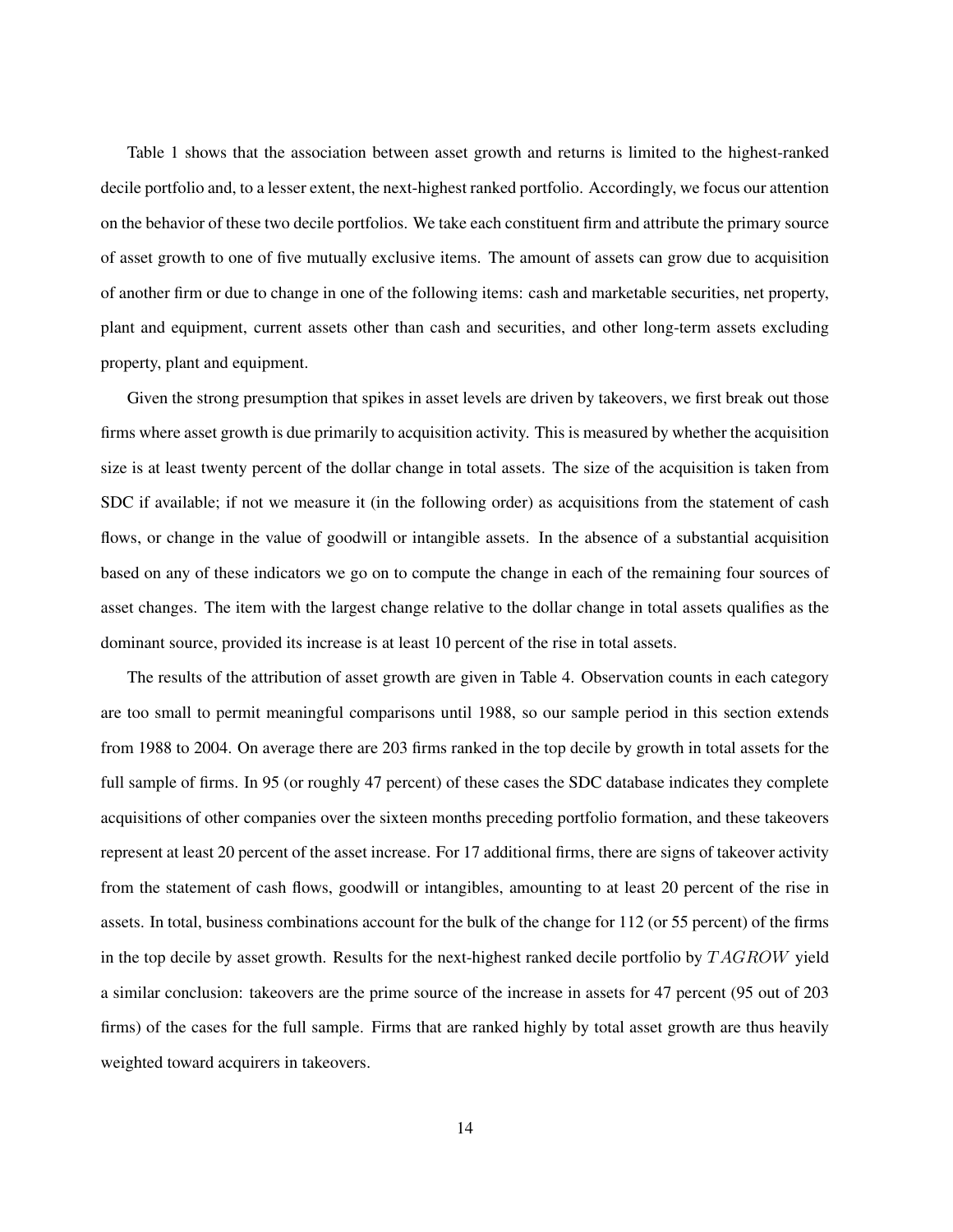Table 1 shows that the association between asset growth and returns is limited to the highest-ranked decile portfolio and, to a lesser extent, the next-highest ranked portfolio. Accordingly, we focus our attention on the behavior of these two decile portfolios. We take each constituent firm and attribute the primary source of asset growth to one of five mutually exclusive items. The amount of assets can grow due to acquisition of another firm or due to change in one of the following items: cash and marketable securities, net property, plant and equipment, current assets other than cash and securities, and other long-term assets excluding property, plant and equipment.

Given the strong presumption that spikes in asset levels are driven by takeovers, we first break out those firms where asset growth is due primarily to acquisition activity. This is measured by whether the acquisition size is at least twenty percent of the dollar change in total assets. The size of the acquisition is taken from SDC if available; if not we measure it (in the following order) as acquisitions from the statement of cash flows, or change in the value of goodwill or intangible assets. In the absence of a substantial acquisition based on any of these indicators we go on to compute the change in each of the remaining four sources of asset changes. The item with the largest change relative to the dollar change in total assets qualifies as the dominant source, provided its increase is at least 10 percent of the rise in total assets.

The results of the attribution of asset growth are given in Table 4. Observation counts in each category are too small to permit meaningful comparisons until 1988, so our sample period in this section extends from 1988 to 2004. On average there are 203 firms ranked in the top decile by growth in total assets for the full sample of firms. In 95 (or roughly 47 percent) of these cases the SDC database indicates they complete acquisitions of other companies over the sixteen months preceding portfolio formation, and these takeovers represent at least 20 percent of the asset increase. For 17 additional firms, there are signs of takeover activity from the statement of cash flows, goodwill or intangibles, amounting to at least 20 percent of the rise in assets. In total, business combinations account for the bulk of the change for 112 (or 55 percent) of the firms in the top decile by asset growth. Results for the next-highest ranked decile portfolio by $TAGROW$ yield a similar conclusion: takeovers are the prime source of the increase in assets for 47 percent (95 out of 203 firms) of the cases for the full sample. Firms that are ranked highly by total asset growth are thus heavily weighted toward acquirers in takeovers.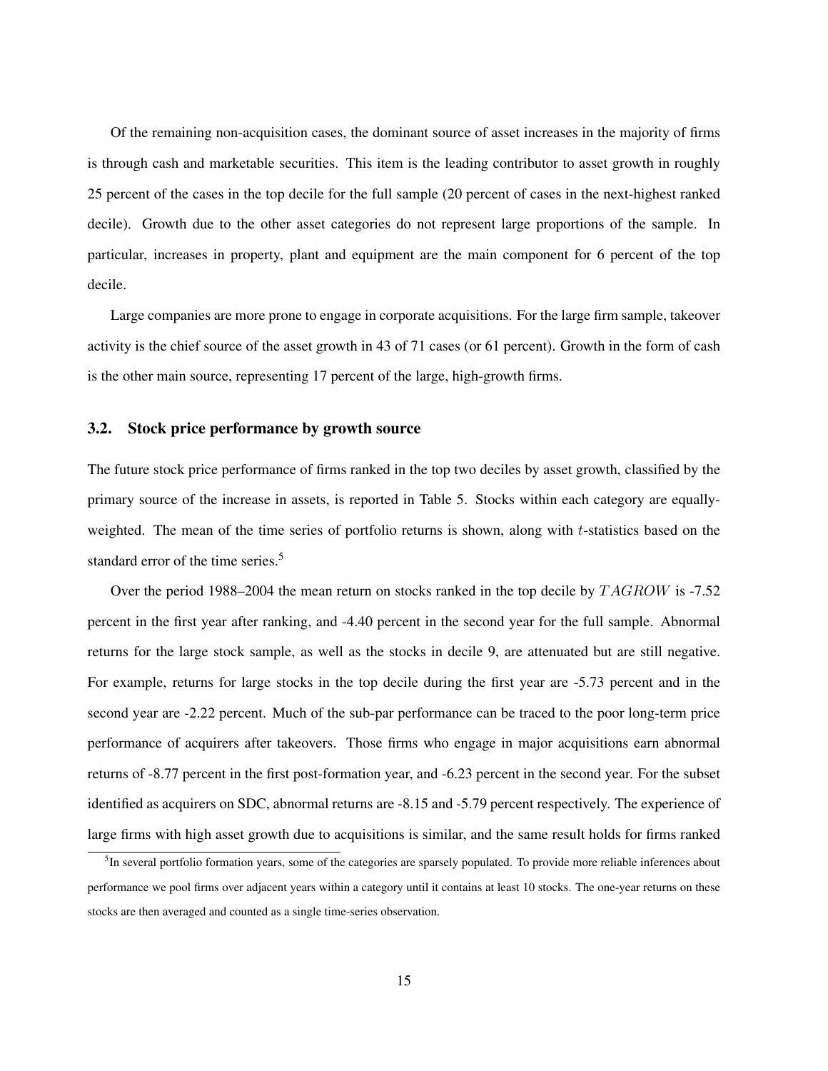Of the remaining non-acquisition cases, the dominant source of asset increases in the majority of firms is through cash and marketable securities. This item is the leading contributor to asset growth in roughly 25 percent of the cases in the top decile for the full sample (20 percent of cases in the next-highest ranked decile). Growth due to the other asset categories do not represent large proportions of the sample. In particular, increases in property, plant and equipment are the main component for 6 percent of the top decile.

Large companies are more prone to engage in corporate acquisitions. For the large firm sample, takeover activity is the chief source of the asset growth in 43 of 71 cases (or 61 percent). Growth in the form of cash is the other main source, representing 17 percent of the large, high-growth firms.

## 3.2. Stock price performance by growth source

The future stock price performance of firms ranked in the top two deciles by asset growth, classified by the primary source of the increase in assets, is reported in Table 5. Stocks within each category are equally-weighted. The mean of the time series of portfolio returns is shown, along with $t$-statistics based on the standard error of the time series.[5]

Over the period 1988–2004 the mean return on stocks ranked in the top decile by $TAGROW$ is -7.52 percent in the first year after ranking, and -4.40 percent in the second year for the full sample. Abnormal returns for the large stock sample, as well as the stocks in decile 9, are attenuated but are still negative. For example, returns for large stocks in the top decile during the first year are -5.73 percent and in the second year are -2.22 percent. Much of the sub-par performance can be traced to the poor long-term price performance of acquirers after takeovers. Those firms who engage in major acquisitions earn abnormal returns of -8.77 percent in the first post-formation year, and -6.23 percent in the second year. For the subset identified as acquirers on SDC, abnormal returns are -8.15 and -5.79 percent respectively. The experience of large firms with high asset growth due to acquisitions is similar, and the same result holds for firms ranked

[5] In several portfolio formation years, some of the categories are sparsely populated. To provide more reliable inferences about performance we pool firms over adjacent years within a category until it contains at least 10 stocks. The one-year returns on these stocks are then averaged and counted as a single time-series observation.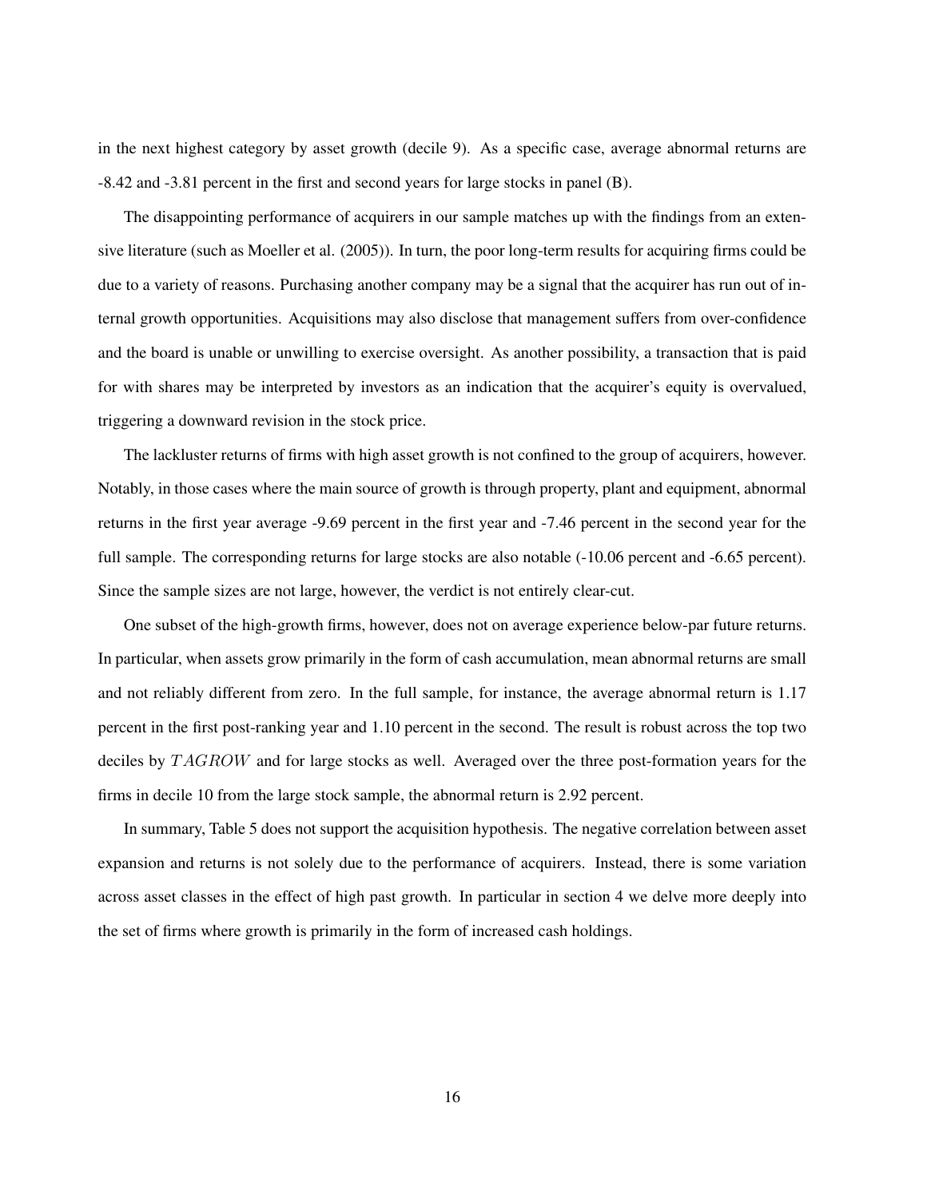in the next highest category by asset growth (decile 9). As a specific case, average abnormal returns are -8.42 and -3.81 percent in the first and second years for large stocks in panel (B).

The disappointing performance of acquirers in our sample matches up with the findings from an extensive literature (such as Moeller et al. (2005)). In turn, the poor long-term results for acquiring firms could be due to a variety of reasons. Purchasing another company may be a signal that the acquirer has run out of internal growth opportunities. Acquisitions may also disclose that management suffers from over-confidence and the board is unable or unwilling to exercise oversight. As another possibility, a transaction that is paid for with shares may be interpreted by investors as an indication that the acquirer's equity is overvalued, triggering a downward revision in the stock price.

The lackluster returns of firms with high asset growth is not confined to the group of acquirers, however. Notably, in those cases where the main source of growth is through property, plant and equipment, abnormal returns in the first year average -9.69 percent in the first year and -7.46 percent in the second year for the full sample. The corresponding returns for large stocks are also notable (-10.06 percent and -6.65 percent). Since the sample sizes are not large, however, the verdict is not entirely clear-cut.

One subset of the high-growth firms, however, does not on average experience below-par future returns. In particular, when assets grow primarily in the form of cash accumulation, mean abnormal returns are small and not reliably different from zero. In the full sample, for instance, the average abnormal return is 1.17 percent in the first post-ranking year and 1.10 percent in the second. The result is robust across the top two deciles by $TAGROW$ and for large stocks as well. Averaged over the three post-formation years for the firms in decile 10 from the large stock sample, the abnormal return is 2.92 percent.

In summary, Table 5 does not support the acquisition hypothesis. The negative correlation between asset expansion and returns is not solely due to the performance of acquirers. Instead, there is some variation across asset classes in the effect of high past growth. In particular in section 4 we delve more deeply into the set of firms where growth is primarily in the form of increased cash holdings.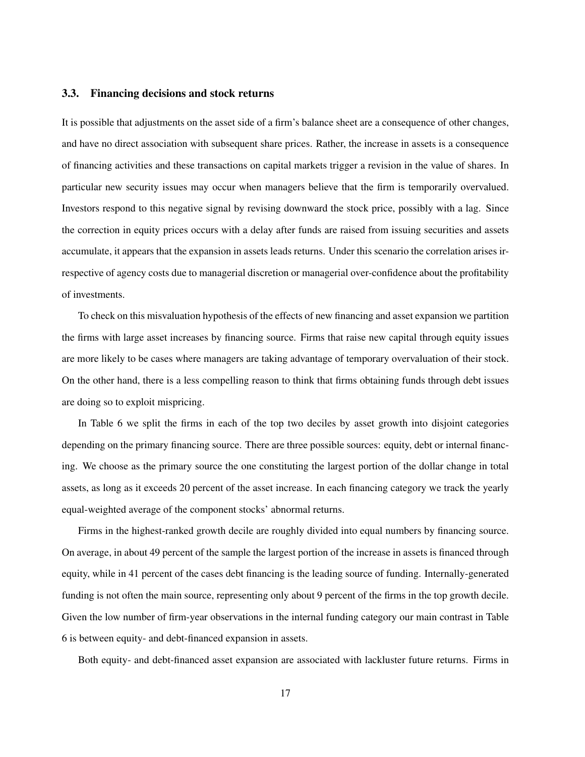### 3.3. Financing decisions and stock returns

It is possible that adjustments on the asset side of a firm's balance sheet are a consequence of other changes, and have no direct association with subsequent share prices. Rather, the increase in assets is a consequence of financing activities and these transactions on capital markets trigger a revision in the value of shares. In particular new security issues may occur when managers believe that the firm is temporarily overvalued. Investors respond to this negative signal by revising downward the stock price, possibly with a lag. Since the correction in equity prices occurs with a delay after funds are raised from issuing securities and assets accumulate, it appears that the expansion in assets leads returns. Under this scenario the correlation arises irrespective of agency costs due to managerial discretion or managerial over-confidence about the profitability of investments.

To check on this misvaluation hypothesis of the effects of new financing and asset expansion we partition the firms with large asset increases by financing source. Firms that raise new capital through equity issues are more likely to be cases where managers are taking advantage of temporary overvaluation of their stock. On the other hand, there is a less compelling reason to think that firms obtaining funds through debt issues are doing so to exploit mispricing.

In Table 6 we split the firms in each of the top two deciles by asset growth into disjoint categories depending on the primary financing source. There are three possible sources: equity, debt or internal financing. We choose as the primary source the one constituting the largest portion of the dollar change in total assets, as long as it exceeds 20 percent of the asset increase. In each financing category we track the yearly equal-weighted average of the component stocks' abnormal returns.

Firms in the highest-ranked growth decile are roughly divided into equal numbers by financing source. On average, in about 49 percent of the sample the largest portion of the increase in assets is financed through equity, while in 41 percent of the cases debt financing is the leading source of funding. Internally-generated funding is not often the main source, representing only about 9 percent of the firms in the top growth decile. Given the low number of firm-year observations in the internal funding category our main contrast in Table 6 is between equity- and debt-financed expansion in assets.

Both equity- and debt-financed asset expansion are associated with lackluster future returns. Firms in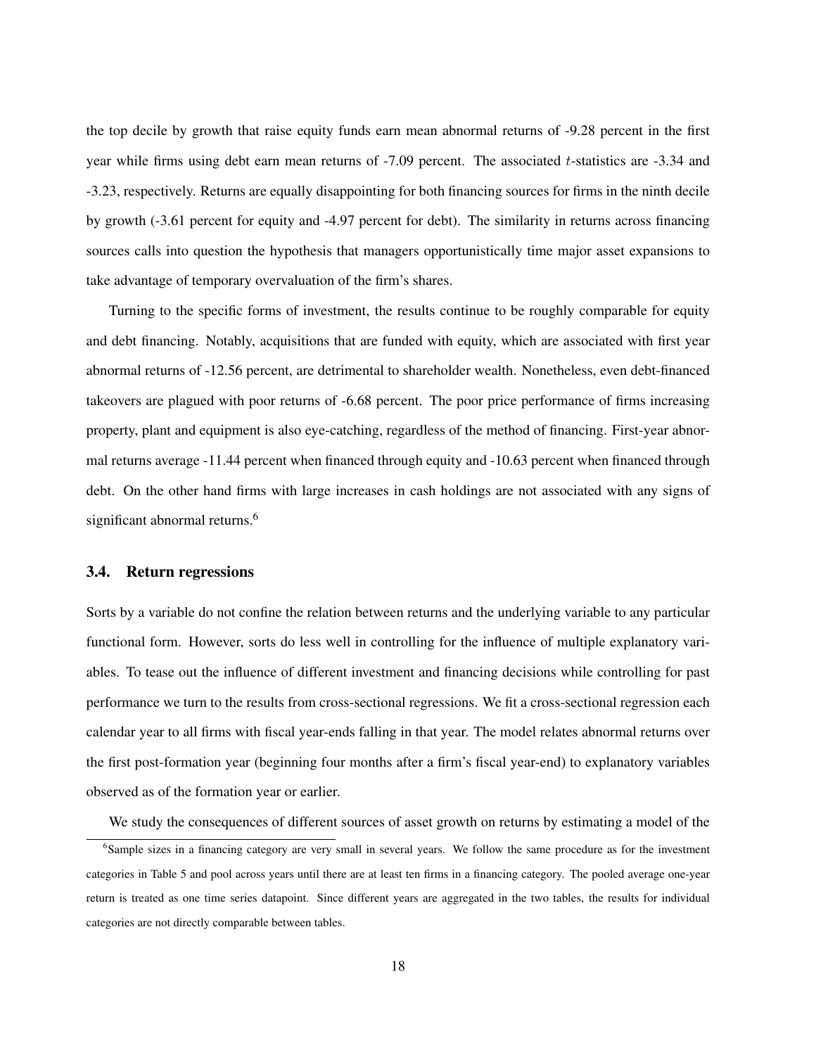the top decile by growth that raise equity funds earn mean abnormal returns of -9.28 percent in the first year while firms using debt earn mean returns of -7.09 percent. The associated $t$-statistics are -3.34 and -3.23, respectively. Returns are equally disappointing for both financing sources for firms in the ninth decile by growth (-3.61 percent for equity and -4.97 percent for debt). The similarity in returns across financing sources calls into question the hypothesis that managers opportunistically time major asset expansions to take advantage of temporary overvaluation of the firm's shares.

Turning to the specific forms of investment, the results continue to be roughly comparable for equity and debt financing. Notably, acquisitions that are funded with equity, which are associated with first year abnormal returns of -12.56 percent, are detrimental to shareholder wealth. Nonetheless, even debt-financed takeovers are plagued with poor returns of -6.68 percent. The poor price performance of firms increasing property, plant and equipment is also eye-catching, regardless of the method of financing. First-year abnormal returns average -11.44 percent when financed through equity and -10.63 percent when financed through debt. On the other hand firms with large increases in cash holdings are not associated with any signs of significant abnormal returns.[6]

### 3.4. Return regressions

Sorts by a variable do not confine the relation between returns and the underlying variable to any particular functional form. However, sorts do less well in controlling for the influence of multiple explanatory variables. To tease out the influence of different investment and financing decisions while controlling for past performance we turn to the results from cross-sectional regressions. We fit a cross-sectional regression each calendar year to all firms with fiscal year-ends falling in that year. The model relates abnormal returns over the first post-formation year (beginning four months after a firm's fiscal year-end) to explanatory variables observed as of the formation year or earlier.

We study the consequences of different sources of asset growth on returns by estimating a model of the

[6] Sample sizes in a financing category are very small in several years. We follow the same procedure as for the investment categories in Table 5 and pool across years until there are at least ten firms in a financing category. The pooled average one-year return is treated as one time series datapoint. Since different years are aggregated in the two tables, the results for individual categories are not directly comparable between tables.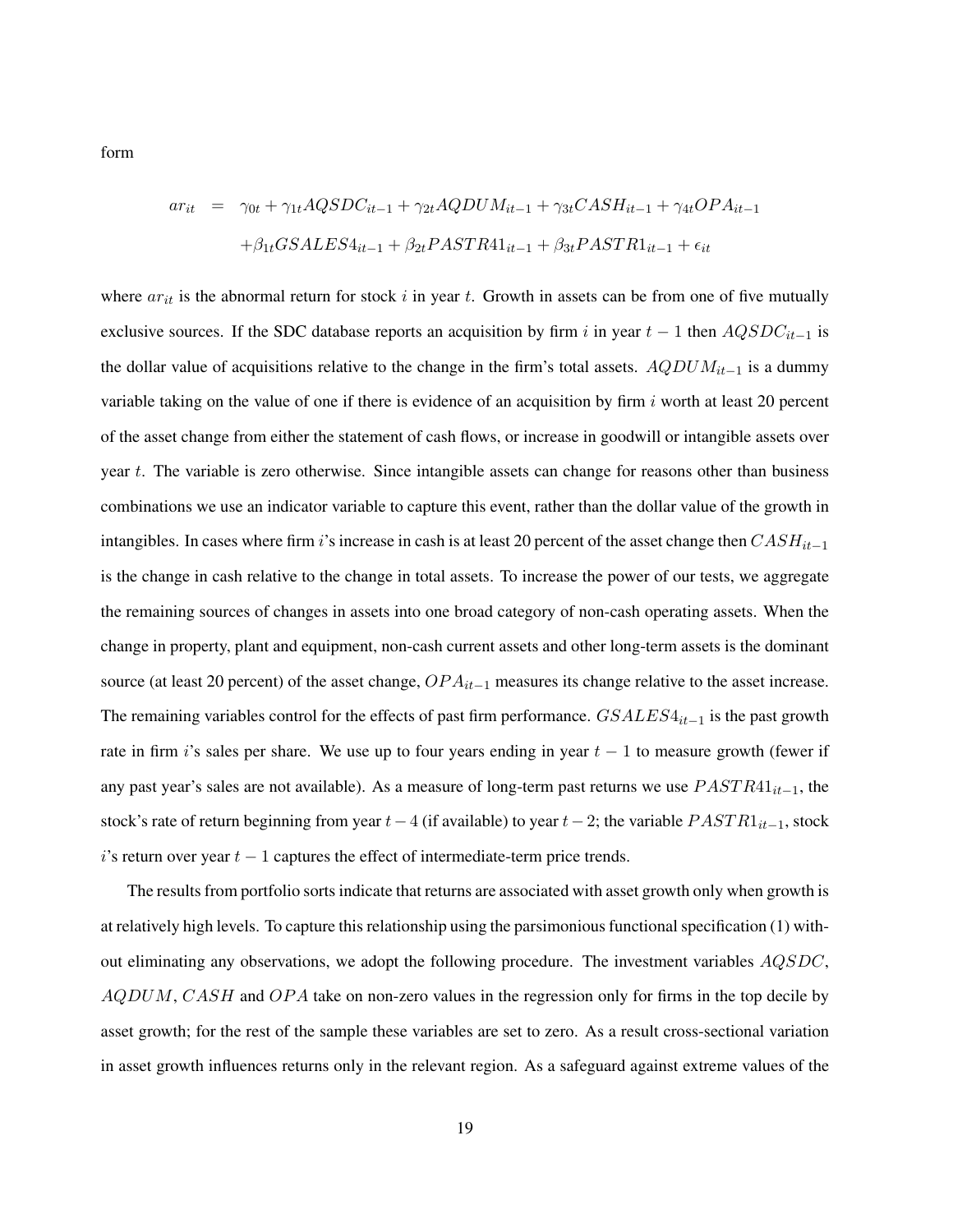form

$$
\begin{aligned}
ar_{it} &= \gamma_{0t} + \gamma_{1t} AQSDC_{it-1} + \gamma_{2t} AQDUM_{it-1} + \gamma_{3t} CASH_{it-1} + \gamma_{4t} OPA_{it-1} \\
&\quad + \beta_{1t} GSALES4_{it-1} + \beta_{2t} PASTR41_{it-1} + \beta_{3t} PASTR1_{it-1} + \epsilon_{it}
\end{aligned}
$$

where $ar_{it}$ is the abnormal return for stock $i$ in year $t$. Growth in assets can be from one of five mutually exclusive sources. If the SDC database reports an acquisition by firm $i$ in year $t-1$ then $AQSDC_{it-1}$ is the dollar value of acquisitions relative to the change in the firm's total assets. $AQDUM_{it-1}$ is a dummy variable taking on the value of one if there is evidence of an acquisition by firm $i$ worth at least 20 percent of the asset change from either the statement of cash flows, or increase in goodwill or intangible assets over year $t$. The variable is zero otherwise. Since intangible assets can change for reasons other than business combinations we use an indicator variable to capture this event, rather than the dollar value of the growth in intangibles. In cases where firm $i$'s increase in cash is at least 20 percent of the asset change then $CASH_{it-1}$ is the change in cash relative to the change in total assets. To increase the power of our tests, we aggregate the remaining sources of changes in assets into one broad category of non-cash operating assets. When the change in property, plant and equipment, non-cash current assets and other long-term assets is the dominant source (at least 20 percent) of the asset change, $OPA_{it-1}$ measures its change relative to the asset increase. The remaining variables control for the effects of past firm performance. $GSALES4_{it-1}$ is the past growth rate in firm $i$'s sales per share. We use up to four years ending in year $t-1$ to measure growth (fewer if any past year's sales are not available). As a measure of long-term past returns we use $PASTR41_{it-1}$, the stock's rate of return beginning from year $t-4$ (if available) to year $t-2$; the variable $PASTR1_{it-1}$, stock $i$'s return over year $t-1$ captures the effect of intermediate-term price trends.

The results from portfolio sorts indicate that returns are associated with asset growth only when growth is at relatively high levels. To capture this relationship using the parsimonious functional specification (1) without eliminating any observations, we adopt the following procedure. The investment variables $AQSDC$, $AQDUM$, $CASH$ and $OPA$ take on non-zero values in the regression only for firms in the top decile by asset growth; for the rest of the sample these variables are set to zero. As a result cross-sectional variation in asset growth influences returns only in the relevant region. As a safeguard against extreme values of the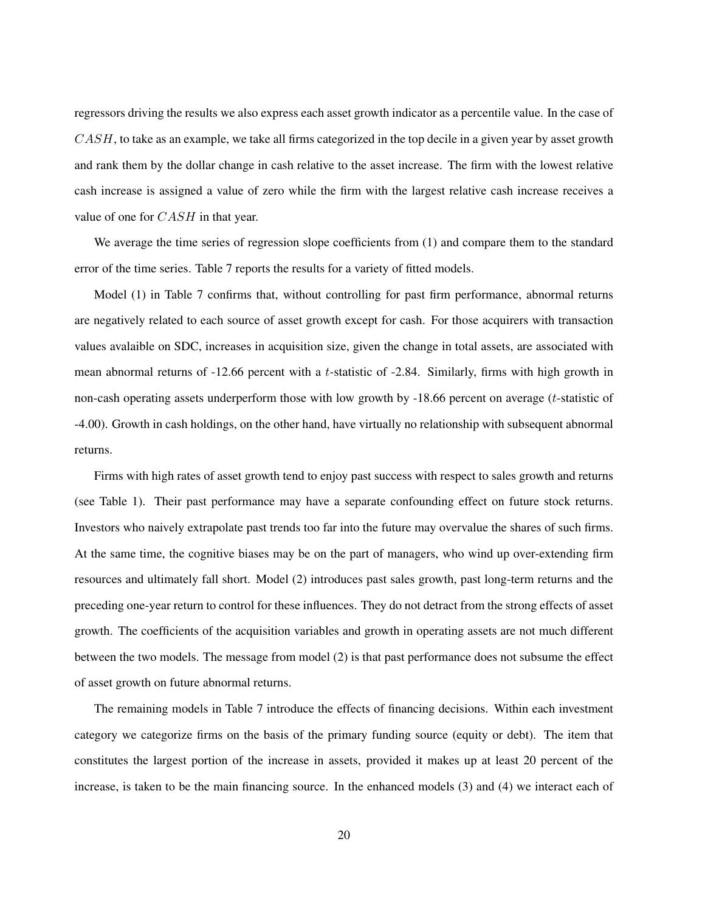regressors driving the results we also express each asset growth indicator as a percentile value. In the case of $CASH$, to take as an example, we take all firms categorized in the top decile in a given year by asset growth and rank them by the dollar change in cash relative to the asset increase. The firm with the lowest relative cash increase is assigned a value of zero while the firm with the largest relative cash increase receives a value of one for $CASH$ in that year.

We average the time series of regression slope coefficients from (1) and compare them to the standard error of the time series. Table 7 reports the results for a variety of fitted models.

Model (1) in Table 7 confirms that, without controlling for past firm performance, abnormal returns are negatively related to each source of asset growth except for cash. For those acquirers with transaction values avalaible on SDC, increases in acquisition size, given the change in total assets, are associated with mean abnormal returns of -12.66 percent with a $t$-statistic of -2.84. Similarly, firms with high growth in non-cash operating assets underperform those with low growth by -18.66 percent on average ($t$-statistic of -4.00). Growth in cash holdings, on the other hand, have virtually no relationship with subsequent abnormal returns.

Firms with high rates of asset growth tend to enjoy past success with respect to sales growth and returns (see Table 1). Their past performance may have a separate confounding effect on future stock returns. Investors who naively extrapolate past trends too far into the future may overvalue the shares of such firms. At the same time, the cognitive biases may be on the part of managers, who wind up over-extending firm resources and ultimately fall short. Model (2) introduces past sales growth, past long-term returns and the preceding one-year return to control for these influences. They do not detract from the strong effects of asset growth. The coefficients of the acquisition variables and growth in operating assets are not much different between the two models. The message from model (2) is that past performance does not subsume the effect of asset growth on future abnormal returns.

The remaining models in Table 7 introduce the effects of financing decisions. Within each investment category we categorize firms on the basis of the primary funding source (equity or debt). The item that constitutes the largest portion of the increase in assets, provided it makes up at least 20 percent of the increase, is taken to be the main financing source. In the enhanced models (3) and (4) we interact each of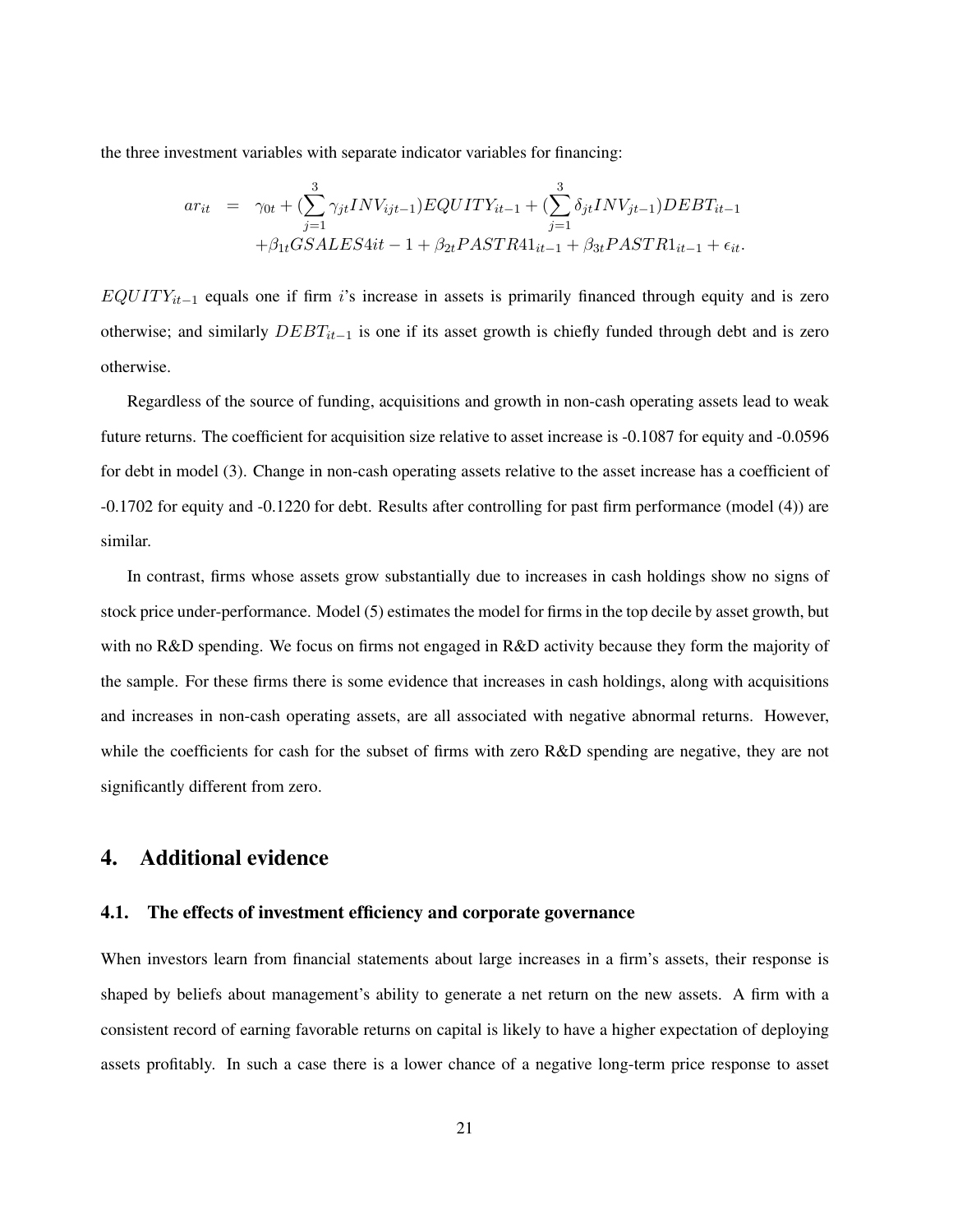the three investment variables with separate indicator variables for financing:

$$
\begin{aligned}
ar_{it} &= \gamma_{0t} + (\sum_{j=1}^{3} \gamma_{jt} INV_{ijt-1}) EQUITY_{it-1} + (\sum_{j=1}^{3} \delta_{jt} INV_{jt-1}) DEBT_{it-1} \\
&\quad + \beta_{1t} GSALES4it - 1 + \beta_{2t} PASTR41_{it-1} + \beta_{3t} PASTR1_{it-1} + \epsilon_{it}.
\end{aligned}
$$

$EQUITY_{it-1}$ equals one if firm $i$'s increase in assets is primarily financed through equity and is zero otherwise; and similarly $DEBT_{it-1}$ is one if its asset growth is chiefly funded through debt and is zero otherwise.

Regardless of the source of funding, acquisitions and growth in non-cash operating assets lead to weak future returns. The coefficient for acquisition size relative to asset increase is -0.1087 for equity and -0.0596 for debt in model (3). Change in non-cash operating assets relative to the asset increase has a coefficient of -0.1702 for equity and -0.1220 for debt. Results after controlling for past firm performance (model (4)) are similar.

In contrast, firms whose assets grow substantially due to increases in cash holdings show no signs of stock price under-performance. Model (5) estimates the model for firms in the top decile by asset growth, but with no R&D spending. We focus on firms not engaged in R&D activity because they form the majority of the sample. For these firms there is some evidence that increases in cash holdings, along with acquisitions and increases in non-cash operating assets, are all associated with negative abnormal returns. However, while the coefficients for cash for the subset of firms with zero R&D spending are negative, they are not significantly different from zero.

## 4. Additional evidence

### 4.1. The effects of investment efficiency and corporate governance

When investors learn from financial statements about large increases in a firm's assets, their response is shaped by beliefs about management's ability to generate a net return on the new assets. A firm with a consistent record of earning favorable returns on capital is likely to have a higher expectation of deploying assets profitably. In such a case there is a lower chance of a negative long-term price response to asset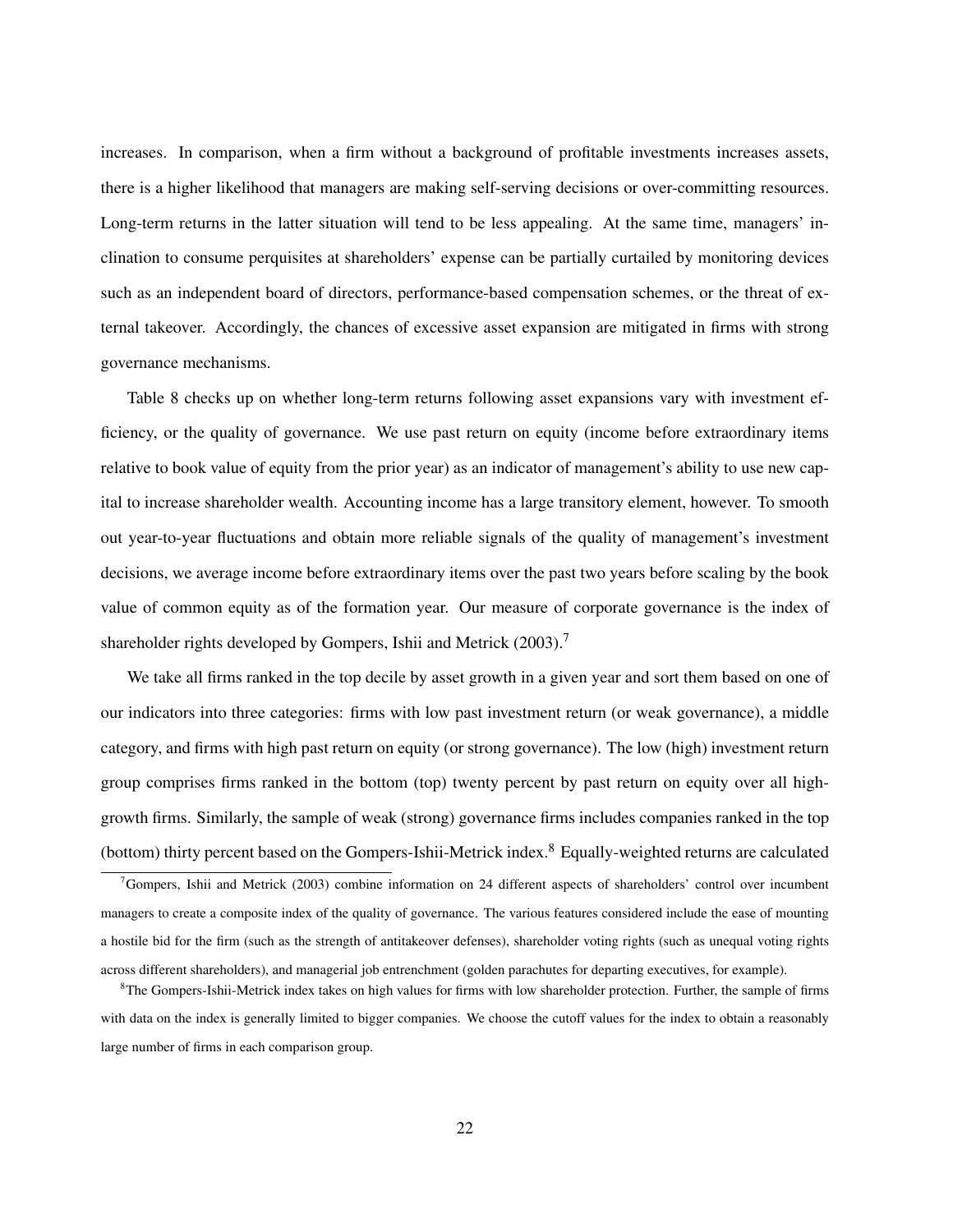increases. In comparison, when a firm without a background of profitable investments increases assets, there is a higher likelihood that managers are making self-serving decisions or over-committing resources. Long-term returns in the latter situation will tend to be less appealing. At the same time, managers' inclination to consume perquisites at shareholders' expense can be partially curtailed by monitoring devices such as an independent board of directors, performance-based compensation schemes, or the threat of external takeover. Accordingly, the chances of excessive asset expansion are mitigated in firms with strong governance mechanisms.

Table 8 checks up on whether long-term returns following asset expansions vary with investment efficiency, or the quality of governance. We use past return on equity (income before extraordinary items relative to book value of equity from the prior year) as an indicator of management's ability to use new capital to increase shareholder wealth. Accounting income has a large transitory element, however. To smooth out year-to-year fluctuations and obtain more reliable signals of the quality of management's investment decisions, we average income before extraordinary items over the past two years before scaling by the book value of common equity as of the formation year. Our measure of corporate governance is the index of shareholder rights developed by Gompers, Ishii and Metrick (2003).[7]

We take all firms ranked in the top decile by asset growth in a given year and sort them based on one of our indicators into three categories: firms with low past investment return (or weak governance), a middle category, and firms with high past return on equity (or strong governance). The low (high) investment return group comprises firms ranked in the bottom (top) twenty percent by past return on equity over all high-growth firms. Similarly, the sample of weak (strong) governance firms includes companies ranked in the top (bottom) thirty percent based on the Gompers-Ishii-Metrick index.[8] Equally-weighted returns are calculated

[7]Gompers, Ishii and Metrick (2003) combine information on 24 different aspects of shareholders' control over incumbent managers to create a composite index of the quality of governance. The various features considered include the ease of mounting a hostile bid for the firm (such as the strength of antitakeover defenses), shareholder voting rights (such as unequal voting rights across different shareholders), and managerial job entrenchment (golden parachutes for departing executives, for example).

[8]The Gompers-Ishii-Metrick index takes on high values for firms with low shareholder protection. Further, the sample of firms with data on the index is generally limited to bigger companies. We choose the cutoff values for the index to obtain a reasonably large number of firms in each comparison group.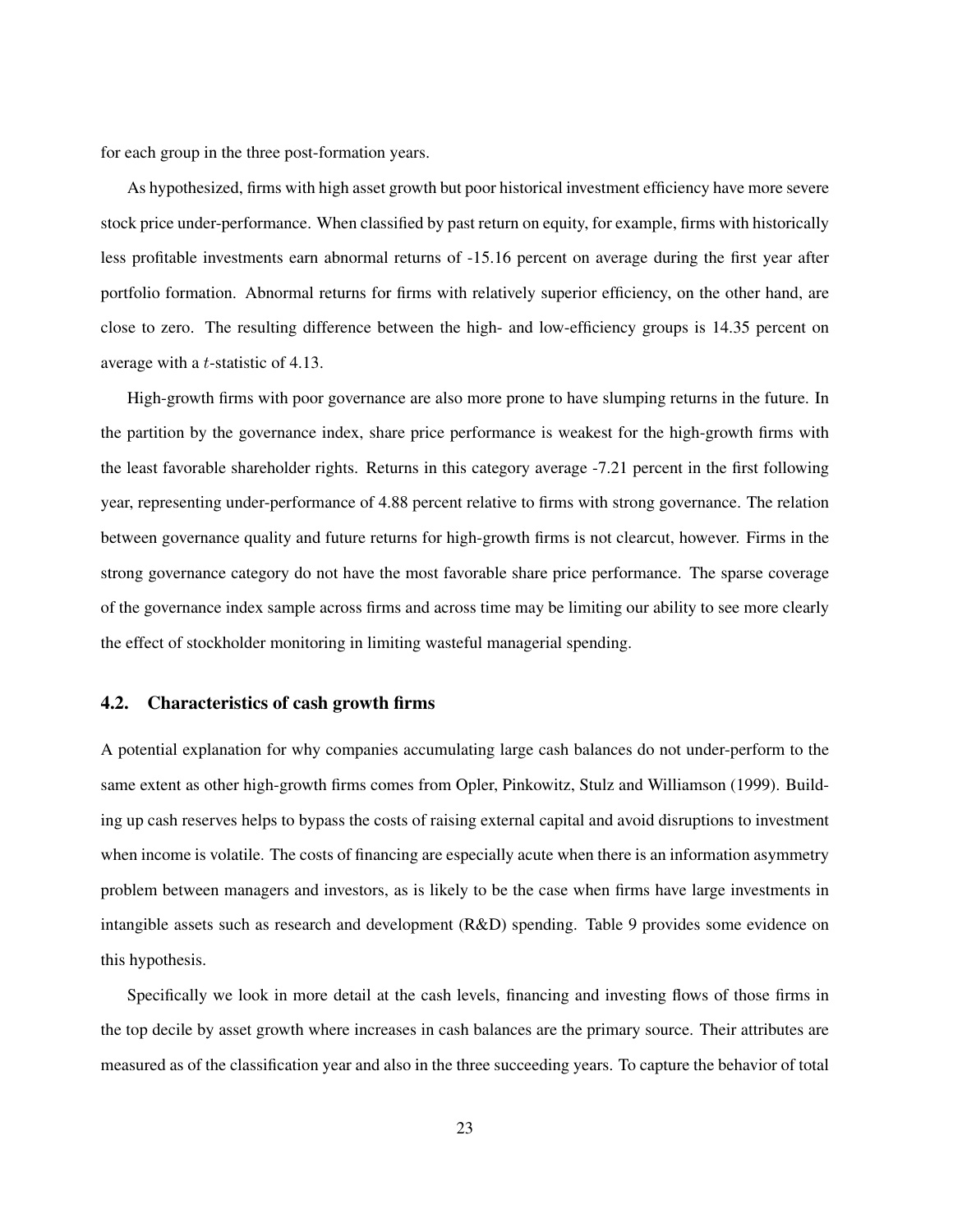for each group in the three post-formation years.

As hypothesized, firms with high asset growth but poor historical investment efficiency have more severe stock price under-performance. When classified by past return on equity, for example, firms with historically less profitable investments earn abnormal returns of -15.16 percent on average during the first year after portfolio formation. Abnormal returns for firms with relatively superior efficiency, on the other hand, are close to zero. The resulting difference between the high- and low-efficiency groups is 14.35 percent on average with a $t$-statistic of 4.13.

High-growth firms with poor governance are also more prone to have slumping returns in the future. In the partition by the governance index, share price performance is weakest for the high-growth firms with the least favorable shareholder rights. Returns in this category average -7.21 percent in the first following year, representing under-performance of 4.88 percent relative to firms with strong governance. The relation between governance quality and future returns for high-growth firms is not clearcut, however. Firms in the strong governance category do not have the most favorable share price performance. The sparse coverage of the governance index sample across firms and across time may be limiting our ability to see more clearly the effect of stockholder monitoring in limiting wasteful managerial spending.

### 4.2. Characteristics of cash growth firms

A potential explanation for why companies accumulating large cash balances do not under-perform to the same extent as other high-growth firms comes from Opler, Pinkowitz, Stulz and Williamson (1999). Building up cash reserves helps to bypass the costs of raising external capital and avoid disruptions to investment when income is volatile. The costs of financing are especially acute when there is an information asymmetry problem between managers and investors, as is likely to be the case when firms have large investments in intangible assets such as research and development (R&D) spending. Table 9 provides some evidence on this hypothesis.

Specifically we look in more detail at the cash levels, financing and investing flows of those firms in the top decile by asset growth where increases in cash balances are the primary source. Their attributes are measured as of the classification year and also in the three succeeding years. To capture the behavior of total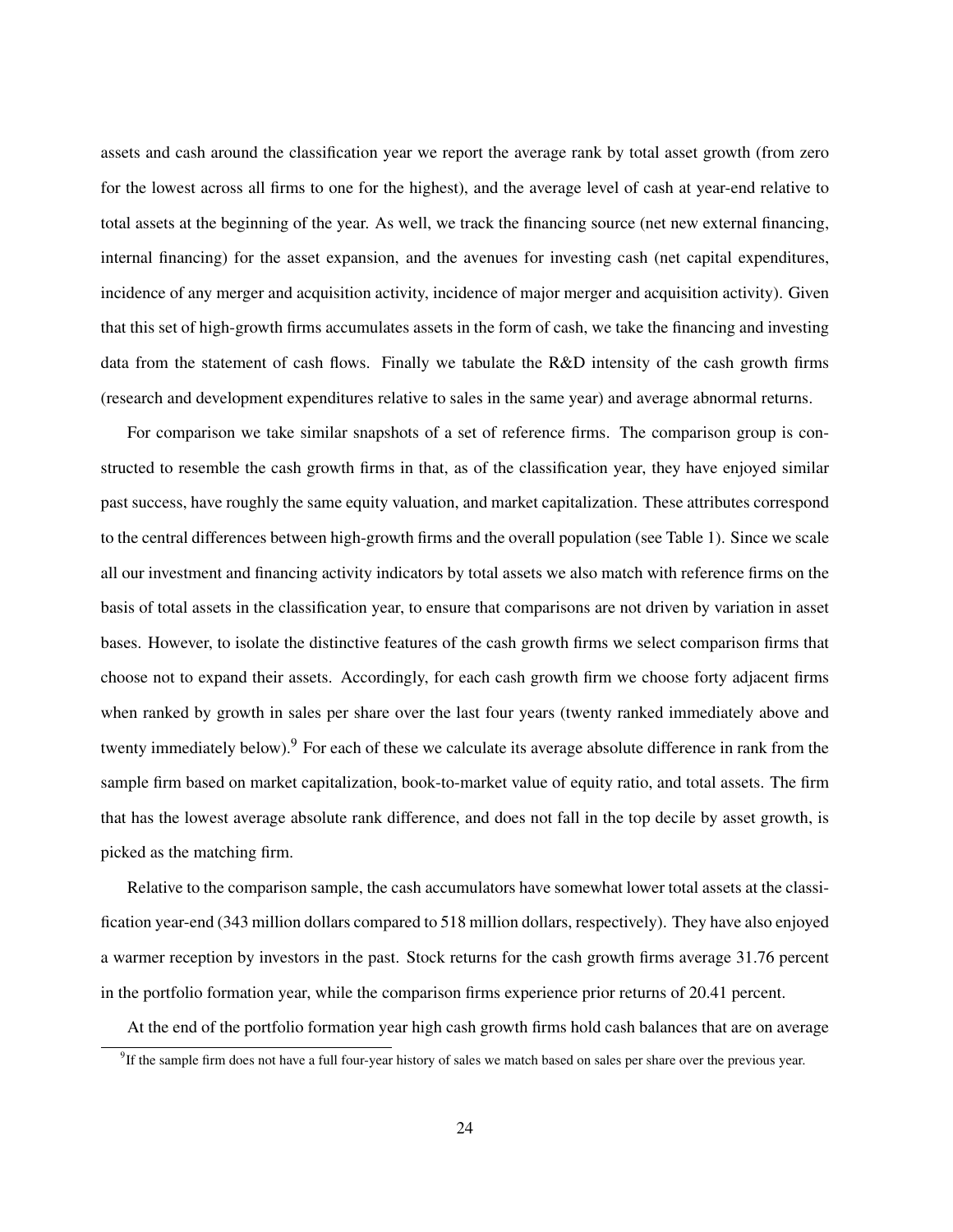assets and cash around the classification year we report the average rank by total asset growth (from zero for the lowest across all firms to one for the highest), and the average level of cash at year-end relative to total assets at the beginning of the year. As well, we track the financing source (net new external financing, internal financing) for the asset expansion, and the avenues for investing cash (net capital expenditures, incidence of any merger and acquisition activity, incidence of major merger and acquisition activity). Given that this set of high-growth firms accumulates assets in the form of cash, we take the financing and investing data from the statement of cash flows. Finally we tabulate the R&D intensity of the cash growth firms (research and development expenditures relative to sales in the same year) and average abnormal returns.

For comparison we take similar snapshots of a set of reference firms. The comparison group is constructed to resemble the cash growth firms in that, as of the classification year, they have enjoyed similar past success, have roughly the same equity valuation, and market capitalization. These attributes correspond to the central differences between high-growth firms and the overall population (see Table 1). Since we scale all our investment and financing activity indicators by total assets we also match with reference firms on the basis of total assets in the classification year, to ensure that comparisons are not driven by variation in asset bases. However, to isolate the distinctive features of the cash growth firms we select comparison firms that choose not to expand their assets. Accordingly, for each cash growth firm we choose forty adjacent firms when ranked by growth in sales per share over the last four years (twenty ranked immediately above and twenty immediately below).[9] For each of these we calculate its average absolute difference in rank from the sample firm based on market capitalization, book-to-market value of equity ratio, and total assets. The firm that has the lowest average absolute rank difference, and does not fall in the top decile by asset growth, is picked as the matching firm.

Relative to the comparison sample, the cash accumulators have somewhat lower total assets at the classification year-end (343 million dollars compared to 518 million dollars, respectively). They have also enjoyed a warmer reception by investors in the past. Stock returns for the cash growth firms average 31.76 percent in the portfolio formation year, while the comparison firms experience prior returns of 20.41 percent.

At the end of the portfolio formation year high cash growth firms hold cash balances that are on average

[9] If the sample firm does not have a full four-year history of sales we match based on sales per share over the previous year.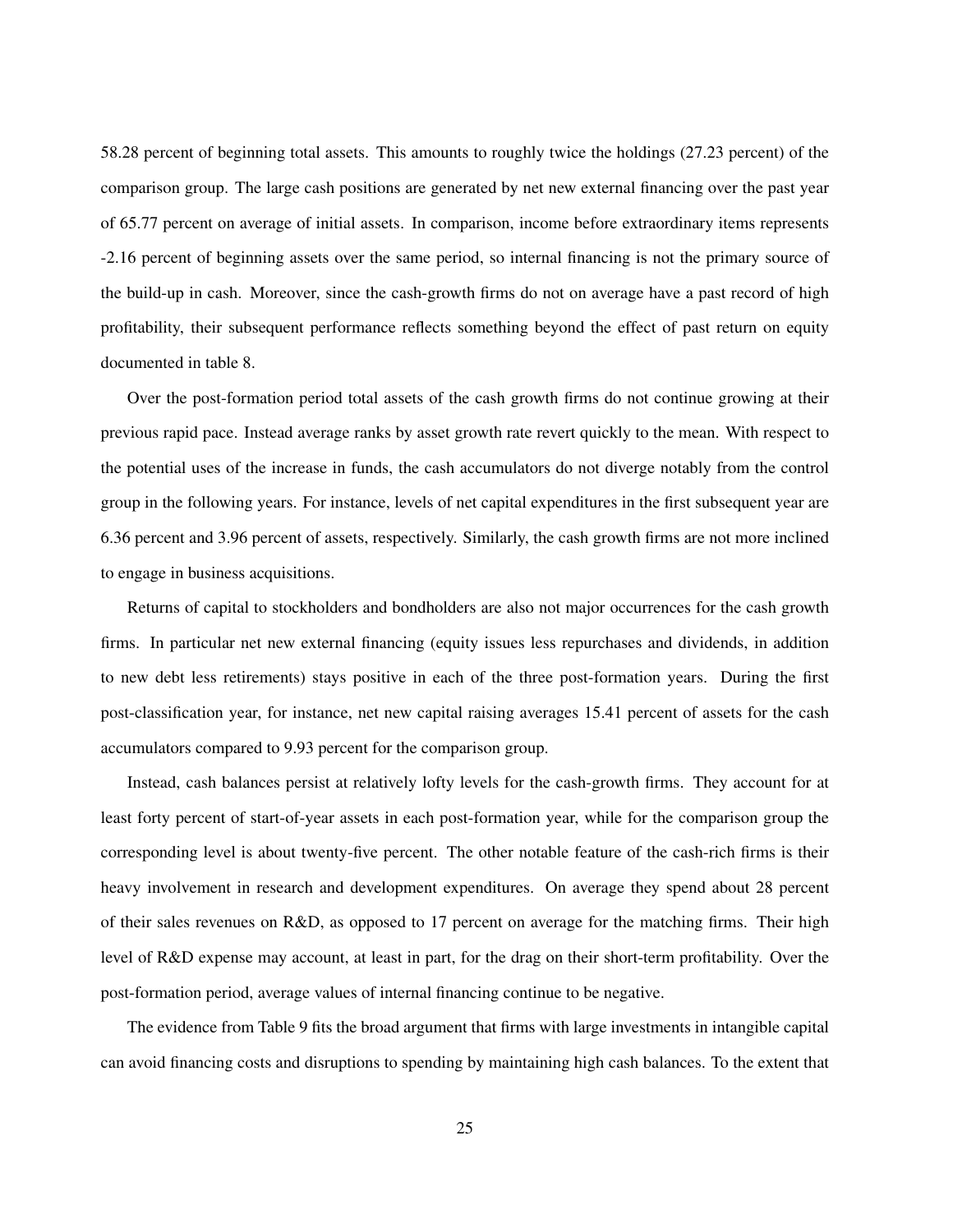58.28 percent of beginning total assets. This amounts to roughly twice the holdings (27.23 percent) of the comparison group. The large cash positions are generated by net new external financing over the past year of 65.77 percent on average of initial assets. In comparison, income before extraordinary items represents -2.16 percent of beginning assets over the same period, so internal financing is not the primary source of the build-up in cash. Moreover, since the cash-growth firms do not on average have a past record of high profitability, their subsequent performance reflects something beyond the effect of past return on equity documented in table 8.

Over the post-formation period total assets of the cash growth firms do not continue growing at their previous rapid pace. Instead average ranks by asset growth rate revert quickly to the mean. With respect to the potential uses of the increase in funds, the cash accumulators do not diverge notably from the control group in the following years. For instance, levels of net capital expenditures in the first subsequent year are 6.36 percent and 3.96 percent of assets, respectively. Similarly, the cash growth firms are not more inclined to engage in business acquisitions.

Returns of capital to stockholders and bondholders are also not major occurrences for the cash growth firms. In particular net new external financing (equity issues less repurchases and dividends, in addition to new debt less retirements) stays positive in each of the three post-formation years. During the first post-classification year, for instance, net new capital raising averages 15.41 percent of assets for the cash accumulators compared to 9.93 percent for the comparison group.

Instead, cash balances persist at relatively lofty levels for the cash-growth firms. They account for at least forty percent of start-of-year assets in each post-formation year, while for the comparison group the corresponding level is about twenty-five percent. The other notable feature of the cash-rich firms is their heavy involvement in research and development expenditures. On average they spend about 28 percent of their sales revenues on R&D, as opposed to 17 percent on average for the matching firms. Their high level of R&D expense may account, at least in part, for the drag on their short-term profitability. Over the post-formation period, average values of internal financing continue to be negative.

The evidence from Table 9 fits the broad argument that firms with large investments in intangible capital can avoid financing costs and disruptions to spending by maintaining high cash balances. To the extent that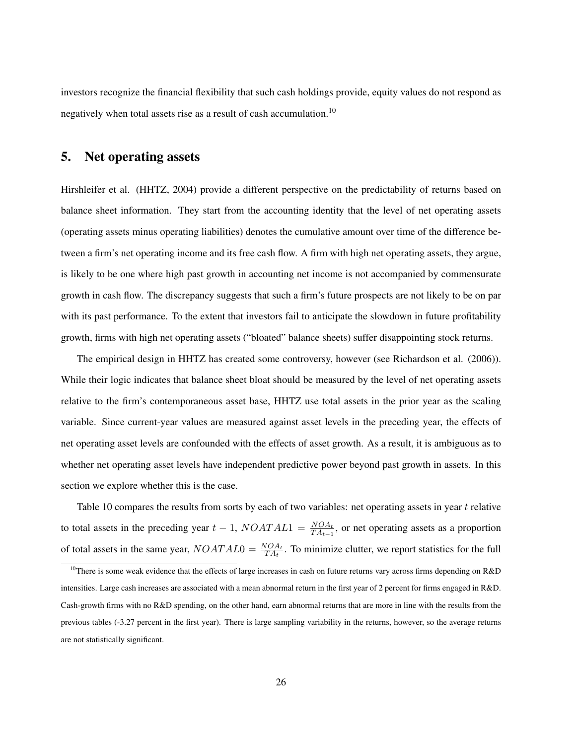investors recognize the financial flexibility that such cash holdings provide, equity values do not respond as negatively when total assets rise as a result of cash accumulation.[10]

## 5. Net operating assets

Hirshleifer et al. (HHTZ, 2004) provide a different perspective on the predictability of returns based on balance sheet information. They start from the accounting identity that the level of net operating assets (operating assets minus operating liabilities) denotes the cumulative amount over time of the difference between a firm's net operating income and its free cash flow. A firm with high net operating assets, they argue, is likely to be one where high past growth in accounting net income is not accompanied by commensurate growth in cash flow. The discrepancy suggests that such a firm's future prospects are not likely to be on par with its past performance. To the extent that investors fail to anticipate the slowdown in future profitability growth, firms with high net operating assets ("bloated" balance sheets) suffer disappointing stock returns.

The empirical design in HHTZ has created some controversy, however (see Richardson et al. (2006)). While their logic indicates that balance sheet bloat should be measured by the level of net operating assets relative to the firm's contemporaneous asset base, HHTZ use total assets in the prior year as the scaling variable. Since current-year values are measured against asset levels in the preceding year, the effects of net operating asset levels are confounded with the effects of asset growth. As a result, it is ambiguous as to whether net operating asset levels have independent predictive power beyond past growth in assets. In this section we explore whether this is the case.

Table 10 compares the results from sorts by each of two variables: net operating assets in year $t$ relative to total assets in the preceding year $t-1$, $NOATAL1 = \frac{NOA_t}{TA_{t-1}}$, or net operating assets as a proportion of total assets in the same year, $NOATAL0 = \frac{NOA_t}{TA_t}$. To minimize clutter, we report statistics for the full

[10] There is some weak evidence that the effects of large increases in cash on future returns vary across firms depending on R&D intensities. Large cash increases are associated with a mean abnormal return in the first year of 2 percent for firms engaged in R&D. Cash-growth firms with no R&D spending, on the other hand, earn abnormal returns that are more in line with the results from the previous tables (-3.27 percent in the first year). There is large sampling variability in the returns, however, so the average returns are not statistically significant.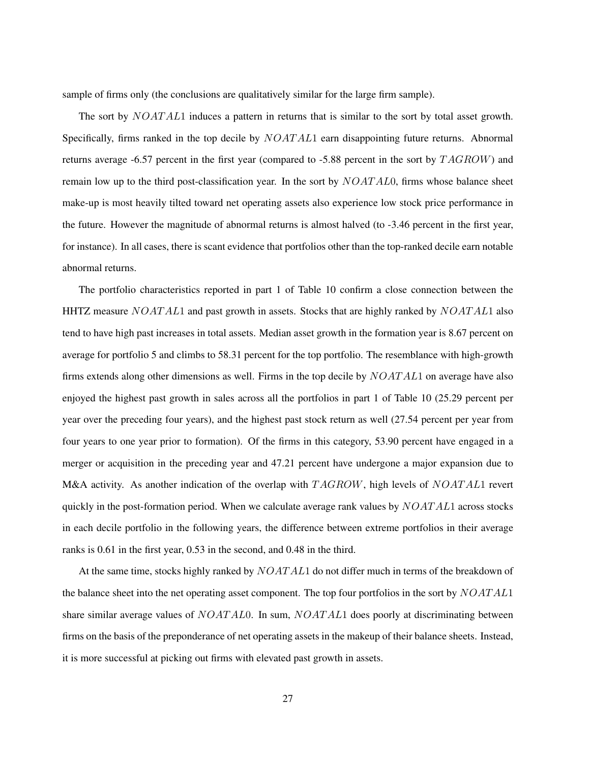sample of firms only (the conclusions are qualitatively similar for the large firm sample).

The sort by $NOATAL1$ induces a pattern in returns that is similar to the sort by total asset growth. Specifically, firms ranked in the top decile by $NOATAL1$ earn disappointing future returns. Abnormal returns average -6.57 percent in the first year (compared to -5.88 percent in the sort by $TAGROW$) and remain low up to the third post-classification year. In the sort by $NOATAL0$, firms whose balance sheet make-up is most heavily tilted toward net operating assets also experience low stock price performance in the future. However the magnitude of abnormal returns is almost halved (to -3.46 percent in the first year, for instance). In all cases, there is scant evidence that portfolios other than the top-ranked decile earn notable abnormal returns.

The portfolio characteristics reported in part 1 of Table 10 confirm a close connection between the HHTZ measure $NOATAL1$ and past growth in assets. Stocks that are highly ranked by $NOATAL1$ also tend to have high past increases in total assets. Median asset growth in the formation year is 8.67 percent on average for portfolio 5 and climbs to 58.31 percent for the top portfolio. The resemblance with high-growth firms extends along other dimensions as well. Firms in the top decile by $NOATAL1$ on average have also enjoyed the highest past growth in sales across all the portfolios in part 1 of Table 10 (25.29 percent per year over the preceding four years), and the highest past stock return as well (27.54 percent per year from four years to one year prior to formation). Of the firms in this category, 53.90 percent have engaged in a merger or acquisition in the preceding year and 47.21 percent have undergone a major expansion due to M&A activity. As another indication of the overlap with $TAGROW$, high levels of $NOATAL1$ revert quickly in the post-formation period. When we calculate average rank values by $NOATAL1$ across stocks in each decile portfolio in the following years, the difference between extreme portfolios in their average ranks is 0.61 in the first year, 0.53 in the second, and 0.48 in the third.

At the same time, stocks highly ranked by $NOATAL1$ do not differ much in terms of the breakdown of the balance sheet into the net operating asset component. The top four portfolios in the sort by $NOATAL1$ share similar average values of $NOATAL0$. In sum, $NOATAL1$ does poorly at discriminating between firms on the basis of the preponderance of net operating assets in the makeup of their balance sheets. Instead, it is more successful at picking out firms with elevated past growth in assets.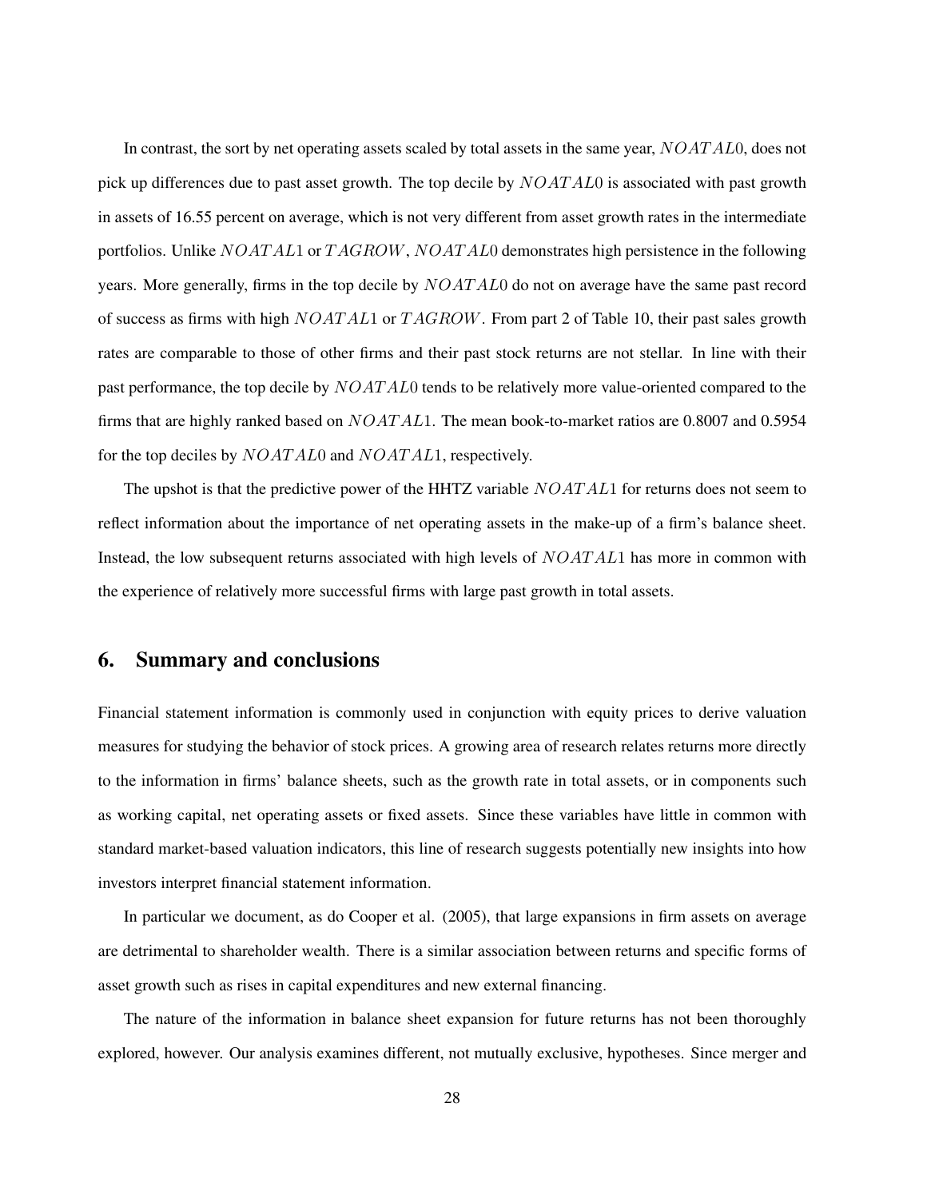In contrast, the sort by net operating assets scaled by total assets in the same year, $NOATAL0$, does not pick up differences due to past asset growth. The top decile by $NOATAL0$ is associated with past growth in assets of 16.55 percent on average, which is not very different from asset growth rates in the intermediate portfolios. Unlike $NOATAL1$ or $TAGROW$, $NOATAL0$ demonstrates high persistence in the following years. More generally, firms in the top decile by $NOATAL0$ do not on average have the same past record of success as firms with high $NOATAL1$ or $TAGROW$. From part 2 of Table 10, their past sales growth rates are comparable to those of other firms and their past stock returns are not stellar. In line with their past performance, the top decile by $NOATAL0$ tends to be relatively more value-oriented compared to the firms that are highly ranked based on $NOATAL1$. The mean book-to-market ratios are 0.8007 and 0.5954 for the top deciles by $NOATAL0$ and $NOATAL1$, respectively.

The upshot is that the predictive power of the HHTZ variable $NOATAL1$ for returns does not seem to reflect information about the importance of net operating assets in the make-up of a firm's balance sheet. Instead, the low subsequent returns associated with high levels of $NOATAL1$ has more in common with the experience of relatively more successful firms with large past growth in total assets.

## 6. Summary and conclusions

Financial statement information is commonly used in conjunction with equity prices to derive valuation measures for studying the behavior of stock prices. A growing area of research relates returns more directly to the information in firms' balance sheets, such as the growth rate in total assets, or in components such as working capital, net operating assets or fixed assets. Since these variables have little in common with standard market-based valuation indicators, this line of research suggests potentially new insights into how investors interpret financial statement information.

In particular we document, as do Cooper et al. (2005), that large expansions in firm assets on average are detrimental to shareholder wealth. There is a similar association between returns and specific forms of asset growth such as rises in capital expenditures and new external financing.

The nature of the information in balance sheet expansion for future returns has not been thoroughly explored, however. Our analysis examines different, not mutually exclusive, hypotheses. Since merger and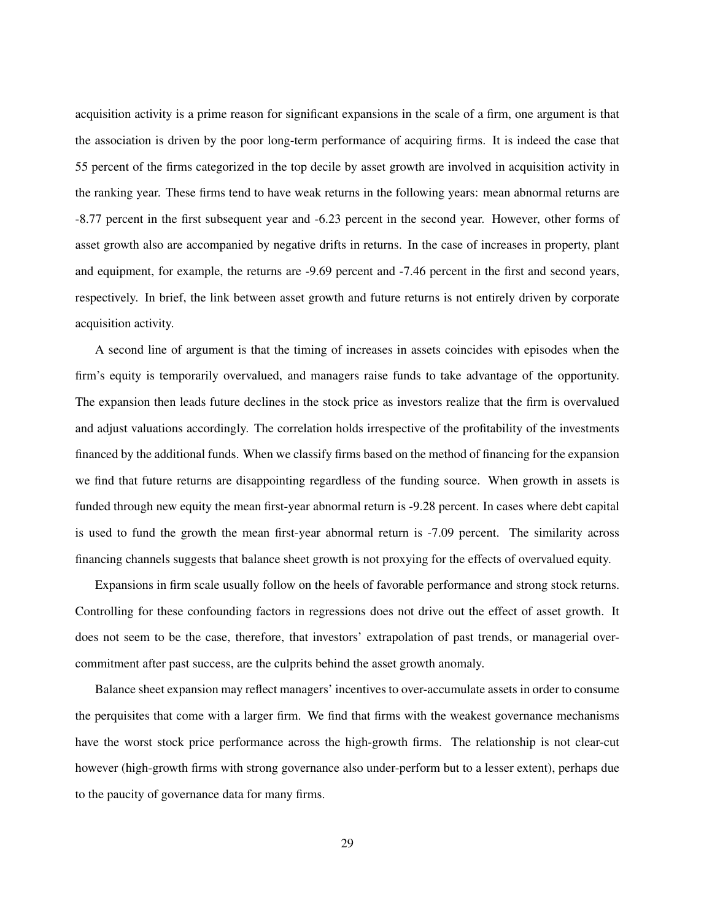acquisition activity is a prime reason for significant expansions in the scale of a firm, one argument is that the association is driven by the poor long-term performance of acquiring firms. It is indeed the case that 55 percent of the firms categorized in the top decile by asset growth are involved in acquisition activity in the ranking year. These firms tend to have weak returns in the following years: mean abnormal returns are -8.77 percent in the first subsequent year and -6.23 percent in the second year. However, other forms of asset growth also are accompanied by negative drifts in returns. In the case of increases in property, plant and equipment, for example, the returns are -9.69 percent and -7.46 percent in the first and second years, respectively. In brief, the link between asset growth and future returns is not entirely driven by corporate acquisition activity.

A second line of argument is that the timing of increases in assets coincides with episodes when the firm's equity is temporarily overvalued, and managers raise funds to take advantage of the opportunity. The expansion then leads future declines in the stock price as investors realize that the firm is overvalued and adjust valuations accordingly. The correlation holds irrespective of the profitability of the investments financed by the additional funds. When we classify firms based on the method of financing for the expansion we find that future returns are disappointing regardless of the funding source. When growth in assets is funded through new equity the mean first-year abnormal return is -9.28 percent. In cases where debt capital is used to fund the growth the mean first-year abnormal return is -7.09 percent. The similarity across financing channels suggests that balance sheet growth is not proxying for the effects of overvalued equity.

Expansions in firm scale usually follow on the heels of favorable performance and strong stock returns. Controlling for these confounding factors in regressions does not drive out the effect of asset growth. It does not seem to be the case, therefore, that investors' extrapolation of past trends, or managerial over-commitment after past success, are the culprits behind the asset growth anomaly.

Balance sheet expansion may reflect managers' incentives to over-accumulate assets in order to consume the perquisites that come with a larger firm. We find that firms with the weakest governance mechanisms have the worst stock price performance across the high-growth firms. The relationship is not clear-cut however (high-growth firms with strong governance also under-perform but to a lesser extent), perhaps due to the paucity of governance data for many firms.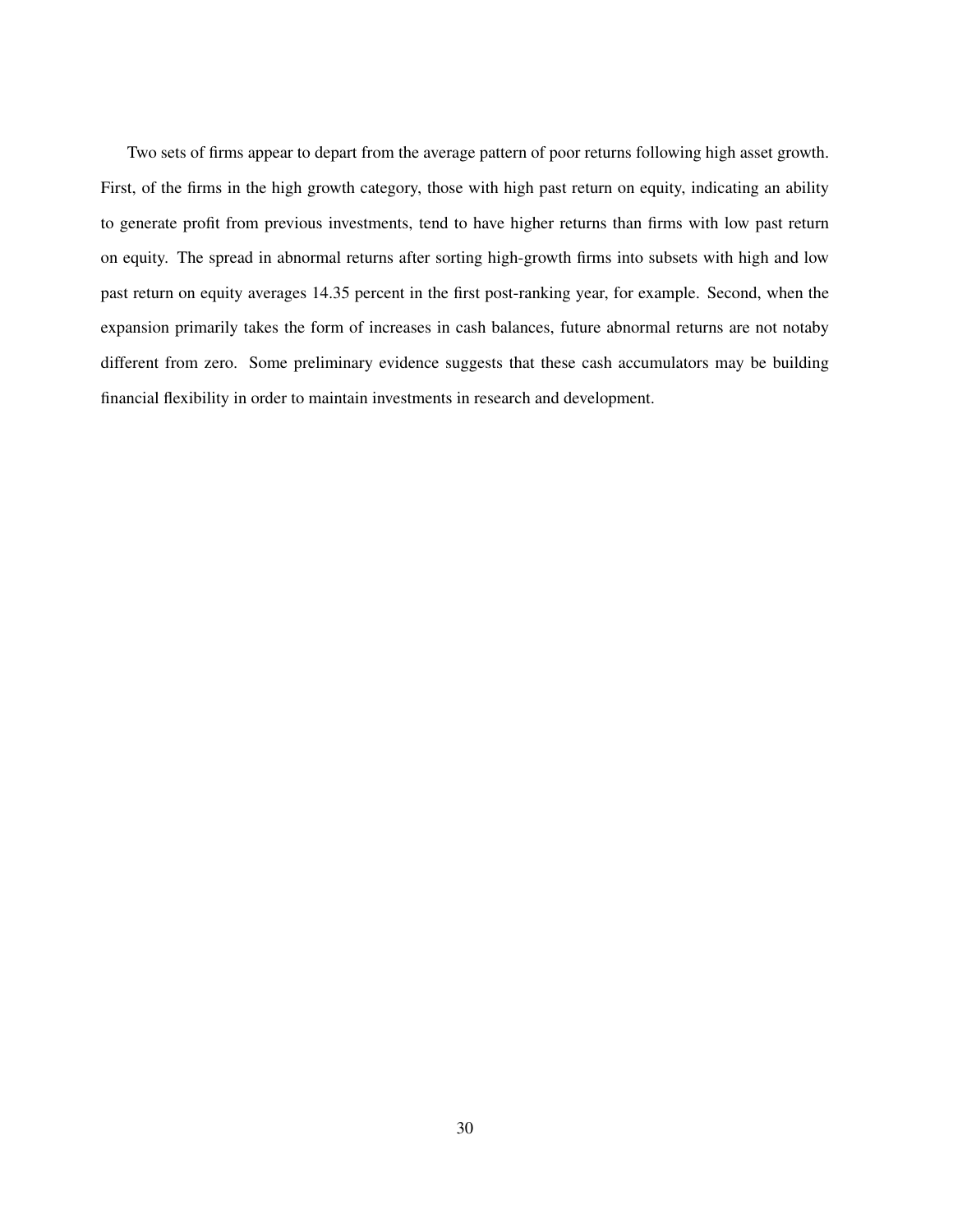Two sets of firms appear to depart from the average pattern of poor returns following high asset growth. First, of the firms in the high growth category, those with high past return on equity, indicating an ability to generate profit from previous investments, tend to have higher returns than firms with low past return on equity. The spread in abnormal returns after sorting high-growth firms into subsets with high and low past return on equity averages 14.35 percent in the first post-ranking year, for example. Second, when the expansion primarily takes the form of increases in cash balances, future abnormal returns are not notaby different from zero. Some preliminary evidence suggests that these cash accumulators may be building financial flexibility in order to maintain investments in research and development.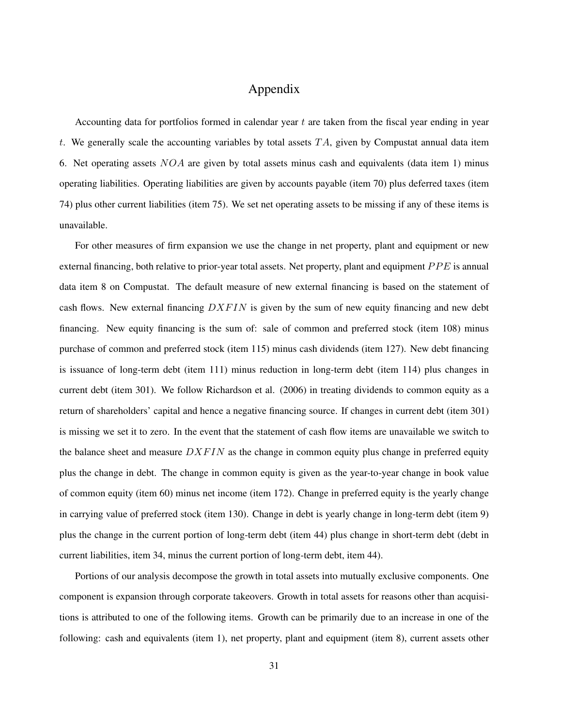# Appendix

Accounting data for portfolios formed in calendar year $t$ are taken from the fiscal year ending in year $t$. We generally scale the accounting variables by total assets $TA$, given by Compustat annual data item 6. Net operating assets $NOA$ are given by total assets minus cash and equivalents (data item 1) minus operating liabilities. Operating liabilities are given by accounts payable (item 70) plus deferred taxes (item 74) plus other current liabilities (item 75). We set net operating assets to be missing if any of these items is unavailable.

For other measures of firm expansion we use the change in net property, plant and equipment or new external financing, both relative to prior-year total assets. Net property, plant and equipment $PPE$ is annual data item 8 on Compustat. The default measure of new external financing is based on the statement of cash flows. New external financing $DXFIN$ is given by the sum of new equity financing and new debt financing. New equity financing is the sum of: sale of common and preferred stock (item 108) minus purchase of common and preferred stock (item 115) minus cash dividends (item 127). New debt financing is issuance of long-term debt (item 111) minus reduction in long-term debt (item 114) plus changes in current debt (item 301). We follow Richardson et al. (2006) in treating dividends to common equity as a return of shareholders' capital and hence a negative financing source. If changes in current debt (item 301) is missing we set it to zero. In the event that the statement of cash flow items are unavailable we switch to the balance sheet and measure $DXFIN$ as the change in common equity plus change in preferred equity plus the change in debt. The change in common equity is given as the year-to-year change in book value of common equity (item 60) minus net income (item 172). Change in preferred equity is the yearly change in carrying value of preferred stock (item 130). Change in debt is yearly change in long-term debt (item 9) plus the change in the current portion of long-term debt (item 44) plus change in short-term debt (debt in current liabilities, item 34, minus the current portion of long-term debt, item 44).

Portions of our analysis decompose the growth in total assets into mutually exclusive components. One component is expansion through corporate takeovers. Growth in total assets for reasons other than acquisitions is attributed to one of the following items. Growth can be primarily due to an increase in one of the following: cash and equivalents (item 1), net property, plant and equipment (item 8), current assets other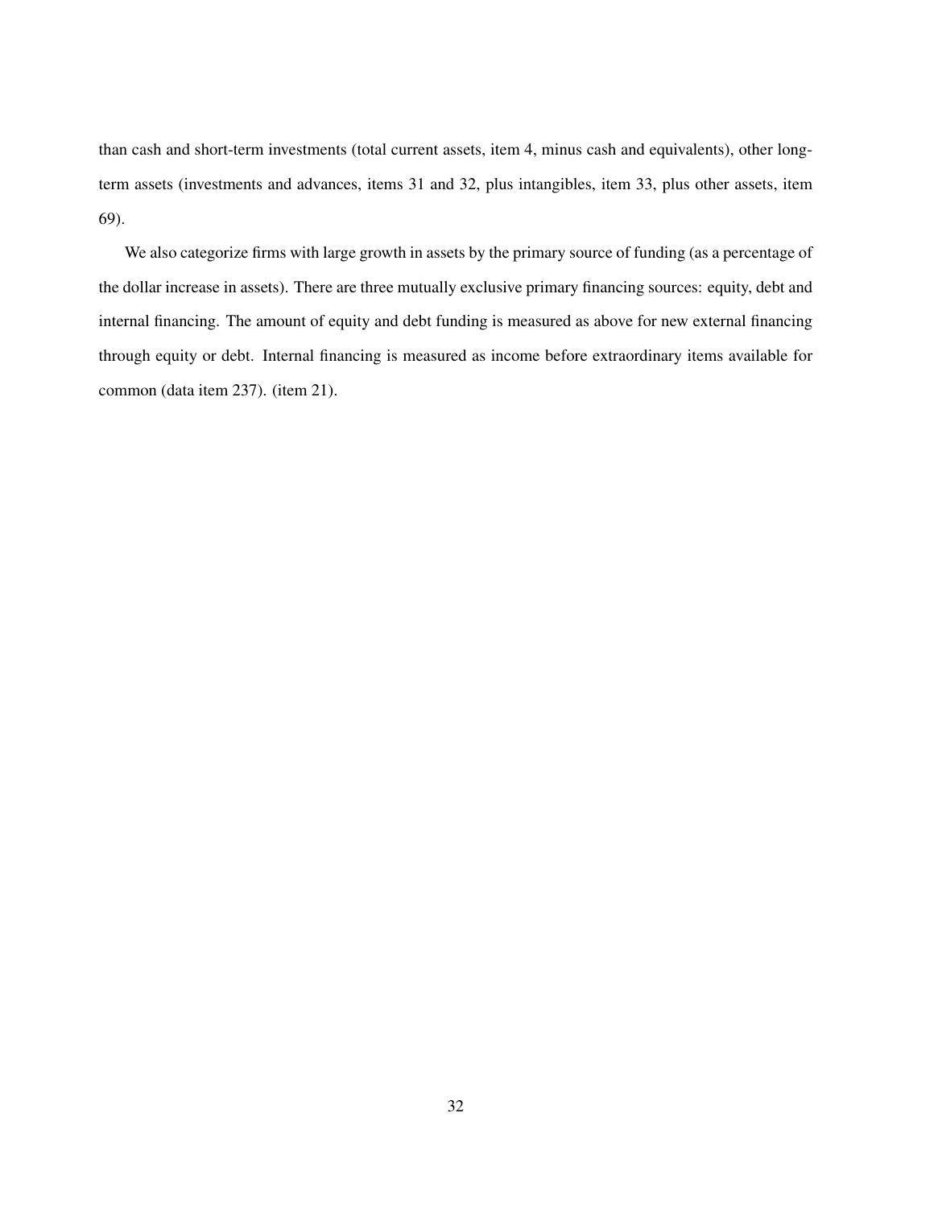than cash and short-term investments (total current assets, item 4, minus cash and equivalents), other long-term assets (investments and advances, items 31 and 32, plus intangibles, item 33, plus other assets, item 69).

We also categorize firms with large growth in assets by the primary source of funding (as a percentage of the dollar increase in assets). There are three mutually exclusive primary financing sources: equity, debt and internal financing. The amount of equity and debt funding is measured as above for new external financing through equity or debt. Internal financing is measured as income before extraordinary items available for common (data item 237). (item 21).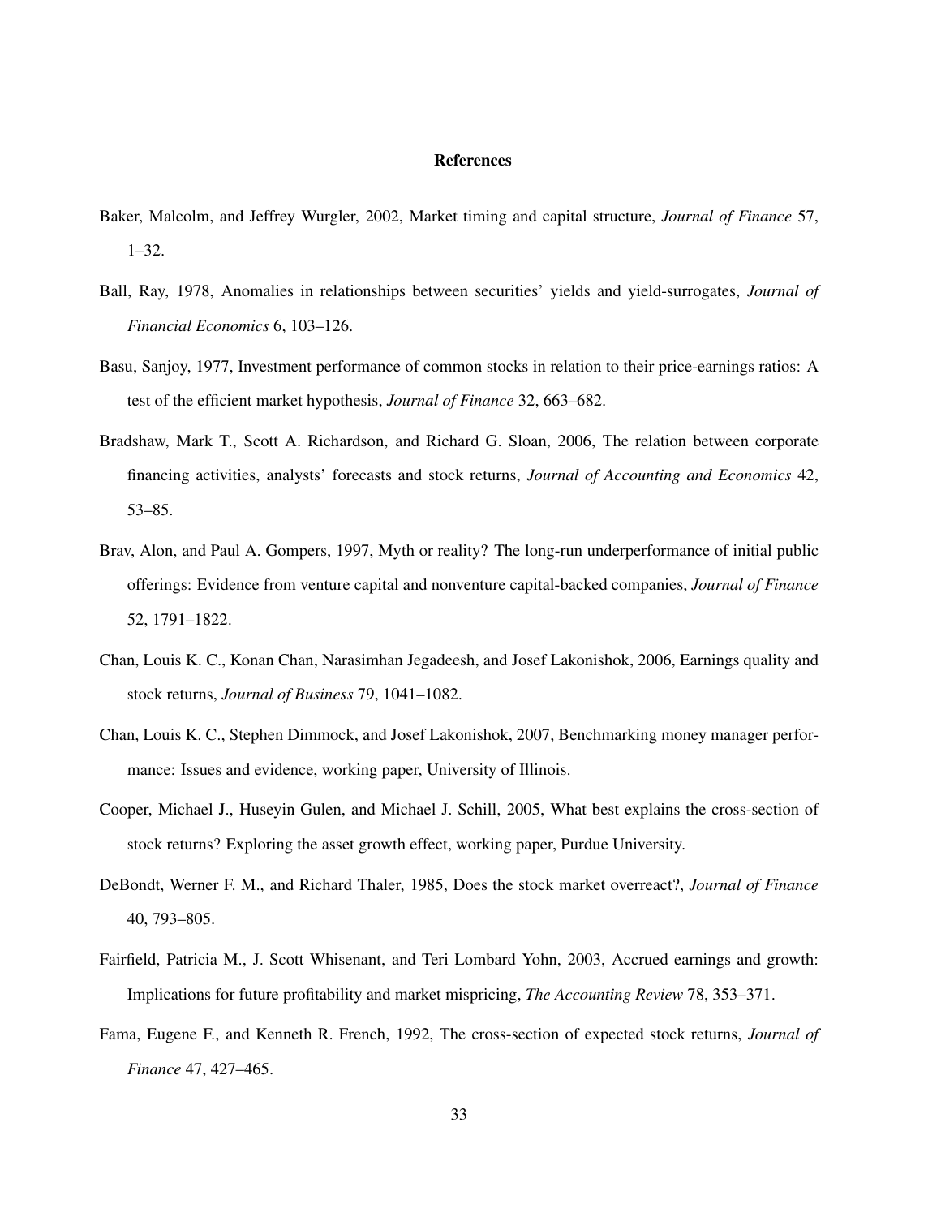# References

Baker, Malcolm, and Jeffrey Wurgler, 2002, Market timing and capital structure, *Journal of Finance* 57, 1–32.

Ball, Ray, 1978, Anomalies in relationships between securities' yields and yield-surrogates, *Journal of Financial Economics* 6, 103–126.

Basu, Sanjoy, 1977, Investment performance of common stocks in relation to their price-earnings ratios: A test of the efficient market hypothesis, *Journal of Finance* 32, 663–682.

Bradshaw, Mark T., Scott A. Richardson, and Richard G. Sloan, 2006, The relation between corporate financing activities, analysts' forecasts and stock returns, *Journal of Accounting and Economics* 42, 53–85.

Brav, Alon, and Paul A. Gompers, 1997, Myth or reality? The long-run underperformance of initial public offerings: Evidence from venture capital and nonventure capital-backed companies, *Journal of Finance* 52, 1791–1822.

Chan, Louis K. C., Konan Chan, Narasimhan Jegadeesh, and Josef Lakonishok, 2006, Earnings quality and stock returns, *Journal of Business* 79, 1041–1082.

Chan, Louis K. C., Stephen Dimmock, and Josef Lakonishok, 2007, Benchmarking money manager performance: Issues and evidence, working paper, University of Illinois.

Cooper, Michael J., Huseyin Gulen, and Michael J. Schill, 2005, What best explains the cross-section of stock returns? Exploring the asset growth effect, working paper, Purdue University.

DeBondt, Werner F. M., and Richard Thaler, 1985, Does the stock market overreact?, *Journal of Finance* 40, 793–805.

Fairfield, Patricia M., J. Scott Whisenant, and Teri Lombard Yohn, 2003, Accrued earnings and growth: Implications for future profitability and market mispricing, *The Accounting Review* 78, 353–371.

Fama, Eugene F., and Kenneth R. French, 1992, The cross-section of expected stock returns, *Journal of Finance* 47, 427–465.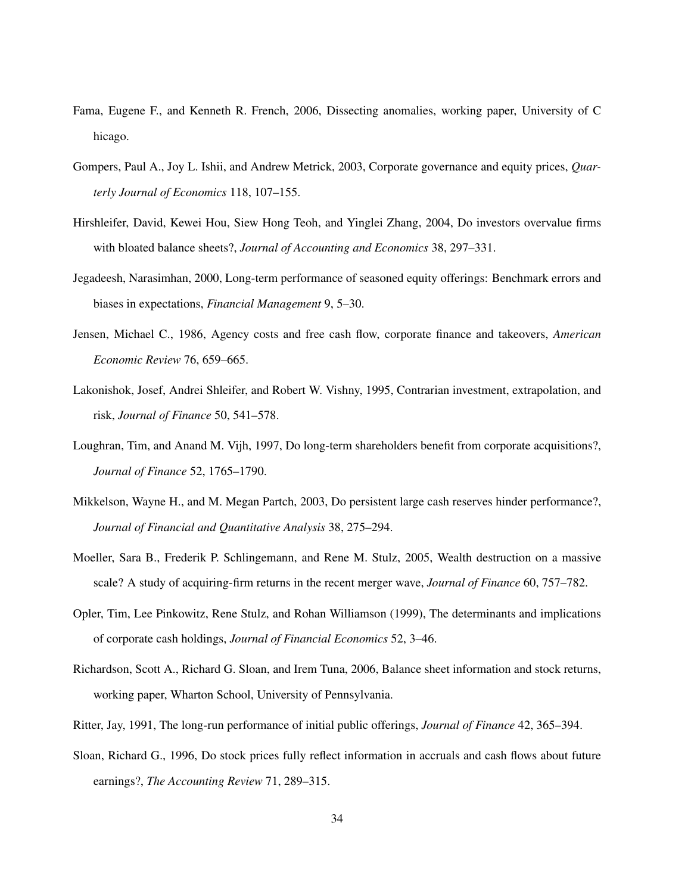Fama, Eugene F., and Kenneth R. French, 2006, Dissecting anomalies, working paper, University of C hicago.

Gompers, Paul A., Joy L. Ishii, and Andrew Metrick, 2003, Corporate governance and equity prices, *Quarterly Journal of Economics* 118, 107–155.

Hirshleifer, David, Kewei Hou, Siew Hong Teoh, and Yinglei Zhang, 2004, Do investors overvalue firms with bloated balance sheets?, *Journal of Accounting and Economics* 38, 297–331.

Jegadeesh, Narasimhan, 2000, Long-term performance of seasoned equity offerings: Benchmark errors and biases in expectations, *Financial Management* 9, 5–30.

Jensen, Michael C., 1986, Agency costs and free cash flow, corporate finance and takeovers, *American Economic Review* 76, 659–665.

Lakonishok, Josef, Andrei Shleifer, and Robert W. Vishny, 1995, Contrarian investment, extrapolation, and risk, *Journal of Finance* 50, 541–578.

Loughran, Tim, and Anand M. Vijh, 1997, Do long-term shareholders benefit from corporate acquisitions?, *Journal of Finance* 52, 1765–1790.

Mikkelson, Wayne H., and M. Megan Partch, 2003, Do persistent large cash reserves hinder performance?, *Journal of Financial and Quantitative Analysis* 38, 275–294.

Moeller, Sara B., Frederik P. Schlingemann, and Rene M. Stulz, 2005, Wealth destruction on a massive scale? A study of acquiring-firm returns in the recent merger wave, *Journal of Finance* 60, 757–782.

Opler, Tim, Lee Pinkowitz, Rene Stulz, and Rohan Williamson (1999), The determinants and implications of corporate cash holdings, *Journal of Financial Economics* 52, 3–46.

Richardson, Scott A., Richard G. Sloan, and Irem Tuna, 2006, Balance sheet information and stock returns, working paper, Wharton School, University of Pennsylvania.

Ritter, Jay, 1991, The long-run performance of initial public offerings, *Journal of Finance* 42, 365–394.

Sloan, Richard G., 1996, Do stock prices fully reflect information in accruals and cash flows about future earnings?, *The Accounting Review* 71, 289–315.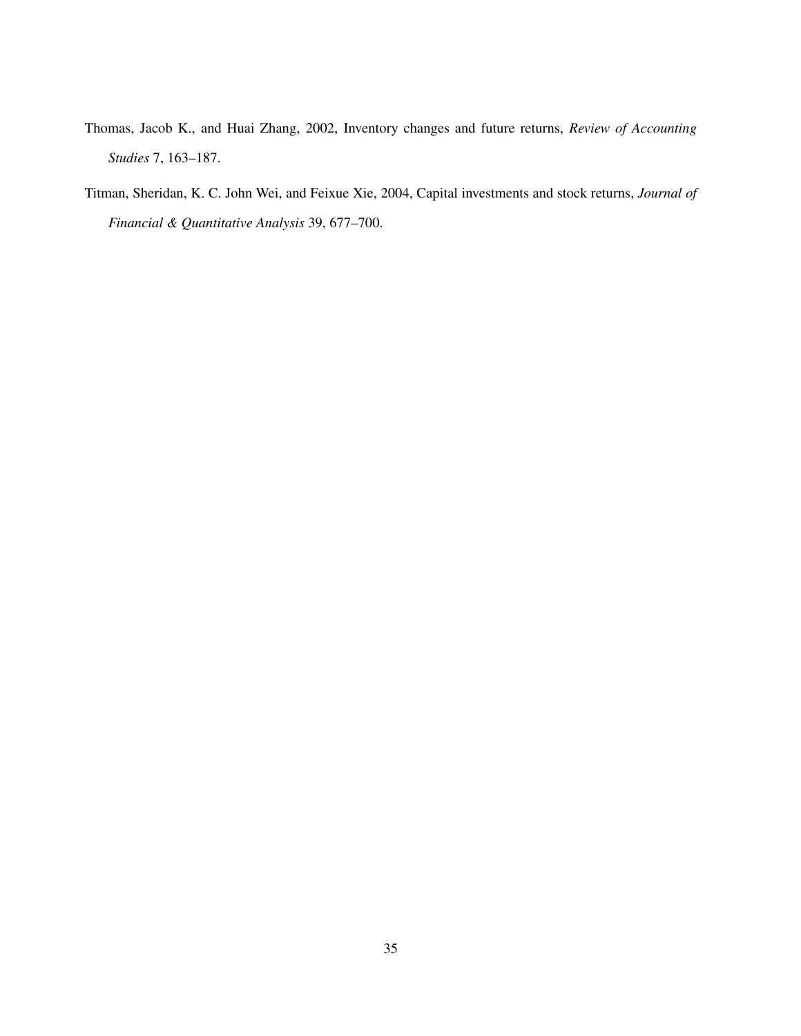Thomas, Jacob K., and Huai Zhang, 2002, Inventory changes and future returns, *Review of Accounting Studies* 7, 163–187.

Titman, Sheridan, K. C. John Wei, and Feixue Xie, 2004, Capital investments and stock returns, *Journal of Financial & Quantitative Analysis* 39, 677–700.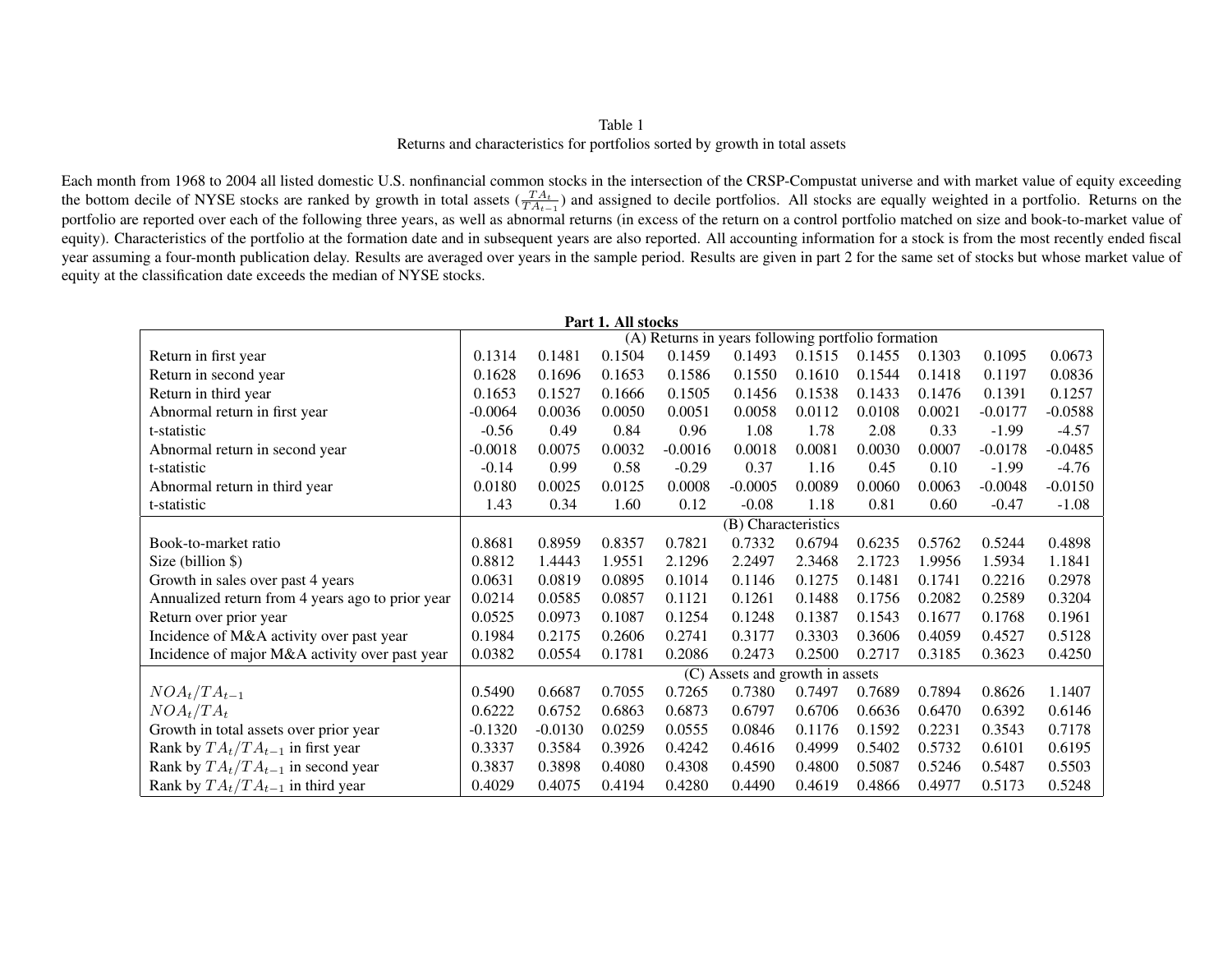Table 1

Returns and characteristics for portfolios sorted by growth in total assets

Each month from 1968 to 2004 all listed domestic U.S. nonfinancial common stocks in the intersection of the CRSP-Compustat universe and with market value of equity exceeding the bottom decile of NYSE stocks are ranked by growth in total assets ($\frac{TA_t}{TA_{t-1}}$) and assigned to decile portfolios. All stocks are equally weighted in a portfolio. Returns on the portfolio are reported over each of the following three years, as well as abnormal returns (in excess of the return on a control portfolio matched on size and book-to-market value of equity). Characteristics of the portfolio at the formation date and in subsequent years are also reported. All accounting information for a stock is from the most recently ended fiscal year assuming a four-month publication delay. Results are averaged over years in the sample period. Results are given in part 2 for the same set of stocks but whose market value of equity at the classification date exceeds the median of NYSE stocks.

**Part 1. All stocks**

| | | | | | | | | | | |
|---|---|---|---|---|---|---|---|---|---|---|
| | (A) Returns in years following portfolio formation | | | | | | | | | |
| Return in first year | 0.1314 | 0.1481 | 0.1504 | 0.1459 | 0.1493 | 0.1515 | 0.1455 | 0.1303 | 0.1095 | 0.0673 |
| Return in second year | 0.1628 | 0.1696 | 0.1653 | 0.1586 | 0.1550 | 0.1610 | 0.1544 | 0.1418 | 0.1197 | 0.0836 |
| Return in third year | 0.1653 | 0.1527 | 0.1666 | 0.1505 | 0.1456 | 0.1538 | 0.1433 | 0.1476 | 0.1391 | 0.1257 |
| Abnormal return in first year | -0.0064 | 0.0036 | 0.0050 | 0.0051 | 0.0058 | 0.0112 | 0.0108 | 0.0021 | -0.0177 | -0.0588 |
| t-statistic | -0.56 | 0.49 | 0.84 | 0.96 | 1.08 | 1.78 | 2.08 | 0.33 | -1.99 | -4.57 |
| Abnormal return in second year | -0.0018 | 0.0075 | 0.0032 | -0.0016 | 0.0018 | 0.0081 | 0.0030 | 0.0007 | -0.0178 | -0.0485 |
| t-statistic | -0.14 | 0.99 | 0.58 | -0.29 | 0.37 | 1.16 | 0.45 | 0.10 | -1.99 | -4.76 |
| Abnormal return in third year | 0.0180 | 0.0025 | 0.0125 | 0.0008 | -0.0005 | 0.0089 | 0.0060 | 0.0063 | -0.0048 | -0.0150 |
| t-statistic | 1.43 | 0.34 | 1.60 | 0.12 | -0.08 | 1.18 | 0.81 | 0.60 | -0.47 | -1.08 |
| | (B) Characteristics | | | | | | | | | |
| Book-to-market ratio | 0.8681 | 0.8959 | 0.8357 | 0.7821 | 0.7332 | 0.6794 | 0.6235 | 0.5762 | 0.5244 | 0.4898 |
| Size (billion $) | 0.8812 | 1.4443 | 1.9551 | 2.1296 | 2.2497 | 2.3468 | 2.1723 | 1.9956 | 1.5934 | 1.1841 |
| Growth in sales over past 4 years | 0.0631 | 0.0819 | 0.0895 | 0.1014 | 0.1146 | 0.1275 | 0.1481 | 0.1741 | 0.2216 | 0.2978 |
| Annualized return from 4 years ago to prior year | 0.0214 | 0.0585 | 0.0857 | 0.1121 | 0.1261 | 0.1488 | 0.1756 | 0.2082 | 0.2589 | 0.3204 |
| Return over prior year | 0.0525 | 0.0973 | 0.1087 | 0.1254 | 0.1248 | 0.1387 | 0.1543 | 0.1677 | 0.1768 | 0.1961 |
| Incidence of M&A activity over past year | 0.1984 | 0.2175 | 0.2606 | 0.2741 | 0.3177 | 0.3303 | 0.3606 | 0.4059 | 0.4527 | 0.5128 |
| Incidence of major M&A activity over past year | 0.0382 | 0.0554 | 0.1781 | 0.2086 | 0.2473 | 0.2500 | 0.2717 | 0.3185 | 0.3623 | 0.4250 |
| | (C) Assets and growth in assets | | | | | | | | | |
| $NOA_t/TA_{t-1}$ | 0.5490 | 0.6687 | 0.7055 | 0.7265 | 0.7380 | 0.7497 | 0.7689 | 0.7894 | 0.8626 | 1.1407 |
| $NOA_t/TA_t$ | 0.6222 | 0.6752 | 0.6863 | 0.6873 | 0.6797 | 0.6706 | 0.6636 | 0.6470 | 0.6392 | 0.6146 |
| Growth in total assets over prior year | -0.1320 | -0.0130 | 0.0259 | 0.0555 | 0.0846 | 0.1176 | 0.1592 | 0.2231 | 0.3543 | 0.7178 |
| Rank by $TA_t/TA_{t-1}$ in first year | 0.3337 | 0.3584 | 0.3926 | 0.4242 | 0.4616 | 0.4999 | 0.5402 | 0.5732 | 0.6101 | 0.6195 |
| Rank by $TA_t/TA_{t-1}$ in second year | 0.3837 | 0.3898 | 0.4080 | 0.4308 | 0.4590 | 0.4800 | 0.5087 | 0.5246 | 0.5487 | 0.5503 |
| Rank by $TA_t/TA_{t-1}$ in third year | 0.4029 | 0.4075 | 0.4194 | 0.4280 | 0.4490 | 0.4619 | 0.4866 | 0.4977 | 0.5173 | 0.5248 |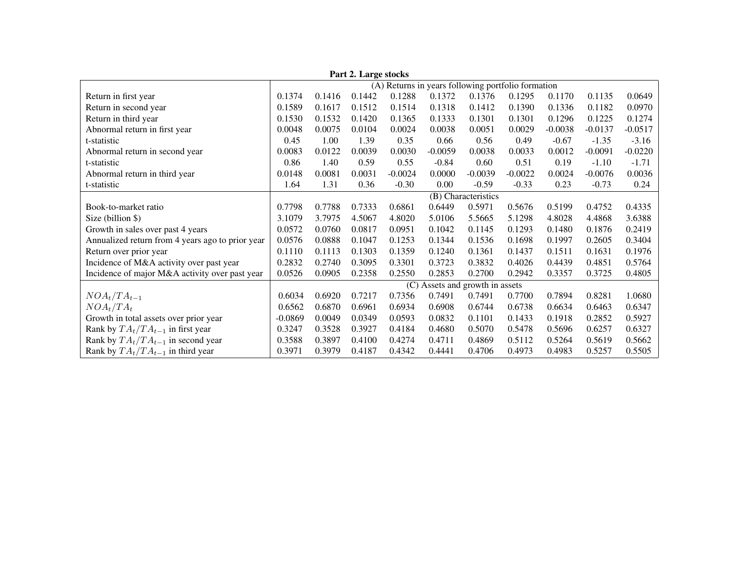**Part 2. Large stocks**

| | | | | | | | | | | |
|---|---|---|---|---|---|---|---|---|---|---|
| | (A) Returns in years following portfolio formation | | | | | | | | | |
| Return in first year | 0.1374 | 0.1416 | 0.1442 | 0.1288 | 0.1372 | 0.1376 | 0.1295 | 0.1170 | 0.1135 | 0.0649 |
| Return in second year | 0.1589 | 0.1617 | 0.1512 | 0.1514 | 0.1318 | 0.1412 | 0.1390 | 0.1336 | 0.1182 | 0.0970 |
| Return in third year | 0.1530 | 0.1532 | 0.1420 | 0.1365 | 0.1333 | 0.1301 | 0.1301 | 0.1296 | 0.1225 | 0.1274 |
| Abnormal return in first year | 0.0048 | 0.0075 | 0.0104 | 0.0024 | 0.0038 | 0.0051 | 0.0029 | -0.0038 | -0.0137 | -0.0517 |
| t-statistic | 0.45 | 1.00 | 1.39 | 0.35 | 0.66 | 0.56 | 0.49 | -0.67 | -1.35 | -3.16 |
| Abnormal return in second year | 0.0083 | 0.0122 | 0.0039 | 0.0030 | -0.0059 | 0.0038 | 0.0033 | 0.0012 | -0.0091 | -0.0220 |
| t-statistic | 0.86 | 1.40 | 0.59 | 0.55 | -0.84 | 0.60 | 0.51 | 0.19 | -1.10 | -1.71 |
| Abnormal return in third year | 0.0148 | 0.0081 | 0.0031 | -0.0024 | 0.0000 | -0.0039 | -0.0022 | 0.0024 | -0.0076 | 0.0036 |
| t-statistic | 1.64 | 1.31 | 0.36 | -0.30 | 0.00 | -0.59 | -0.33 | 0.23 | -0.73 | 0.24 |
| | (B) Characteristics | | | | | | | | | |
| Book-to-market ratio | 0.7798 | 0.7788 | 0.7333 | 0.6861 | 0.6449 | 0.5971 | 0.5676 | 0.5199 | 0.4752 | 0.4335 |
| Size (billion $) | 3.1079 | 3.7975 | 4.5067 | 4.8020 | 5.0106 | 5.5665 | 5.1298 | 4.8028 | 4.4868 | 3.6388 |
| Growth in sales over past 4 years | 0.0572 | 0.0760 | 0.0817 | 0.0951 | 0.1042 | 0.1145 | 0.1293 | 0.1480 | 0.1876 | 0.2419 |
| Annualized return from 4 years ago to prior year | 0.0576 | 0.0888 | 0.1047 | 0.1253 | 0.1344 | 0.1536 | 0.1698 | 0.1997 | 0.2605 | 0.3404 |
| Return over prior year | 0.1110 | 0.1113 | 0.1303 | 0.1359 | 0.1240 | 0.1361 | 0.1437 | 0.1511 | 0.1631 | 0.1976 |
| Incidence of M&A activity over past year | 0.2832 | 0.2740 | 0.3095 | 0.3301 | 0.3723 | 0.3832 | 0.4026 | 0.4439 | 0.4851 | 0.5764 |
| Incidence of major M&A activity over past year | 0.0526 | 0.0905 | 0.2358 | 0.2550 | 0.2853 | 0.2700 | 0.2942 | 0.3357 | 0.3725 | 0.4805 |
| | (C) Assets and growth in assets | | | | | | | | | |
| $NOA_t/TA_{t-1}$ | 0.6034 | 0.6920 | 0.7217 | 0.7356 | 0.7491 | 0.7491 | 0.7700 | 0.7894 | 0.8281 | 1.0680 |
| $NOA_t/TA_t$ | 0.6562 | 0.6870 | 0.6961 | 0.6934 | 0.6908 | 0.6744 | 0.6738 | 0.6634 | 0.6463 | 0.6347 |
| Growth in total assets over prior year | -0.0869 | 0.0049 | 0.0349 | 0.0593 | 0.0832 | 0.1101 | 0.1433 | 0.1918 | 0.2852 | 0.5927 |
| Rank by $TA_t/TA_{t-1}$ in first year | 0.3247 | 0.3528 | 0.3927 | 0.4184 | 0.4680 | 0.5070 | 0.5478 | 0.5696 | 0.6257 | 0.6327 |
| Rank by $TA_t/TA_{t-1}$ in second year | 0.3588 | 0.3897 | 0.4100 | 0.4274 | 0.4711 | 0.4869 | 0.5112 | 0.5264 | 0.5619 | 0.5662 |
| Rank by $TA_t/TA_{t-1}$ in third year | 0.3971 | 0.3979 | 0.4187 | 0.4342 | 0.4441 | 0.4706 | 0.4973 | 0.4983 | 0.5257 | 0.5505 |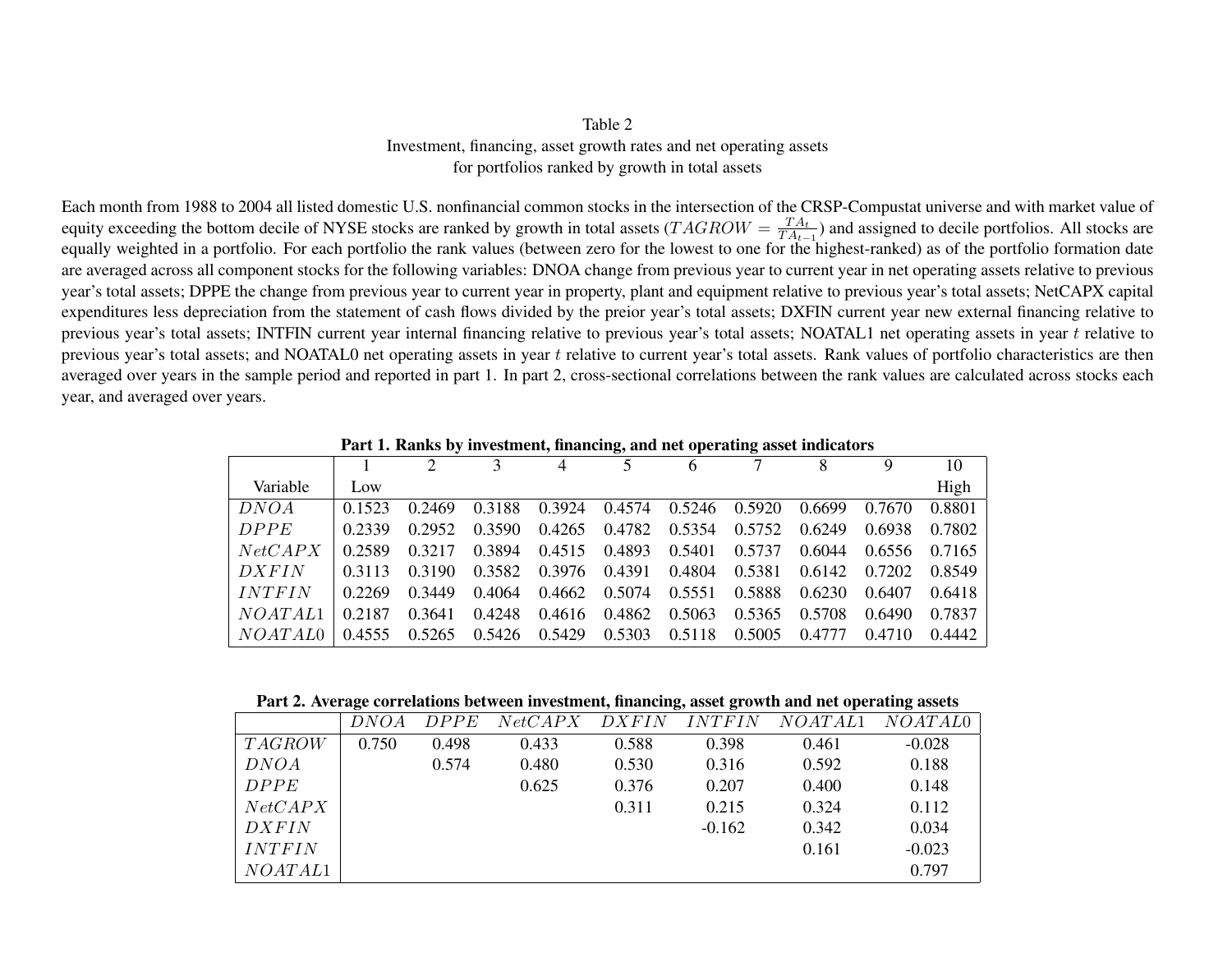Table 2
Investment, financing, asset growth rates and net operating assets
for portfolios ranked by growth in total assets

Each month from 1988 to 2004 all listed domestic U.S. nonfinancial common stocks in the intersection of the CRSP-Compustat universe and with market value of equity exceeding the bottom decile of NYSE stocks are ranked by growth in total assets ($TAGROW = \frac{TA_t}{TA_{t-1}}$) and assigned to decile portfolios. All stocks are equally weighted in a portfolio. For each portfolio the rank values (between zero for the lowest to one for the highest-ranked) as of the portfolio formation date are averaged across all component stocks for the following variables: DNOA change from previous year to current year in net operating assets relative to previous year's total assets; DPPE the change from previous year to current year in property, plant and equipment relative to previous year's total assets; NetCAPX capital expenditures less depreciation from the statement of cash flows divided by the preior year's total assets; DXFIN current year new external financing relative to previous year's total assets; INTFIN current year internal financing relative to previous year's total assets; NOATAL1 net operating assets in year $t$ relative to previous year's total assets; and NOATAL0 net operating assets in year $t$ relative to current year's total assets. Rank values of portfolio characteristics are then averaged over years in the sample period and reported in part 1. In part 2, cross-sectional correlations between the rank values are calculated across stocks each year, and averaged over years.

**Part 1. Ranks by investment, financing, and net operating asset indicators**

| Variable | 1 Low | 2 | 3 | 4 | 5 | 6 | 7 | 8 | 9 | 10 High |
|---|---|---|---|---|---|---|---|---|---|---|
| $DNOA$ | 0.1523 | 0.2469 | 0.3188 | 0.3924 | 0.4574 | 0.5246 | 0.5920 | 0.6699 | 0.7670 | 0.8801 |
| $DPPE$ | 0.2339 | 0.2952 | 0.3590 | 0.4265 | 0.4782 | 0.5354 | 0.5752 | 0.6249 | 0.6938 | 0.7802 |
| $NetCAPX$ | 0.2589 | 0.3217 | 0.3894 | 0.4515 | 0.4893 | 0.5401 | 0.5737 | 0.6044 | 0.6556 | 0.7165 |
| $DXFIN$ | 0.3113 | 0.3190 | 0.3582 | 0.3976 | 0.4391 | 0.4804 | 0.5381 | 0.6142 | 0.7202 | 0.8549 |
| $INTFIN$ | 0.2269 | 0.3449 | 0.4064 | 0.4662 | 0.5074 | 0.5551 | 0.5888 | 0.6230 | 0.6407 | 0.6418 |
| $NOATAL1$ | 0.2187 | 0.3641 | 0.4248 | 0.4616 | 0.4862 | 0.5063 | 0.5365 | 0.5708 | 0.6490 | 0.7837 |
| $NOATAL0$ | 0.4555 | 0.5265 | 0.5426 | 0.5429 | 0.5303 | 0.5118 | 0.5005 | 0.4777 | 0.4710 | 0.4442 |

**Part 2. Average correlations between investment, financing, asset growth and net operating assets**

| | $DNOA$ | $DPPE$ | $NetCAPX$ | $DXFIN$ | $INTFIN$ | $NOATAL1$ | $NOATAL0$ |
|---|---|---|---|---|---|---|---|
| $TAGROW$ | 0.750 | 0.498 | 0.433 | 0.588 | 0.398 | 0.461 | -0.028 |
| $DNOA$ | | 0.574 | 0.480 | 0.530 | 0.316 | 0.592 | 0.188 |
| $DPPE$ | | | 0.625 | 0.376 | 0.207 | 0.400 | 0.148 |
| $NetCAPX$ | | | | 0.311 | 0.215 | 0.324 | 0.112 |
| $DXFIN$ | | | | | -0.162 | 0.342 | 0.034 |
| $INTFIN$ | | | | | | 0.161 | -0.023 |
| $NOATAL1$ | | | | | | | 0.797 |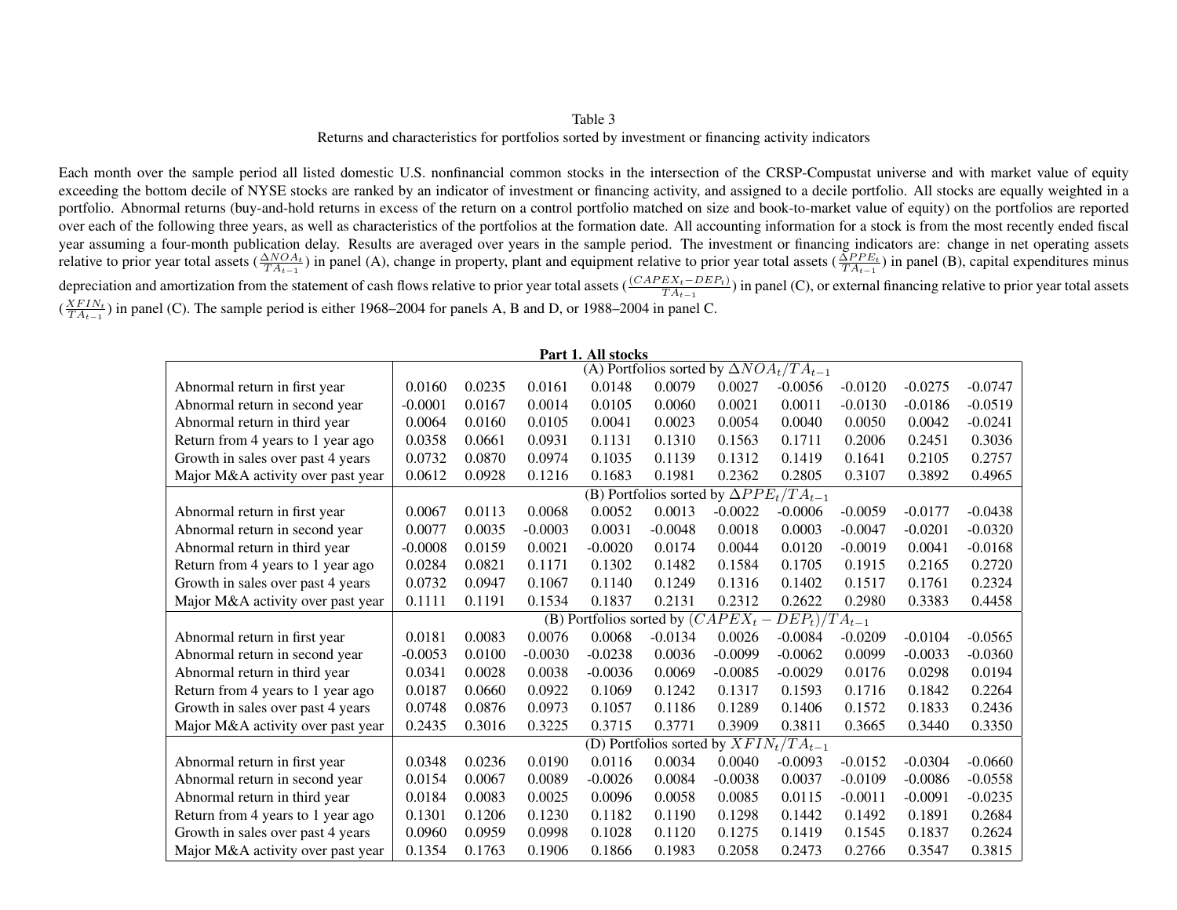Table 3

Returns and characteristics for portfolios sorted by investment or financing activity indicators

Each month over the sample period all listed domestic U.S. nonfinancial common stocks in the intersection of the CRSP-Compustat universe and with market value of equity exceeding the bottom decile of NYSE stocks are ranked by an indicator of investment or financing activity, and assigned to a decile portfolio. All stocks are equally weighted in a portfolio. Abnormal returns (buy-and-hold returns in excess of the return on a control portfolio matched on size and book-to-market value of equity) on the portfolios are reported over each of the following three years, as well as characteristics of the portfolios at the formation date. All accounting information for a stock is from the most recently ended fiscal year assuming a four-month publication delay. Results are averaged over years in the sample period. The investment or financing indicators are: change in net operating assets relative to prior year total assets ($\frac{\Delta NOA_t}{TA_{t-1}}$) in panel (A), change in property, plant and equipment relative to prior year total assets ($\frac{\Delta PPE_t}{TA_{t-1}}$) in panel (B), capital expenditures minus depreciation and amortization from the statement of cash flows relative to prior year total assets ($\frac{(CAPEX_t - DEP_t)}{TA_{t-1}}$) in panel (C), or external financing relative to prior year total assets ($\frac{XFIN_t}{TA_{t-1}}$) in panel (C). The sample period is either 1968–2004 for panels A, B and D, or 1988–2004 in panel C.

**Part 1. All stocks**

| | | | | | | | | | | |
|---|---|---|---|---|---|---|---|---|---|---|
| | (A) Portfolios sorted by $\Delta NOA_t/TA_{t-1}$ | | | | | | | | | |
| Abnormal return in first year | 0.0160 | 0.0235 | 0.0161 | 0.0148 | 0.0079 | 0.0027 | -0.0056 | -0.0120 | -0.0275 | -0.0747 |
| Abnormal return in second year | -0.0001 | 0.0167 | 0.0014 | 0.0105 | 0.0060 | 0.0021 | 0.0011 | -0.0130 | -0.0186 | -0.0519 |
| Abnormal return in third year | 0.0064 | 0.0160 | 0.0105 | 0.0041 | 0.0023 | 0.0054 | 0.0040 | 0.0050 | 0.0042 | -0.0241 |
| Return from 4 years to 1 year ago | 0.0358 | 0.0661 | 0.0931 | 0.1131 | 0.1310 | 0.1563 | 0.1711 | 0.2006 | 0.2451 | 0.3036 |
| Growth in sales over past 4 years | 0.0732 | 0.0870 | 0.0974 | 0.1035 | 0.1139 | 0.1312 | 0.1419 | 0.1641 | 0.2105 | 0.2757 |
| Major M&A activity over past year | 0.0612 | 0.0928 | 0.1216 | 0.1683 | 0.1981 | 0.2362 | 0.2805 | 0.3107 | 0.3892 | 0.4965 |
| | (B) Portfolios sorted by $\Delta PPE_t/TA_{t-1}$ | | | | | | | | | |
| Abnormal return in first year | 0.0067 | 0.0113 | 0.0068 | 0.0052 | 0.0013 | -0.0022 | -0.0006 | -0.0059 | -0.0177 | -0.0438 |
| Abnormal return in second year | 0.0077 | 0.0035 | -0.0003 | 0.0031 | -0.0048 | 0.0018 | 0.0003 | -0.0047 | -0.0201 | -0.0320 |
| Abnormal return in third year | -0.0008 | 0.0159 | 0.0021 | -0.0020 | 0.0174 | 0.0044 | 0.0120 | -0.0019 | 0.0041 | -0.0168 |
| Return from 4 years to 1 year ago | 0.0284 | 0.0821 | 0.1171 | 0.1302 | 0.1482 | 0.1584 | 0.1705 | 0.1915 | 0.2165 | 0.2720 |
| Growth in sales over past 4 years | 0.0732 | 0.0947 | 0.1067 | 0.1140 | 0.1249 | 0.1316 | 0.1402 | 0.1517 | 0.1761 | 0.2324 |
| Major M&A activity over past year | 0.1111 | 0.1191 | 0.1534 | 0.1837 | 0.2131 | 0.2312 | 0.2622 | 0.2980 | 0.3383 | 0.4458 |
| | (B) Portfolios sorted by $(CAPEX_t - DEP_t)/TA_{t-1}$ | | | | | | | | | |
| Abnormal return in first year | 0.0181 | 0.0083 | 0.0076 | 0.0068 | -0.0134 | 0.0026 | -0.0084 | -0.0209 | -0.0104 | -0.0565 |
| Abnormal return in second year | -0.0053 | 0.0100 | -0.0030 | -0.0238 | 0.0036 | -0.0099 | -0.0062 | 0.0099 | -0.0033 | -0.0360 |
| Abnormal return in third year | 0.0341 | 0.0028 | 0.0038 | -0.0036 | 0.0069 | -0.0085 | -0.0029 | 0.0176 | 0.0298 | 0.0194 |
| Return from 4 years to 1 year ago | 0.0187 | 0.0660 | 0.0922 | 0.1069 | 0.1242 | 0.1317 | 0.1593 | 0.1716 | 0.1842 | 0.2264 |
| Growth in sales over past 4 years | 0.0748 | 0.0876 | 0.0973 | 0.1057 | 0.1186 | 0.1289 | 0.1406 | 0.1572 | 0.1833 | 0.2436 |
| Major M&A activity over past year | 0.2435 | 0.3016 | 0.3225 | 0.3715 | 0.3771 | 0.3909 | 0.3811 | 0.3665 | 0.3440 | 0.3350 |
| | (D) Portfolios sorted by $XFIN_t/TA_{t-1}$ | | | | | | | | | |
| Abnormal return in first year | 0.0348 | 0.0236 | 0.0190 | 0.0116 | 0.0034 | 0.0040 | -0.0093 | -0.0152 | -0.0304 | -0.0660 |
| Abnormal return in second year | 0.0154 | 0.0067 | 0.0089 | -0.0026 | 0.0084 | -0.0038 | 0.0037 | -0.0109 | -0.0086 | -0.0558 |
| Abnormal return in third year | 0.0184 | 0.0083 | 0.0025 | 0.0096 | 0.0058 | 0.0085 | 0.0115 | -0.0011 | -0.0091 | -0.0235 |
| Return from 4 years to 1 year ago | 0.1301 | 0.1206 | 0.1230 | 0.1182 | 0.1190 | 0.1298 | 0.1442 | 0.1492 | 0.1891 | 0.2684 |
| Growth in sales over past 4 years | 0.0960 | 0.0959 | 0.0998 | 0.1028 | 0.1120 | 0.1275 | 0.1419 | 0.1545 | 0.1837 | 0.2624 |
| Major M&A activity over past year | 0.1354 | 0.1763 | 0.1906 | 0.1866 | 0.1983 | 0.2058 | 0.2473 | 0.2766 | 0.3547 | 0.3815 |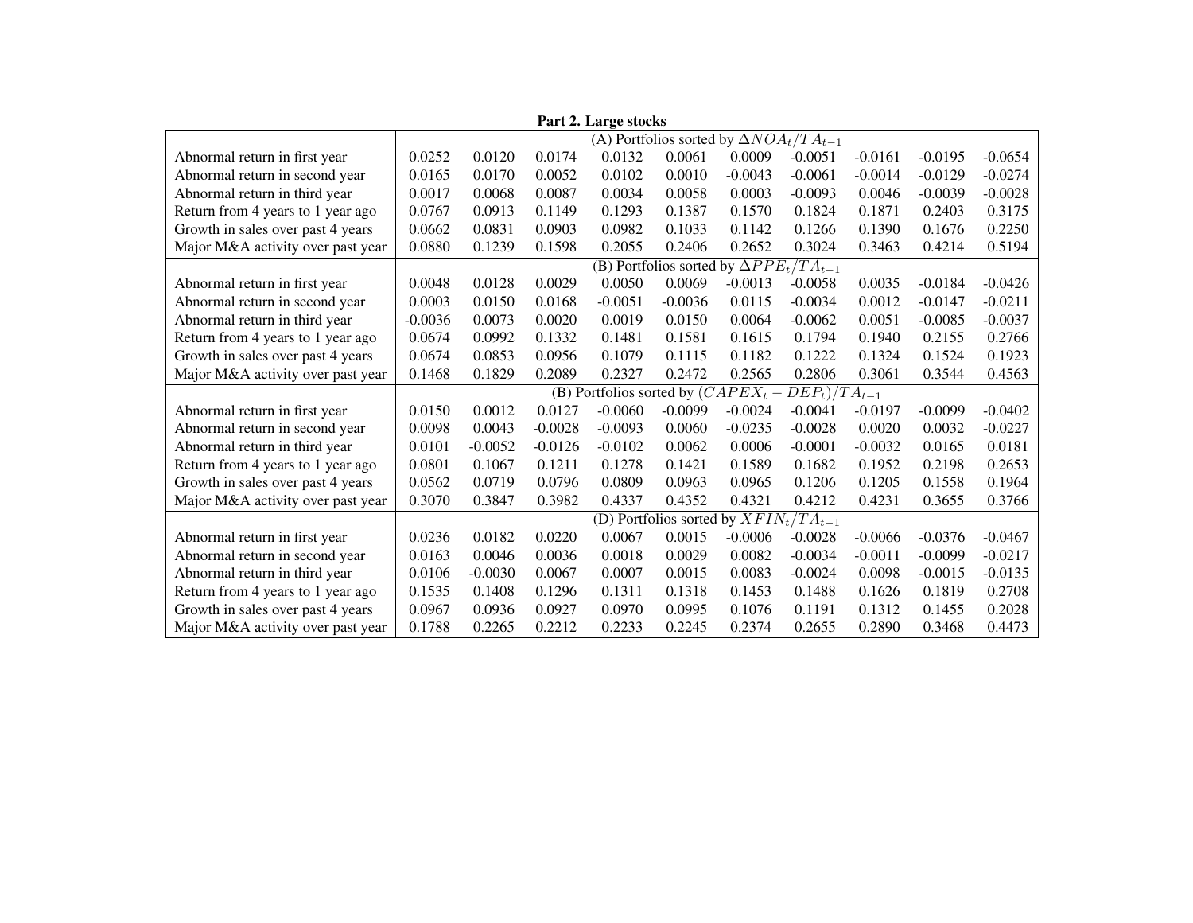**Part 2. Large stocks**

| | | | | | | | | | | |
|---|---|---|---|---|---|---|---|---|---|---|
| | (A) Portfolios sorted by $\Delta NOA_t/TA_{t-1}$ | | | | | | | | | |
| Abnormal return in first year | 0.0252 | 0.0120 | 0.0174 | 0.0132 | 0.0061 | 0.0009 | -0.0051 | -0.0161 | -0.0195 | -0.0654 |
| Abnormal return in second year | 0.0165 | 0.0170 | 0.0052 | 0.0102 | 0.0010 | -0.0043 | -0.0061 | -0.0014 | -0.0129 | -0.0274 |
| Abnormal return in third year | 0.0017 | 0.0068 | 0.0087 | 0.0034 | 0.0058 | 0.0003 | -0.0093 | 0.0046 | -0.0039 | -0.0028 |
| Return from 4 years to 1 year ago | 0.0767 | 0.0913 | 0.1149 | 0.1293 | 0.1387 | 0.1570 | 0.1824 | 0.1871 | 0.2403 | 0.3175 |
| Growth in sales over past 4 years | 0.0662 | 0.0831 | 0.0903 | 0.0982 | 0.1033 | 0.1142 | 0.1266 | 0.1390 | 0.1676 | 0.2250 |
| Major M&A activity over past year | 0.0880 | 0.1239 | 0.1598 | 0.2055 | 0.2406 | 0.2652 | 0.3024 | 0.3463 | 0.4214 | 0.5194 |
| | (B) Portfolios sorted by $\Delta PPE_t/TA_{t-1}$ | | | | | | | | | |
| Abnormal return in first year | 0.0048 | 0.0128 | 0.0029 | 0.0050 | 0.0069 | -0.0013 | -0.0058 | 0.0035 | -0.0184 | -0.0426 |
| Abnormal return in second year | 0.0003 | 0.0150 | 0.0168 | -0.0051 | -0.0036 | 0.0115 | -0.0034 | 0.0012 | -0.0147 | -0.0211 |
| Abnormal return in third year | -0.0036 | 0.0073 | 0.0020 | 0.0019 | 0.0150 | 0.0064 | -0.0062 | 0.0051 | -0.0085 | -0.0037 |
| Return from 4 years to 1 year ago | 0.0674 | 0.0992 | 0.1332 | 0.1481 | 0.1581 | 0.1615 | 0.1794 | 0.1940 | 0.2155 | 0.2766 |
| Growth in sales over past 4 years | 0.0674 | 0.0853 | 0.0956 | 0.1079 | 0.1115 | 0.1182 | 0.1222 | 0.1324 | 0.1524 | 0.1923 |
| Major M&A activity over past year | 0.1468 | 0.1829 | 0.2089 | 0.2327 | 0.2472 | 0.2565 | 0.2806 | 0.3061 | 0.3544 | 0.4563 |
| | (B) Portfolios sorted by $(CAPEX_t - DEP_t)/TA_{t-1}$ | | | | | | | | | |
| Abnormal return in first year | 0.0150 | 0.0012 | 0.0127 | -0.0060 | -0.0099 | -0.0024 | -0.0041 | -0.0197 | -0.0099 | -0.0402 |
| Abnormal return in second year | 0.0098 | 0.0043 | -0.0028 | -0.0093 | 0.0060 | -0.0235 | -0.0028 | 0.0020 | 0.0032 | -0.0227 |
| Abnormal return in third year | 0.0101 | -0.0052 | -0.0126 | -0.0102 | 0.0062 | 0.0006 | -0.0001 | -0.0032 | 0.0165 | 0.0181 |
| Return from 4 years to 1 year ago | 0.0801 | 0.1067 | 0.1211 | 0.1278 | 0.1421 | 0.1589 | 0.1682 | 0.1952 | 0.2198 | 0.2653 |
| Growth in sales over past 4 years | 0.0562 | 0.0719 | 0.0796 | 0.0809 | 0.0963 | 0.0965 | 0.1206 | 0.1205 | 0.1558 | 0.1964 |
| Major M&A activity over past year | 0.3070 | 0.3847 | 0.3982 | 0.4337 | 0.4352 | 0.4321 | 0.4212 | 0.4231 | 0.3655 | 0.3766 |
| | (D) Portfolios sorted by $XFIN_t/TA_{t-1}$ | | | | | | | | | |
| Abnormal return in first year | 0.0236 | 0.0182 | 0.0220 | 0.0067 | 0.0015 | -0.0006 | -0.0028 | -0.0066 | -0.0376 | -0.0467 |
| Abnormal return in second year | 0.0163 | 0.0046 | 0.0036 | 0.0018 | 0.0029 | 0.0082 | -0.0034 | -0.0011 | -0.0099 | -0.0217 |
| Abnormal return in third year | 0.0106 | -0.0030 | 0.0067 | 0.0007 | 0.0015 | 0.0083 | -0.0024 | 0.0098 | -0.0015 | -0.0135 |
| Return from 4 years to 1 year ago | 0.1535 | 0.1408 | 0.1296 | 0.1311 | 0.1318 | 0.1453 | 0.1488 | 0.1626 | 0.1819 | 0.2708 |
| Growth in sales over past 4 years | 0.0967 | 0.0936 | 0.0927 | 0.0970 | 0.0995 | 0.1076 | 0.1191 | 0.1312 | 0.1455 | 0.2028 |
| Major M&A activity over past year | 0.1788 | 0.2265 | 0.2212 | 0.2233 | 0.2245 | 0.2374 | 0.2655 | 0.2890 | 0.3468 | 0.4473 |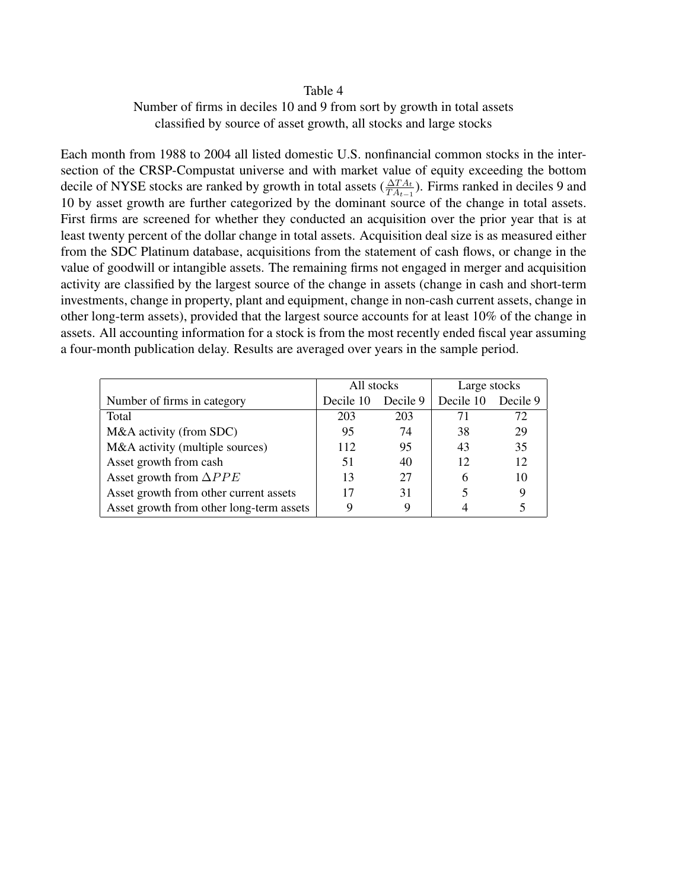Table 4

Number of firms in deciles 10 and 9 from sort by growth in total assets classified by source of asset growth, all stocks and large stocks

Each month from 1988 to 2004 all listed domestic U.S. nonfinancial common stocks in the intersection of the CRSP-Compustat universe and with market value of equity exceeding the bottom decile of NYSE stocks are ranked by growth in total assets ($\frac{\Delta TA_t}{TA_{t-1}}$). Firms ranked in deciles 9 and 10 by asset growth are further categorized by the dominant source of the change in total assets. First firms are screened for whether they conducted an acquisition over the prior year that is at least twenty percent of the dollar change in total assets. Acquisition deal size is as measured either from the SDC Platinum database, acquisitions from the statement of cash flows, or change in the value of goodwill or intangible assets. The remaining firms not engaged in merger and acquisition activity are classified by the largest source of the change in assets (change in cash and short-term investments, change in property, plant and equipment, change in non-cash current assets, change in other long-term assets), provided that the largest source accounts for at least 10% of the change in assets. All accounting information for a stock is from the most recently ended fiscal year assuming a four-month publication delay. Results are averaged over years in the sample period.

| | All stocks | | Large stocks | |
|---|---|---|---|---|
| Number of firms in category | Decile 10 | Decile 9 | Decile 10 | Decile 9 |
| Total | 203 | 203 | 71 | 72 |
| M&A activity (from SDC) | 95 | 74 | 38 | 29 |
| M&A activity (multiple sources) | 112 | 95 | 43 | 35 |
| Asset growth from cash | 51 | 40 | 12 | 12 |
| Asset growth from $\Delta PPE$ | 13 | 27 | 6 | 10 |
| Asset growth from other current assets | 17 | 31 | 5 | 9 |
| Asset growth from other long-term assets | 9 | 9 | 4 | 5 |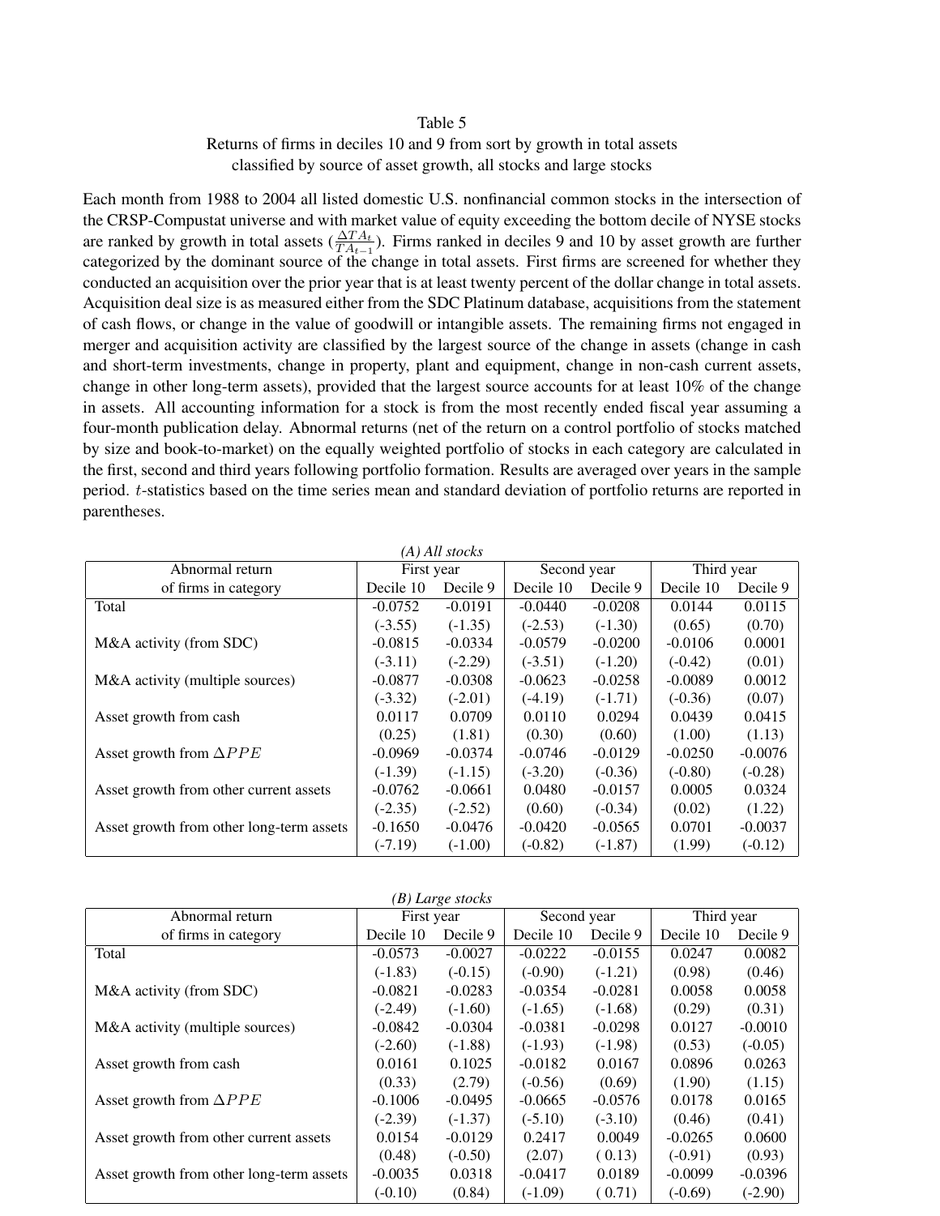Table 5
Returns of firms in deciles 10 and 9 from sort by growth in total assets classified by source of asset growth, all stocks and large stocks

Each month from 1988 to 2004 all listed domestic U.S. nonfinancial common stocks in the intersection of the CRSP-Compustat universe and with market value of equity exceeding the bottom decile of NYSE stocks are ranked by growth in total assets ($\frac{\Delta TA_t}{TA_{t-1}}$). Firms ranked in deciles 9 and 10 by asset growth are further categorized by the dominant source of the change in total assets. First firms are screened for whether they conducted an acquisition over the prior year that is at least twenty percent of the dollar change in total assets. Acquisition deal size is as measured either from the SDC Platinum database, acquisitions from the statement of cash flows, or change in the value of goodwill or intangible assets. The remaining firms not engaged in merger and acquisition activity are classified by the largest source of the change in assets (change in cash and short-term investments, change in property, plant and equipment, change in non-cash current assets, change in other long-term assets), provided that the largest source accounts for at least 10% of the change in assets. All accounting information for a stock is from the most recently ended fiscal year assuming a four-month publication delay. Abnormal returns (net of the return on a control portfolio of stocks matched by size and book-to-market) on the equally weighted portfolio of stocks in each category are calculated in the first, second and third years following portfolio formation. Results are averaged over years in the sample period. $t$-statistics based on the time series mean and standard deviation of portfolio returns are reported in parentheses.

*(A) All stocks*

| Abnormal return | First year | | Second year | | Third year | |
|---|---|---|---|---|---|---|
| of firms in category | Decile 10 | Decile 9 | Decile 10 | Decile 9 | Decile 10 | Decile 9 |
| Total | -0.0752 | -0.0191 | -0.0440 | -0.0208 | 0.0144 | 0.0115 |
| | (-3.55) | (-1.35) | (-2.53) | (-1.30) | (0.65) | (0.70) |
| M&A activity (from SDC) | -0.0815 | -0.0334 | -0.0579 | -0.0200 | -0.0106 | 0.0001 |
| | (-3.11) | (-2.29) | (-3.51) | (-1.20) | (-0.42) | (0.01) |
| M&A activity (multiple sources) | -0.0877 | -0.0308 | -0.0623 | -0.0258 | -0.0089 | 0.0012 |
| | (-3.32) | (-2.01) | (-4.19) | (-1.71) | (-0.36) | (0.07) |
| Asset growth from cash | 0.0117 | 0.0709 | 0.0110 | 0.0294 | 0.0439 | 0.0415 |
| | (0.25) | (1.81) | (0.30) | (0.60) | (1.00) | (1.13) |
| Asset growth from $\Delta PPE$ | -0.0969 | -0.0374 | -0.0746 | -0.0129 | -0.0250 | -0.0076 |
| | (-1.39) | (-1.15) | (-3.20) | (-0.36) | (-0.80) | (-0.28) |
| Asset growth from other current assets | -0.0762 | -0.0661 | 0.0480 | -0.0157 | 0.0005 | 0.0324 |
| | (-2.35) | (-2.52) | (0.60) | (-0.34) | (0.02) | (1.22) |
| Asset growth from other long-term assets | -0.1650 | -0.0476 | -0.0420 | -0.0565 | 0.0701 | -0.0037 |
| | (-7.19) | (-1.00) | (-0.82) | (-1.87) | (1.99) | (-0.12) |

*(B) Large stocks*

| Abnormal return | First year | | Second year | | Third year | |
|---|---|---|---|---|---|---|
| of firms in category | Decile 10 | Decile 9 | Decile 10 | Decile 9 | Decile 10 | Decile 9 |
| Total | -0.0573 | -0.0027 | -0.0222 | -0.0155 | 0.0247 | 0.0082 |
| | (-1.83) | (-0.15) | (-0.90) | (-1.21) | (0.98) | (0.46) |
| M&A activity (from SDC) | -0.0821 | -0.0283 | -0.0354 | -0.0281 | 0.0058 | 0.0058 |
| | (-2.49) | (-1.60) | (-1.65) | (-1.68) | (0.29) | (0.31) |
| M&A activity (multiple sources) | -0.0842 | -0.0304 | -0.0381 | -0.0298 | 0.0127 | -0.0010 |
| | (-2.60) | (-1.88) | (-1.93) | (-1.98) | (0.53) | (-0.05) |
| Asset growth from cash | 0.0161 | 0.1025 | -0.0182 | 0.0167 | 0.0896 | 0.0263 |
| | (0.33) | (2.79) | (-0.56) | (0.69) | (1.90) | (1.15) |
| Asset growth from $\Delta PPE$ | -0.1006 | -0.0495 | -0.0665 | -0.0576 | 0.0178 | 0.0165 |
| | (-2.39) | (-1.37) | (-5.10) | (-3.10) | (0.46) | (0.41) |
| Asset growth from other current assets | 0.0154 | -0.0129 | 0.2417 | 0.0049 | -0.0265 | 0.0600 |
| | (0.48) | (-0.50) | (2.07) | ( 0.13) | (-0.91) | (0.93) |
| Asset growth from other long-term assets | -0.0035 | 0.0318 | -0.0417 | 0.0189 | -0.0099 | -0.0396 |
| | (-0.10) | (0.84) | (-1.09) | ( 0.71) | (-0.69) | (-2.90) |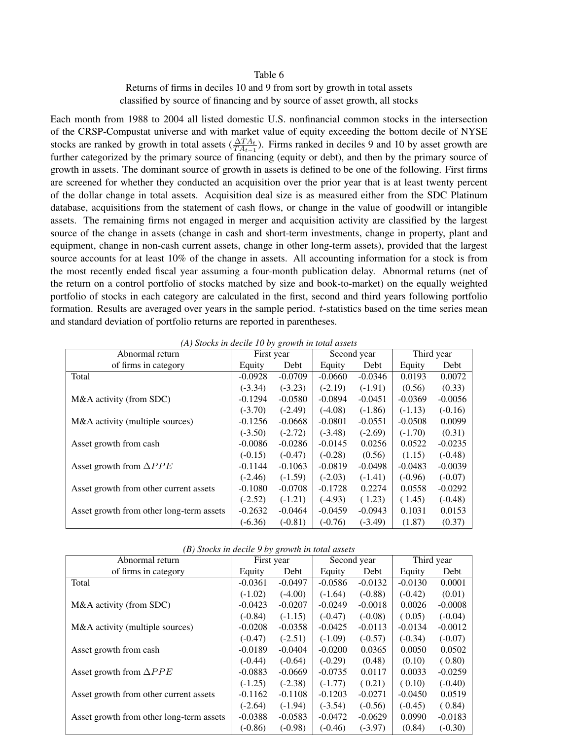Table 6

Returns of firms in deciles 10 and 9 from sort by growth in total assets classified by source of financing and by source of asset growth, all stocks

Each month from 1988 to 2004 all listed domestic U.S. nonfinancial common stocks in the intersection of the CRSP-Compustat universe and with market value of equity exceeding the bottom decile of NYSE stocks are ranked by growth in total assets ($\frac{\Delta TA_t}{TA_{t-1}}$). Firms ranked in deciles 9 and 10 by asset growth are further categorized by the primary source of financing (equity or debt), and then by the primary source of growth in assets. The dominant source of growth in assets is defined to be one of the following. First firms are screened for whether they conducted an acquisition over the prior year that is at least twenty percent of the dollar change in total assets. Acquisition deal size is as measured either from the SDC Platinum database, acquisitions from the statement of cash flows, or change in the value of goodwill or intangible assets. The remaining firms not engaged in merger and acquisition activity are classified by the largest source of the change in assets (change in cash and short-term investments, change in property, plant and equipment, change in non-cash current assets, change in other long-term assets), provided that the largest source accounts for at least 10% of the change in assets. All accounting information for a stock is from the most recently ended fiscal year assuming a four-month publication delay. Abnormal returns (net of the return on a control portfolio of stocks matched by size and book-to-market) on the equally weighted portfolio of stocks in each category are calculated in the first, second and third years following portfolio formation. Results are averaged over years in the sample period. $t$-statistics based on the time series mean and standard deviation of portfolio returns are reported in parentheses.

*(A) Stocks in decile 10 by growth in total assets*

| Abnormal return | First year | | Second year | | Third year | |
|---|---|---|---|---|---|---|
| of firms in category | Equity | Debt | Equity | Debt | Equity | Debt |
| Total | -0.0928 | -0.0709 | -0.0660 | -0.0346 | 0.0193 | 0.0072 |
| | (-3.34) | (-3.23) | (-2.19) | (-1.91) | (0.56) | (0.33) |
| M&A activity (from SDC) | -0.1294 | -0.0580 | -0.0894 | -0.0451 | -0.0369 | -0.0056 |
| | (-3.70) | (-2.49) | (-4.08) | (-1.86) | (-1.13) | (-0.16) |
| M&A activity (multiple sources) | -0.1256 | -0.0668 | -0.0801 | -0.0551 | -0.0508 | 0.0099 |
| | (-3.50) | (-2.72) | (-3.48) | (-2.69) | (-1.70) | (0.31) |
| Asset growth from cash | -0.0086 | -0.0286 | -0.0145 | 0.0256 | 0.0522 | -0.0235 |
| | (-0.15) | (-0.47) | (-0.28) | (0.56) | (1.15) | (-0.48) |
| Asset growth from $\Delta PPE$ | -0.1144 | -0.1063 | -0.0819 | -0.0498 | -0.0483 | -0.0039 |
| | (-2.46) | (-1.59) | (-2.03) | (-1.41) | (-0.96) | (-0.07) |
| Asset growth from other current assets | -0.1080 | -0.0708 | -0.1728 | 0.2274 | 0.0558 | -0.0292 |
| | (-2.52) | (-1.21) | (-4.93) | ( 1.23) | ( 1.45) | (-0.48) |
| Asset growth from other long-term assets | -0.2632 | -0.0464 | -0.0459 | -0.0943 | 0.1031 | 0.0153 |
| | (-6.36) | (-0.81) | (-0.76) | (-3.49) | (1.87) | (0.37) |

*(B) Stocks in decile 9 by growth in total assets*

| Abnormal return | First year | | Second year | | Third year | |
|---|---|---|---|---|---|---|
| of firms in category | Equity | Debt | Equity | Debt | Equity | Debt |
| Total | -0.0361 | -0.0497 | -0.0586 | -0.0132 | -0.0130 | 0.0001 |
| | (-1.02) | (-4.00) | (-1.64) | (-0.88) | (-0.42) | (0.01) |
| M&A activity (from SDC) | -0.0423 | -0.0207 | -0.0249 | -0.0018 | 0.0026 | -0.0008 |
| | (-0.84) | (-1.15) | (-0.47) | (-0.08) | ( 0.05) | (-0.04) |
| M&A activity (multiple sources) | -0.0208 | -0.0358 | -0.0425 | -0.0113 | -0.0134 | -0.0012 |
| | (-0.47) | (-2.51) | (-1.09) | (-0.57) | (-0.34) | (-0.07) |
| Asset growth from cash | -0.0189 | -0.0404 | -0.0200 | 0.0365 | 0.0050 | 0.0502 |
| | (-0.44) | (-0.64) | (-0.29) | (0.48) | (0.10) | ( 0.80) |
| Asset growth from $\Delta PPE$ | -0.0883 | -0.0669 | -0.0735 | 0.0117 | 0.0033 | -0.0259 |
| | (-1.25) | (-2.38) | (-1.77) | ( 0.21) | ( 0.10) | (-0.40) |
| Asset growth from other current assets | -0.1162 | -0.1108 | -0.1203 | -0.0271 | -0.0450 | 0.0519 |
| | (-2.64) | (-1.94) | (-3.54) | (-0.56) | (-0.45) | ( 0.84) |
| Asset growth from other long-term assets | -0.0388 | -0.0583 | -0.0472 | -0.0629 | 0.0990 | -0.0183 |
| | (-0.86) | (-0.98) | (-0.46) | (-3.97) | (0.84) | (-0.30) |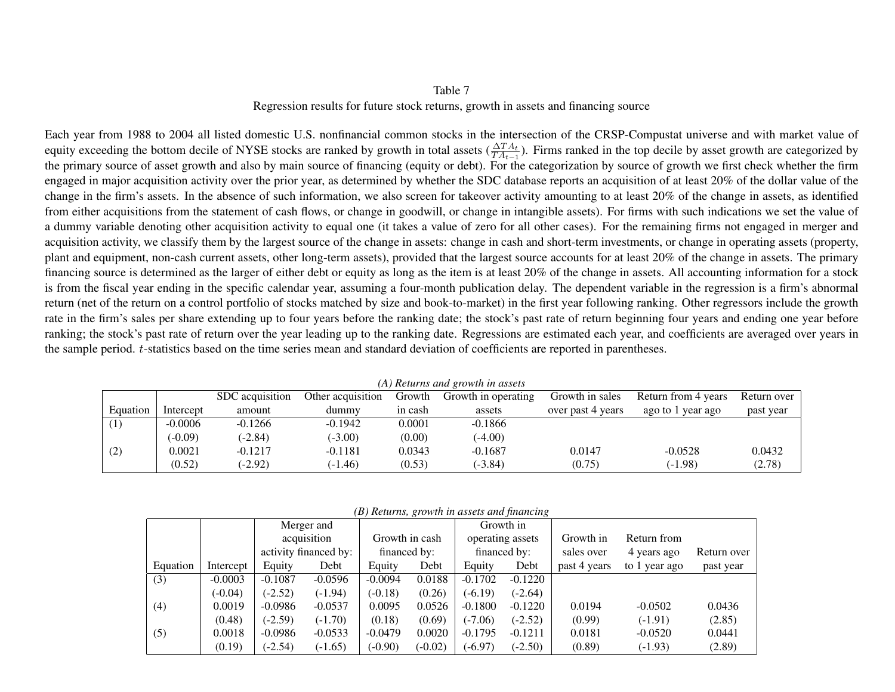Table 7

Regression results for future stock returns, growth in assets and financing source

Each year from 1988 to 2004 all listed domestic U.S. nonfinancial common stocks in the intersection of the CRSP-Compustat universe and with market value of equity exceeding the bottom decile of NYSE stocks are ranked by growth in total assets ($\frac{\Delta TA_t}{TA_{t-1}}$). Firms ranked in the top decile by asset growth are categorized by the primary source of asset growth and also by main source of financing (equity or debt). For the categorization by source of growth we first check whether the firm engaged in major acquisition activity over the prior year, as determined by whether the SDC database reports an acquisition of at least 20% of the dollar value of the change in the firm's assets. In the absence of such information, we also screen for takeover activity amounting to at least 20% of the change in assets, as identified from either acquisitions from the statement of cash flows, or change in goodwill, or change in intangible assets). For firms with such indications we set the value of a dummy variable denoting other acquisition activity to equal one (it takes a value of zero for all other cases). For the remaining firms not engaged in merger and acquisition activity, we classify them by the largest source of the change in assets: change in cash and short-term investments, or change in operating assets (property, plant and equipment, non-cash current assets, other long-term assets), provided that the largest source accounts for at least 20% of the change in assets. The primary financing source is determined as the larger of either debt or equity as long as the item is at least 20% of the change in assets. All accounting information for a stock is from the fiscal year ending in the specific calendar year, assuming a four-month publication delay. The dependent variable in the regression is a firm's abnormal return (net of the return on a control portfolio of stocks matched by size and book-to-market) in the first year following ranking. Other regressors include the growth rate in the firm's sales per share extending up to four years before the ranking date; the stock's past rate of return beginning four years and ending one year before ranking; the stock's past rate of return over the year leading up to the ranking date. Regressions are estimated each year, and coefficients are averaged over years in the sample period. $t$-statistics based on the time series mean and standard deviation of coefficients are reported in parentheses.

*(A) Returns and growth in assets*

| Equation | Intercept | SDC acquisition amount | Other acquisition dummy | Growth in cash | Growth in operating assets | Growth in sales over past 4 years | Return from 4 years ago to 1 year ago | Return over past year |
|---|---|---|---|---|---|---|---|---|
| (1) | -0.0006 | -0.1266 | -0.1942 | 0.0001 | -0.1866 | | | |
| | (-0.09) | (-2.84) | (-3.00) | (0.00) | (-4.00) | | | |
| (2) | 0.0021 | -0.1217 | -0.1181 | 0.0343 | -0.1687 | 0.0147 | -0.0528 | 0.0432 |
| | (0.52) | (-2.92) | (-1.46) | (0.53) | (-3.84) | (0.75) | (-1.98) | (2.78) |

*(B) Returns, growth in assets and financing*

| | | Merger and acquisition activity financed by: | | Growth in cash financed by: | | Growth in operating assets financed by: | | | | |
|---|---|---|---|---|---|---|---|---|---|---|
| Equation | Intercept | Equity | Debt | Equity | Debt | Equity | Debt | Growth in sales over past 4 years | Return from 4 years ago to 1 year ago | Return over past year |
| (3) | -0.0003 | -0.1087 | -0.0596 | -0.0094 | 0.0188 | -0.1702 | -0.1220 | | | |
| | (-0.04) | (-2.52) | (-1.94) | (-0.18) | (0.26) | (-6.19) | (-2.64) | | | |
| (4) | 0.0019 | -0.0986 | -0.0537 | 0.0095 | 0.0526 | -0.1800 | -0.1220 | 0.0194 | -0.0502 | 0.0436 |
| | (0.48) | (-2.59) | (-1.70) | (0.18) | (0.69) | (-7.06) | (-2.52) | (0.99) | (-1.91) | (2.85) |
| (5) | 0.0018 | -0.0986 | -0.0533 | -0.0479 | 0.0020 | -0.1795 | -0.1211 | 0.0181 | -0.0520 | 0.0441 |
| | (0.19) | (-2.54) | (-1.65) | (-0.90) | (-0.02) | (-6.97) | (-2.50) | (0.89) | (-1.93) | (2.89) |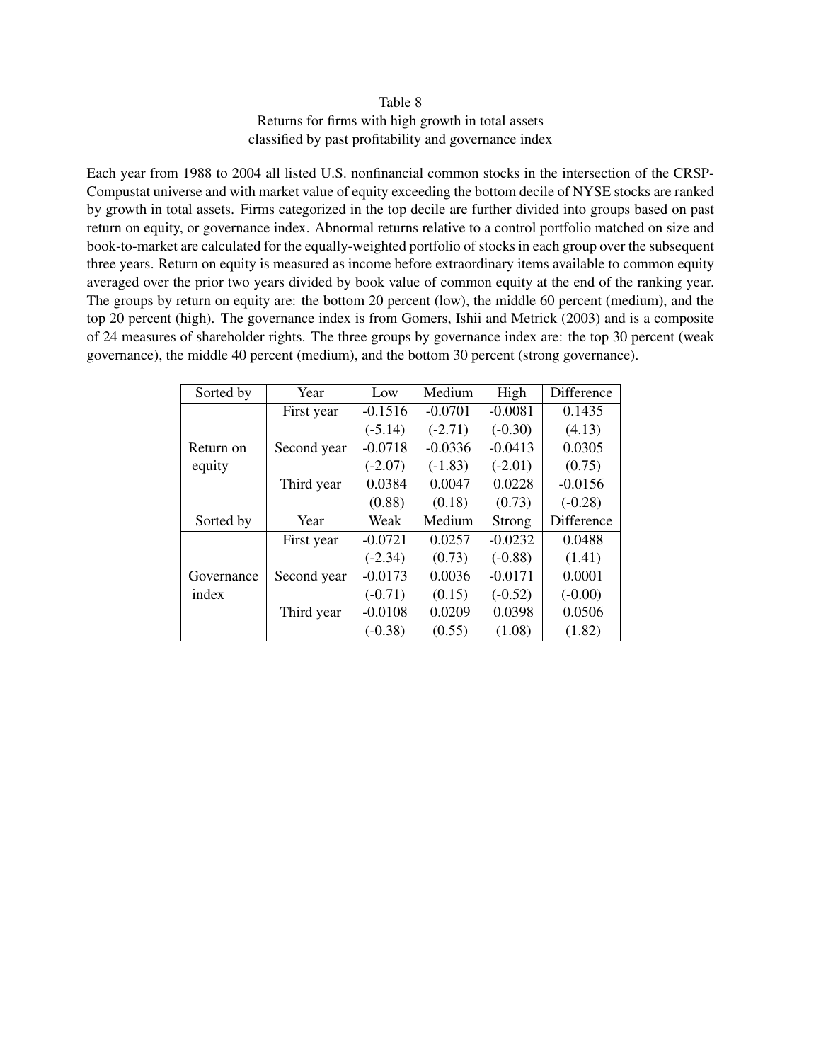Table 8

Returns for firms with high growth in total assets classified by past profitability and governance index

Each year from 1988 to 2004 all listed U.S. nonfinancial common stocks in the intersection of the CRSP-Compustat universe and with market value of equity exceeding the bottom decile of NYSE stocks are ranked by growth in total assets. Firms categorized in the top decile are further divided into groups based on past return on equity, or governance index. Abnormal returns relative to a control portfolio matched on size and book-to-market are calculated for the equally-weighted portfolio of stocks in each group over the subsequent three years. Return on equity is measured as income before extraordinary items available to common equity averaged over the prior two years divided by book value of common equity at the end of the ranking year. The groups by return on equity are: the bottom 20 percent (low), the middle 60 percent (medium), and the top 20 percent (high). The governance index is from Gomers, Ishii and Metrick (2003) and is a composite of 24 measures of shareholder rights. The three groups by governance index are: the top 30 percent (weak governance), the middle 40 percent (medium), and the bottom 30 percent (strong governance).

| Sorted by | Year | Low | Medium | High | Difference |
|---|---|---|---|---|---|
| Return on equity | First year | -0.1516 | -0.0701 | -0.0081 | 0.1435 |
| | | (-5.14) | (-2.71) | (-0.30) | (4.13) |
| | Second year | -0.0718 | -0.0336 | -0.0413 | 0.0305 |
| | | (-2.07) | (-1.83) | (-2.01) | (0.75) |
| | Third year | 0.0384 | 0.0047 | 0.0228 | -0.0156 |
| | | (0.88) | (0.18) | (0.73) | (-0.28) |
| **Sorted by** | **Year** | **Weak** | **Medium** | **Strong** | **Difference** |
| Governance index | First year | -0.0721 | 0.0257 | -0.0232 | 0.0488 |
| | | (-2.34) | (0.73) | (-0.88) | (1.41) |
| | Second year | -0.0173 | 0.0036 | -0.0171 | 0.0001 |
| | | (-0.71) | (0.15) | (-0.52) | (-0.00) |
| | Third year | -0.0108 | 0.0209 | 0.0398 | 0.0506 |
| | | (-0.38) | (0.55) | (1.08) | (1.82) |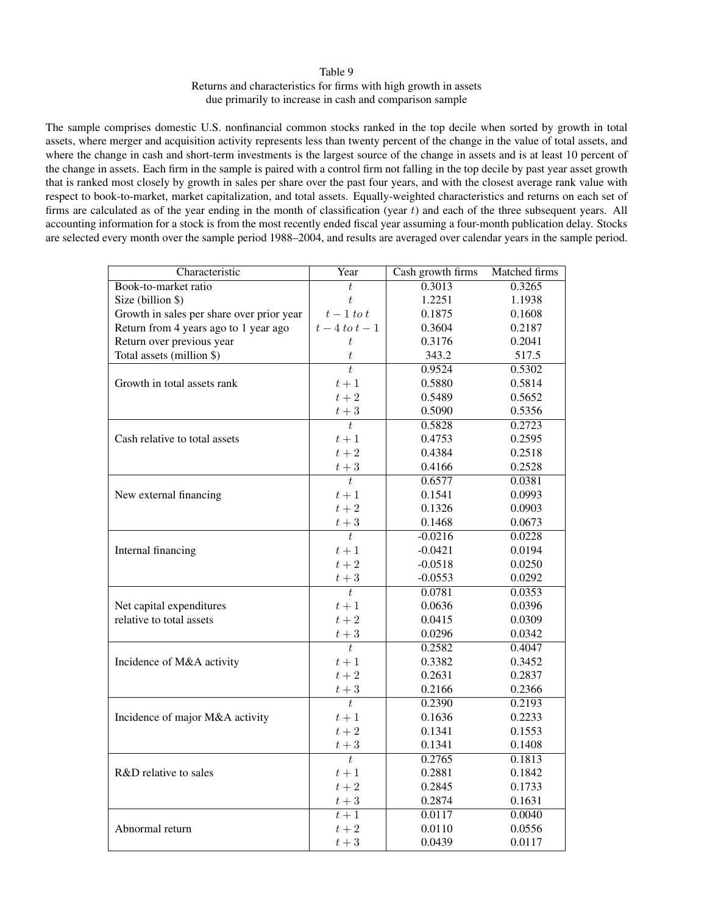Table 9

Returns and characteristics for firms with high growth in assets due primarily to increase in cash and comparison sample

The sample comprises domestic U.S. nonfinancial common stocks ranked in the top decile when sorted by growth in total assets, where merger and acquisition activity represents less than twenty percent of the change in the value of total assets, and where the change in cash and short-term investments is the largest source of the change in assets and is at least 10 percent of the change in assets. Each firm in the sample is paired with a control firm not falling in the top decile by past year asset growth that is ranked most closely by growth in sales per share over the past four years, and with the closest average rank value with respect to book-to-market, market capitalization, and total assets. Equally-weighted characteristics and returns on each set of firms are calculated as of the year ending in the month of classification (year $t$) and each of the three subsequent years. All accounting information for a stock is from the most recently ended fiscal year assuming a four-month publication delay. Stocks are selected every month over the sample period 1988–2004, and results are averaged over calendar years in the sample period.

| Characteristic | Year | Cash growth firms | Matched firms |
|---|---|---|---|
| Book-to-market ratio | $t$ | 0.3013 | 0.3265 |
| Size (billion $) | $t$ | 1.2251 | 1.1938 |
| Growth in sales per share over prior year | $t-1$ *to* $t$ | 0.1875 | 0.1608 |
| Return from 4 years ago to 1 year ago | $t-4$ *to* $t-1$ | 0.3604 | 0.2187 |
| Return over previous year | $t$ | 0.3176 | 0.2041 |
| Total assets (million $) | $t$ | 343.2 | 517.5 |
| Growth in total assets rank | $t$ | 0.9524 | 0.5302 |
| | $t+1$ | 0.5880 | 0.5814 |
| | $t+2$ | 0.5489 | 0.5652 |
| | $t+3$ | 0.5090 | 0.5356 |
| Cash relative to total assets | $t$ | 0.5828 | 0.2723 |
| | $t+1$ | 0.4753 | 0.2595 |
| | $t+2$ | 0.4384 | 0.2518 |
| | $t+3$ | 0.4166 | 0.2528 |
| New external financing | $t$ | 0.6577 | 0.0381 |
| | $t+1$ | 0.1541 | 0.0993 |
| | $t+2$ | 0.1326 | 0.0903 |
| | $t+3$ | 0.1468 | 0.0673 |
| Internal financing | $t$ | -0.0216 | 0.0228 |
| | $t+1$ | -0.0421 | 0.0194 |
| | $t+2$ | -0.0518 | 0.0250 |
| | $t+3$ | -0.0553 | 0.0292 |
| Net capital expenditures relative to total assets | $t$ | 0.0781 | 0.0353 |
| | $t+1$ | 0.0636 | 0.0396 |
| | $t+2$ | 0.0415 | 0.0309 |
| | $t+3$ | 0.0296 | 0.0342 |
| Incidence of M&A activity | $t$ | 0.2582 | 0.4047 |
| | $t+1$ | 0.3382 | 0.3452 |
| | $t+2$ | 0.2631 | 0.2837 |
| | $t+3$ | 0.2166 | 0.2366 |
| Incidence of major M&A activity | $t$ | 0.2390 | 0.2193 |
| | $t+1$ | 0.1636 | 0.2233 |
| | $t+2$ | 0.1341 | 0.1553 |
| | $t+3$ | 0.1341 | 0.1408 |
| R&D relative to sales | $t$ | 0.2765 | 0.1813 |
| | $t+1$ | 0.2881 | 0.1842 |
| | $t+2$ | 0.2845 | 0.1733 |
| | $t+3$ | 0.2874 | 0.1631 |
| Abnormal return | $t+1$ | 0.0117 | 0.0040 |
| | $t+2$ | 0.0110 | 0.0556 |
| | $t+3$ | 0.0439 | 0.0117 |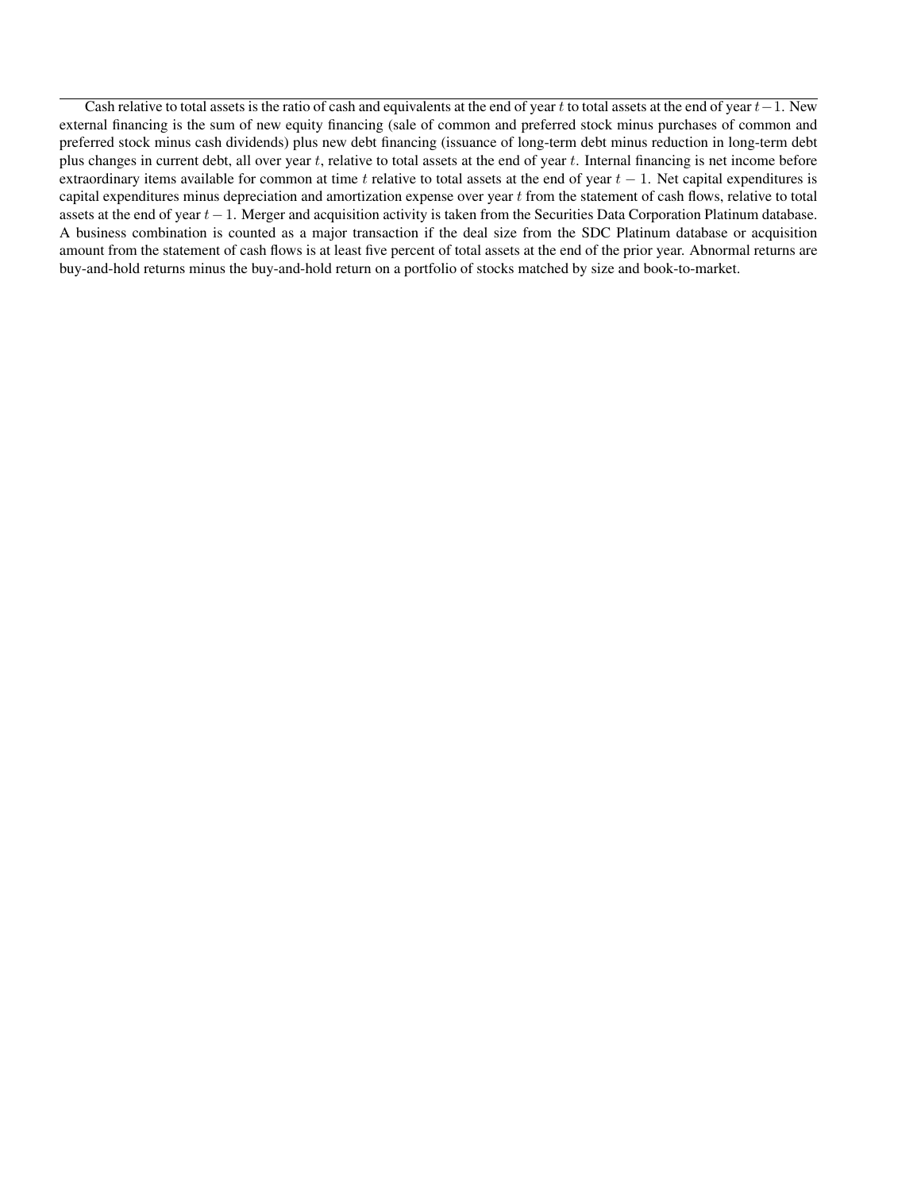Cash relative to total assets is the ratio of cash and equivalents at the end of year $t$ to total assets at the end of year $t-1$. New external financing is the sum of new equity financing (sale of common and preferred stock minus purchases of common and preferred stock minus cash dividends) plus new debt financing (issuance of long-term debt minus reduction in long-term debt plus changes in current debt, all over year $t$, relative to total assets at the end of year $t$. Internal financing is net income before extraordinary items available for common at time $t$ relative to total assets at the end of year $t-1$. Net capital expenditures is capital expenditures minus depreciation and amortization expense over year $t$ from the statement of cash flows, relative to total assets at the end of year $t-1$. Merger and acquisition activity is taken from the Securities Data Corporation Platinum database. A business combination is counted as a major transaction if the deal size from the SDC Platinum database or acquisition amount from the statement of cash flows is at least five percent of total assets at the end of the prior year. Abnormal returns are buy-and-hold returns minus the buy-and-hold return on a portfolio of stocks matched by size and book-to-market.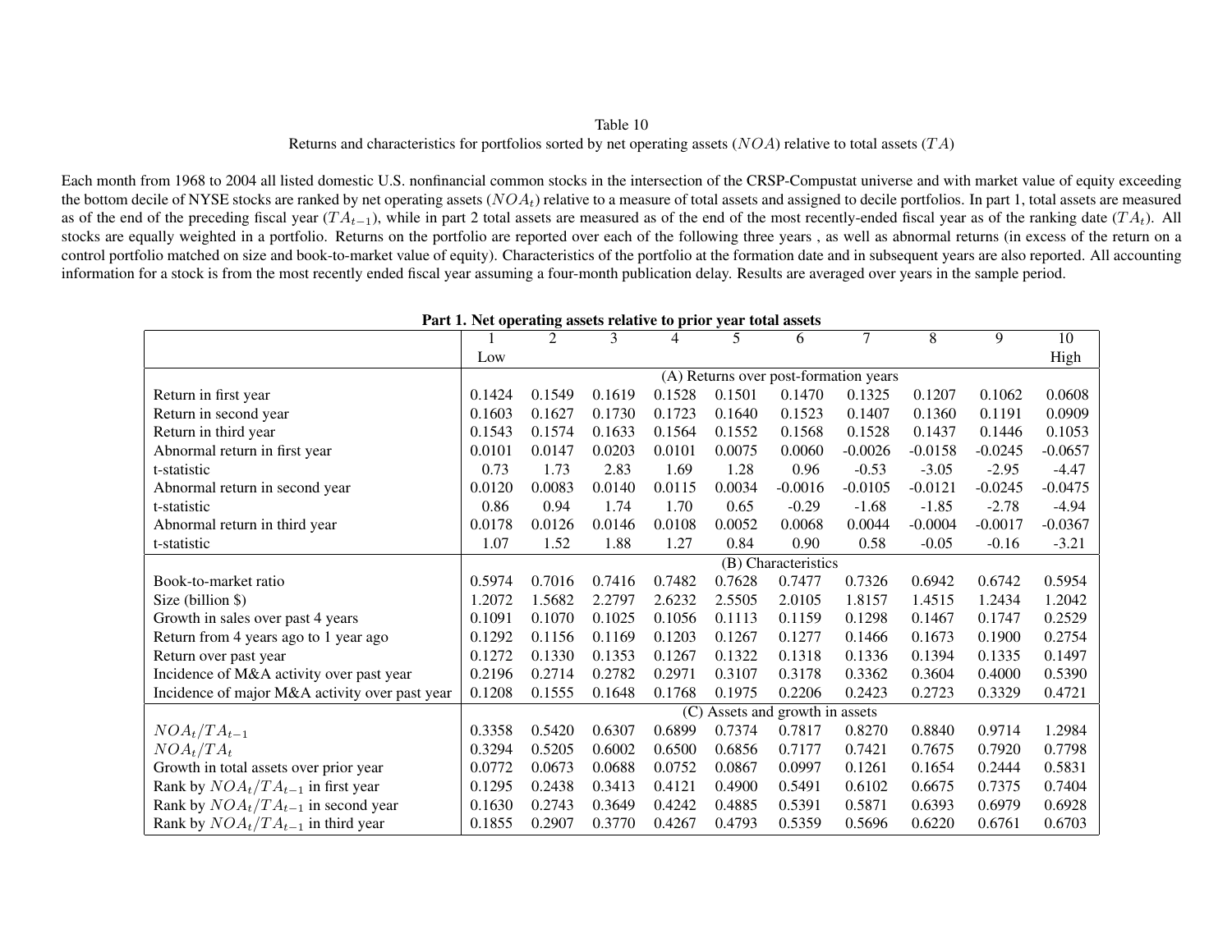Table 10

Returns and characteristics for portfolios sorted by net operating assets ($NOA$) relative to total assets ($TA$)

Each month from 1968 to 2004 all listed domestic U.S. nonfinancial common stocks in the intersection of the CRSP-Compustat universe and with market value of equity exceeding the bottom decile of NYSE stocks are ranked by net operating assets ($NOA_t$) relative to a measure of total assets and assigned to decile portfolios. In part 1, total assets are measured as of the end of the preceding fiscal year ($TA_{t-1}$), while in part 2 total assets are measured as of the end of the most recently-ended fiscal year as of the ranking date ($TA_t$). All stocks are equally weighted in a portfolio. Returns on the portfolio are reported over each of the following three years , as well as abnormal returns (in excess of the return on a control portfolio matched on size and book-to-market value of equity). Characteristics of the portfolio at the formation date and in subsequent years are also reported. All accounting information for a stock is from the most recently ended fiscal year assuming a four-month publication delay. Results are averaged over years in the sample period.

**Part 1. Net operating assets relative to prior year total assets**

| | 1 Low | 2 | 3 | 4 | 5 | 6 | 7 | 8 | 9 | 10 High |
|---|---|---|---|---|---|---|---|---|---|---|
| | (A) Returns over post-formation years | | | | | | | | | |
| Return in first year | 0.1424 | 0.1549 | 0.1619 | 0.1528 | 0.1501 | 0.1470 | 0.1325 | 0.1207 | 0.1062 | 0.0608 |
| Return in second year | 0.1603 | 0.1627 | 0.1730 | 0.1723 | 0.1640 | 0.1523 | 0.1407 | 0.1360 | 0.1191 | 0.0909 |
| Return in third year | 0.1543 | 0.1574 | 0.1633 | 0.1564 | 0.1552 | 0.1568 | 0.1528 | 0.1437 | 0.1446 | 0.1053 |
| Abnormal return in first year | 0.0101 | 0.0147 | 0.0203 | 0.0101 | 0.0075 | 0.0060 | -0.0026 | -0.0158 | -0.0245 | -0.0657 |
| t-statistic | 0.73 | 1.73 | 2.83 | 1.69 | 1.28 | 0.96 | -0.53 | -3.05 | -2.95 | -4.47 |
| Abnormal return in second year | 0.0120 | 0.0083 | 0.0140 | 0.0115 | 0.0034 | -0.0016 | -0.0105 | -0.0121 | -0.0245 | -0.0475 |
| t-statistic | 0.86 | 0.94 | 1.74 | 1.70 | 0.65 | -0.29 | -1.68 | -1.85 | -2.78 | -4.94 |
| Abnormal return in third year | 0.0178 | 0.0126 | 0.0146 | 0.0108 | 0.0052 | 0.0068 | 0.0044 | -0.0004 | -0.0017 | -0.0367 |
| t-statistic | 1.07 | 1.52 | 1.88 | 1.27 | 0.84 | 0.90 | 0.58 | -0.05 | -0.16 | -3.21 |
| | (B) Characteristics | | | | | | | | | |
| Book-to-market ratio | 0.5974 | 0.7016 | 0.7416 | 0.7482 | 0.7628 | 0.7477 | 0.7326 | 0.6942 | 0.6742 | 0.5954 |
| Size (billion $) | 1.2072 | 1.5682 | 2.2797 | 2.6232 | 2.5505 | 2.0105 | 1.8157 | 1.4515 | 1.2434 | 1.2042 |
| Growth in sales over past 4 years | 0.1091 | 0.1070 | 0.1025 | 0.1056 | 0.1113 | 0.1159 | 0.1298 | 0.1467 | 0.1747 | 0.2529 |
| Return from 4 years ago to 1 year ago | 0.1292 | 0.1156 | 0.1169 | 0.1203 | 0.1267 | 0.1277 | 0.1466 | 0.1673 | 0.1900 | 0.2754 |
| Return over past year | 0.1272 | 0.1330 | 0.1353 | 0.1267 | 0.1322 | 0.1318 | 0.1336 | 0.1394 | 0.1335 | 0.1497 |
| Incidence of M&A activity over past year | 0.2196 | 0.2714 | 0.2782 | 0.2971 | 0.3107 | 0.3178 | 0.3362 | 0.3604 | 0.4000 | 0.5390 |
| Incidence of major M&A activity over past year | 0.1208 | 0.1555 | 0.1648 | 0.1768 | 0.1975 | 0.2206 | 0.2423 | 0.2723 | 0.3329 | 0.4721 |
| | (C) Assets and growth in assets | | | | | | | | | |
| $NOA_t/TA_{t-1}$ | 0.3358 | 0.5420 | 0.6307 | 0.6899 | 0.7374 | 0.7817 | 0.8270 | 0.8840 | 0.9714 | 1.2984 |
| $NOA_t/TA_t$ | 0.3294 | 0.5205 | 0.6002 | 0.6500 | 0.6856 | 0.7177 | 0.7421 | 0.7675 | 0.7920 | 0.7798 |
| Growth in total assets over prior year | 0.0772 | 0.0673 | 0.0688 | 0.0752 | 0.0867 | 0.0997 | 0.1261 | 0.1654 | 0.2444 | 0.5831 |
| Rank by $NOA_t/TA_{t-1}$ in first year | 0.1295 | 0.2438 | 0.3413 | 0.4121 | 0.4900 | 0.5491 | 0.6102 | 0.6675 | 0.7375 | 0.7404 |
| Rank by $NOA_t/TA_{t-1}$ in second year | 0.1630 | 0.2743 | 0.3649 | 0.4242 | 0.4885 | 0.5391 | 0.5871 | 0.6393 | 0.6979 | 0.6928 |
| Rank by $NOA_t/TA_{t-1}$ in third year | 0.1855 | 0.2907 | 0.3770 | 0.4267 | 0.4793 | 0.5359 | 0.5696 | 0.6220 | 0.6761 | 0.6703 |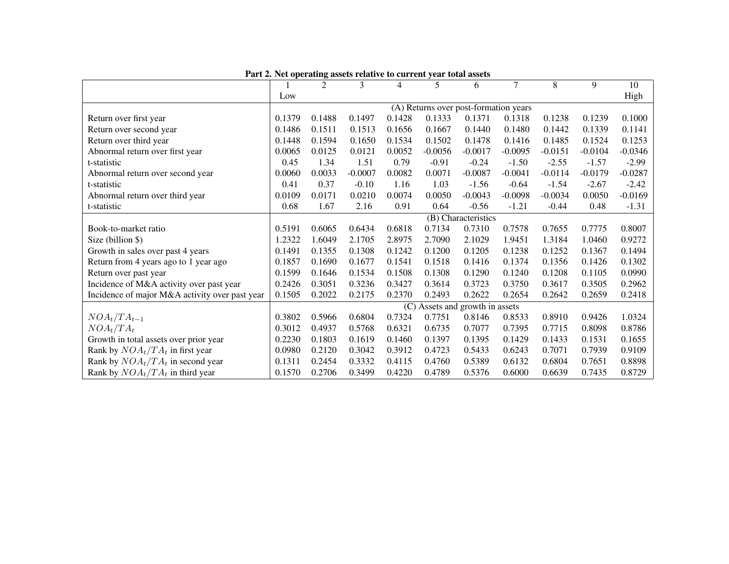**Part 2. Net operating assets relative to current year total assets**

| | 1 Low | 2 | 3 | 4 | 5 | 6 | 7 | 8 | 9 | 10 High |
|---|---|---|---|---|---|---|---|---|---|---|
| | (A) Returns over post-formation years | | | | | | | | | |
| Return over first year | 0.1379 | 0.1488 | 0.1497 | 0.1428 | 0.1333 | 0.1371 | 0.1318 | 0.1238 | 0.1239 | 0.1000 |
| Return over second year | 0.1486 | 0.1511 | 0.1513 | 0.1656 | 0.1667 | 0.1440 | 0.1480 | 0.1442 | 0.1339 | 0.1141 |
| Return over third year | 0.1448 | 0.1594 | 0.1650 | 0.1534 | 0.1502 | 0.1478 | 0.1416 | 0.1485 | 0.1524 | 0.1253 |
| Abnormal return over first year | 0.0065 | 0.0125 | 0.0121 | 0.0052 | -0.0056 | -0.0017 | -0.0095 | -0.0151 | -0.0104 | -0.0346 |
| t-statistic | 0.45 | 1.34 | 1.51 | 0.79 | -0.91 | -0.24 | -1.50 | -2.55 | -1.57 | -2.99 |
| Abnormal return over second year | 0.0060 | 0.0033 | -0.0007 | 0.0082 | 0.0071 | -0.0087 | -0.0041 | -0.0114 | -0.0179 | -0.0287 |
| t-statistic | 0.41 | 0.37 | -0.10 | 1.16 | 1.03 | -1.56 | -0.64 | -1.54 | -2.67 | -2.42 |
| Abnormal return over third year | 0.0109 | 0.0171 | 0.0210 | 0.0074 | 0.0050 | -0.0043 | -0.0098 | -0.0034 | 0.0050 | -0.0169 |
| t-statistic | 0.68 | 1.67 | 2.16 | 0.91 | 0.64 | -0.56 | -1.21 | -0.44 | 0.48 | -1.31 |
| | (B) Characteristics | | | | | | | | | |
| Book-to-market ratio | 0.5191 | 0.6065 | 0.6434 | 0.6818 | 0.7134 | 0.7310 | 0.7578 | 0.7655 | 0.7775 | 0.8007 |
| Size (billion $) | 1.2322 | 1.6049 | 2.1705 | 2.8975 | 2.7090 | 2.1029 | 1.9451 | 1.3184 | 1.0460 | 0.9272 |
| Growth in sales over past 4 years | 0.1491 | 0.1355 | 0.1308 | 0.1242 | 0.1200 | 0.1205 | 0.1238 | 0.1252 | 0.1367 | 0.1494 |
| Return from 4 years ago to 1 year ago | 0.1857 | 0.1690 | 0.1677 | 0.1541 | 0.1518 | 0.1416 | 0.1374 | 0.1356 | 0.1426 | 0.1302 |
| Return over past year | 0.1599 | 0.1646 | 0.1534 | 0.1508 | 0.1308 | 0.1290 | 0.1240 | 0.1208 | 0.1105 | 0.0990 |
| Incidence of M&A activity over past year | 0.2426 | 0.3051 | 0.3236 | 0.3427 | 0.3614 | 0.3723 | 0.3750 | 0.3617 | 0.3505 | 0.2962 |
| Incidence of major M&A activity over past year | 0.1505 | 0.2022 | 0.2175 | 0.2370 | 0.2493 | 0.2622 | 0.2654 | 0.2642 | 0.2659 | 0.2418 |
| | (C) Assets and growth in assets | | | | | | | | | |
| $NOA_t/TA_{t-1}$ | 0.3802 | 0.5966 | 0.6804 | 0.7324 | 0.7751 | 0.8146 | 0.8533 | 0.8910 | 0.9426 | 1.0324 |
| $NOA_t/TA_t$ | 0.3012 | 0.4937 | 0.5768 | 0.6321 | 0.6735 | 0.7077 | 0.7395 | 0.7715 | 0.8098 | 0.8786 |
| Growth in total assets over prior year | 0.2230 | 0.1803 | 0.1619 | 0.1460 | 0.1397 | 0.1395 | 0.1429 | 0.1433 | 0.1531 | 0.1655 |
| Rank by $NOA_t/TA_t$ in first year | 0.0980 | 0.2120 | 0.3042 | 0.3912 | 0.4723 | 0.5433 | 0.6243 | 0.7071 | 0.7939 | 0.9109 |
| Rank by $NOA_t/TA_t$ in second year | 0.1311 | 0.2454 | 0.3332 | 0.4115 | 0.4760 | 0.5389 | 0.6132 | 0.6804 | 0.7651 | 0.8898 |
| Rank by $NOA_t/TA_t$ in third year | 0.1570 | 0.2706 | 0.3499 | 0.4220 | 0.4789 | 0.5376 | 0.6000 | 0.6639 | 0.7435 | 0.8729 |